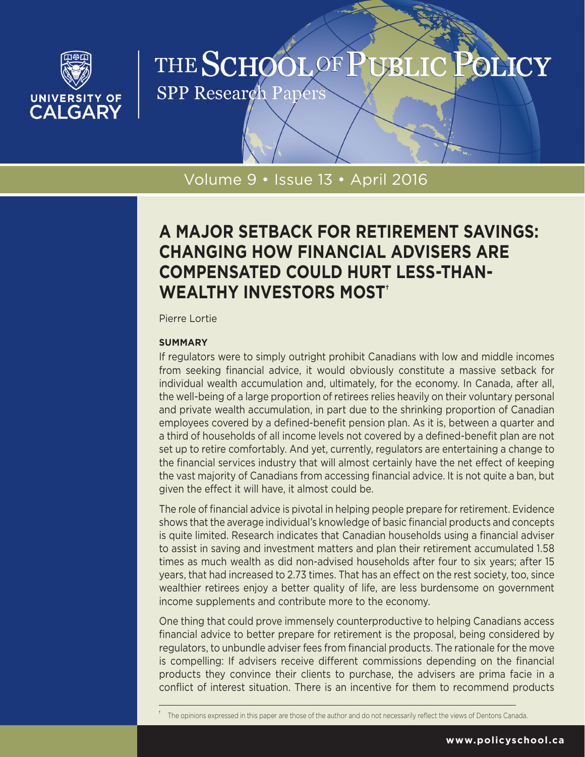THE SCHOOL OF PUBLIC POLICY

SPP Research Papers

Volume 9 • Issue 13 • April 2016

# A MAJOR SETBACK FOR RETIREMENT SAVINGS: CHANGING HOW FINANCIAL ADVISERS ARE COMPENSATED COULD HURT LESS-THAN-WEALTHY INVESTORS MOST[†]

Pierre Lortie

**SUMMARY**

If regulators were to simply outright prohibit Canadians with low and middle incomes from seeking financial advice, it would obviously constitute a massive setback for individual wealth accumulation and, ultimately, for the economy. In Canada, after all, the well-being of a large proportion of retirees relies heavily on their voluntary personal and private wealth accumulation, in part due to the shrinking proportion of Canadian employees covered by a defined-benefit pension plan. As it is, between a quarter and a third of households of all income levels not covered by a defined-benefit plan are not set up to retire comfortably. And yet, currently, regulators are entertaining a change to the financial services industry that will almost certainly have the net effect of keeping the vast majority of Canadians from accessing financial advice. It is not quite a ban, but given the effect it will have, it almost could be.

The role of financial advice is pivotal in helping people prepare for retirement. Evidence shows that the average individual's knowledge of basic financial products and concepts is quite limited. Research indicates that Canadian households using a financial adviser to assist in saving and investment matters and plan their retirement accumulated 1.58 times as much wealth as did non-advised households after four to six years; after 15 years, that had increased to 2.73 times. That has an effect on the rest society, too, since wealthier retirees enjoy a better quality of life, are less burdensome on government income supplements and contribute more to the economy.

One thing that could prove immensely counterproductive to helping Canadians access financial advice to better prepare for retirement is the proposal, being considered by regulators, to unbundle adviser fees from financial products. The rationale for the move is compelling: If advisers receive different commissions depending on the financial products they convince their clients to purchase, the advisers are prima facie in a conflict of interest situation. There is an incentive for them to recommend products

[†] The opinions expressed in this paper are those of the author and do not necessarily reflect the views of Dentons Canada.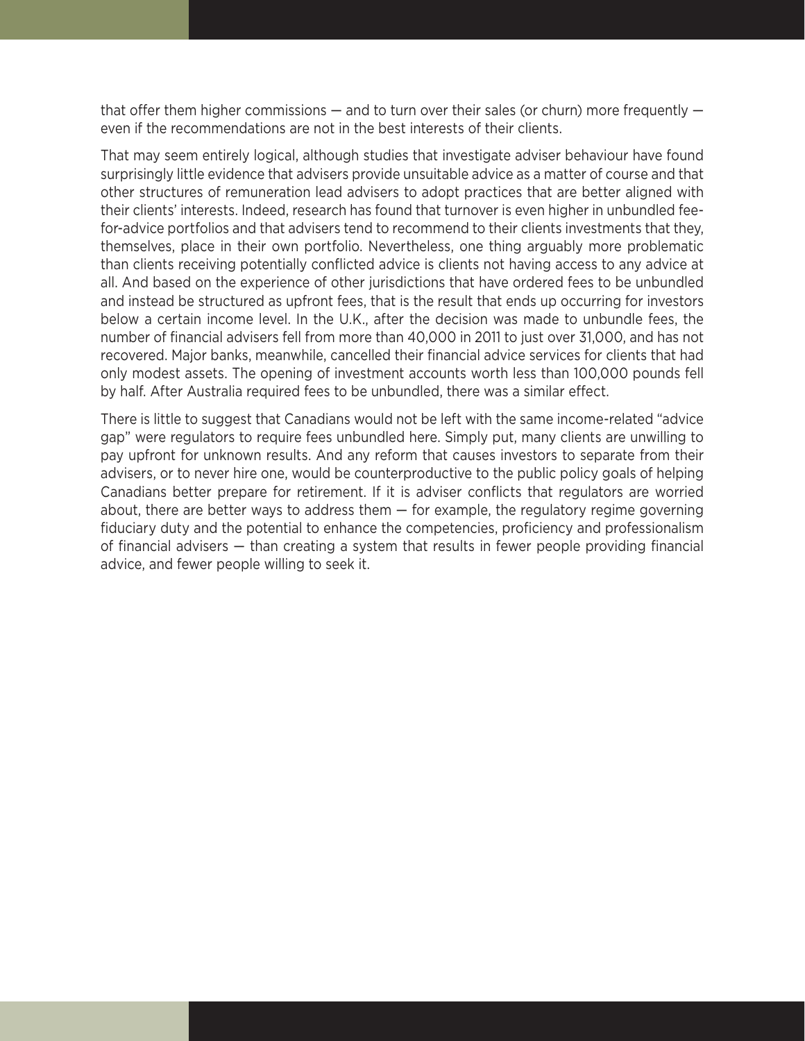that offer them higher commissions — and to turn over their sales (or churn) more frequently — even if the recommendations are not in the best interests of their clients.

That may seem entirely logical, although studies that investigate adviser behaviour have found surprisingly little evidence that advisers provide unsuitable advice as a matter of course and that other structures of remuneration lead advisers to adopt practices that are better aligned with their clients' interests. Indeed, research has found that turnover is even higher in unbundled fee-for-advice portfolios and that advisers tend to recommend to their clients investments that they, themselves, place in their own portfolio. Nevertheless, one thing arguably more problematic than clients receiving potentially conflicted advice is clients not having access to any advice at all. And based on the experience of other jurisdictions that have ordered fees to be unbundled and instead be structured as upfront fees, that is the result that ends up occurring for investors below a certain income level. In the U.K., after the decision was made to unbundle fees, the number of financial advisers fell from more than 40,000 in 2011 to just over 31,000, and has not recovered. Major banks, meanwhile, cancelled their financial advice services for clients that had only modest assets. The opening of investment accounts worth less than 100,000 pounds fell by half. After Australia required fees to be unbundled, there was a similar effect.

There is little to suggest that Canadians would not be left with the same income-related "advice gap" were regulators to require fees unbundled here. Simply put, many clients are unwilling to pay upfront for unknown results. And any reform that causes investors to separate from their advisers, or to never hire one, would be counterproductive to the public policy goals of helping Canadians better prepare for retirement. If it is adviser conflicts that regulators are worried about, there are better ways to address them — for example, the regulatory regime governing fiduciary duty and the potential to enhance the competencies, proficiency and professionalism of financial advisers — than creating a system that results in fewer people providing financial advice, and fewer people willing to seek it.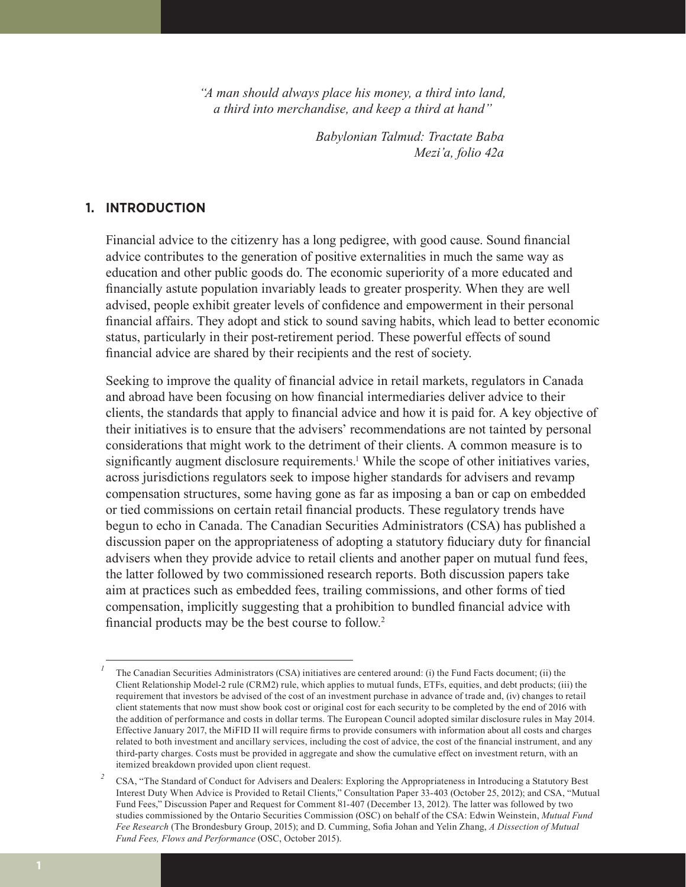*"A man should always place his money, a third into land, a third into merchandise, and keep a third at hand"*

*Babylonian Talmud: Tractate Baba Mezi'a, folio 42a*

## 1. INTRODUCTION

Financial advice to the citizenry has a long pedigree, with good cause. Sound financial advice contributes to the generation of positive externalities in much the same way as education and other public goods do. The economic superiority of a more educated and financially astute population invariably leads to greater prosperity. When they are well advised, people exhibit greater levels of confidence and empowerment in their personal financial affairs. They adopt and stick to sound saving habits, which lead to better economic status, particularly in their post-retirement period. These powerful effects of sound financial advice are shared by their recipients and the rest of society.

Seeking to improve the quality of financial advice in retail markets, regulators in Canada and abroad have been focusing on how financial intermediaries deliver advice to their clients, the standards that apply to financial advice and how it is paid for. A key objective of their initiatives is to ensure that the advisers' recommendations are not tainted by personal considerations that might work to the detriment of their clients. A common measure is to significantly augment disclosure requirements.[1] While the scope of other initiatives varies, across jurisdictions regulators seek to impose higher standards for advisers and revamp compensation structures, some having gone as far as imposing a ban or cap on embedded or tied commissions on certain retail financial products. These regulatory trends have begun to echo in Canada. The Canadian Securities Administrators (CSA) has published a discussion paper on the appropriateness of adopting a statutory fiduciary duty for financial advisers when they provide advice to retail clients and another paper on mutual fund fees, the latter followed by two commissioned research reports. Both discussion papers take aim at practices such as embedded fees, trailing commissions, and other forms of tied compensation, implicitly suggesting that a prohibition to bundled financial advice with financial products may be the best course to follow.[2]

---

[1] The Canadian Securities Administrators (CSA) initiatives are centered around: (i) the Fund Facts document; (ii) the Client Relationship Model-2 rule (CRM2) rule, which applies to mutual funds, ETFs, equities, and debt products; (iii) the requirement that investors be advised of the cost of an investment purchase in advance of trade and, (iv) changes to retail client statements that now must show book cost or original cost for each security to be completed by the end of 2016 with the addition of performance and costs in dollar terms. The European Council adopted similar disclosure rules in May 2014. Effective January 2017, the MiFID II will require firms to provide consumers with information about all costs and charges related to both investment and ancillary services, including the cost of advice, the cost of the financial instrument, and any third-party charges. Costs must be provided in aggregate and show the cumulative effect on investment return, with an itemized breakdown provided upon client request.

[2] CSA, "The Standard of Conduct for Advisers and Dealers: Exploring the Appropriateness in Introducing a Statutory Best Interest Duty When Advice is Provided to Retail Clients," Consultation Paper 33-403 (October 25, 2012); and CSA, "Mutual Fund Fees," Discussion Paper and Request for Comment 81-407 (December 13, 2012). The latter was followed by two studies commissioned by the Ontario Securities Commission (OSC) on behalf of the CSA: Edwin Weinstein, *Mutual Fund Fee Research* (The Brondesbury Group, 2015); and D. Cumming, Sofia Johan and Yelin Zhang, *A Dissection of Mutual Fund Fees, Flows and Performance* (OSC, October 2015).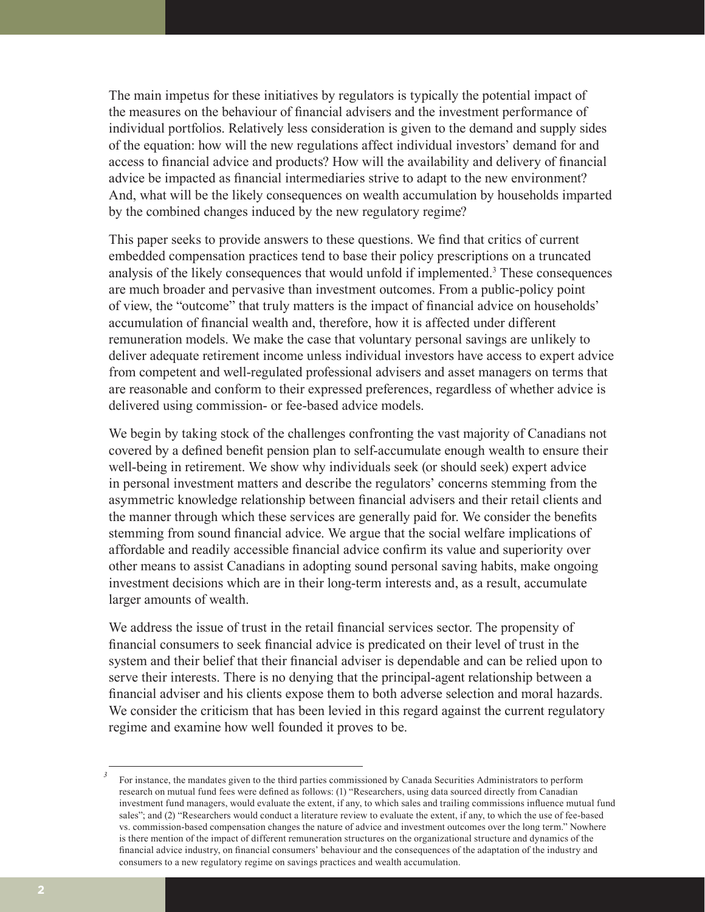The main impetus for these initiatives by regulators is typically the potential impact of the measures on the behaviour of financial advisers and the investment performance of individual portfolios. Relatively less consideration is given to the demand and supply sides of the equation: how will the new regulations affect individual investors' demand for and access to financial advice and products? How will the availability and delivery of financial advice be impacted as financial intermediaries strive to adapt to the new environment? And, what will be the likely consequences on wealth accumulation by households imparted by the combined changes induced by the new regulatory regime?

This paper seeks to provide answers to these questions. We find that critics of current embedded compensation practices tend to base their policy prescriptions on a truncated analysis of the likely consequences that would unfold if implemented.[3] These consequences are much broader and pervasive than investment outcomes. From a public-policy point of view, the "outcome" that truly matters is the impact of financial advice on households' accumulation of financial wealth and, therefore, how it is affected under different remuneration models. We make the case that voluntary personal savings are unlikely to deliver adequate retirement income unless individual investors have access to expert advice from competent and well-regulated professional advisers and asset managers on terms that are reasonable and conform to their expressed preferences, regardless of whether advice is delivered using commission- or fee-based advice models.

We begin by taking stock of the challenges confronting the vast majority of Canadians not covered by a defined benefit pension plan to self-accumulate enough wealth to ensure their well-being in retirement. We show why individuals seek (or should seek) expert advice in personal investment matters and describe the regulators' concerns stemming from the asymmetric knowledge relationship between financial advisers and their retail clients and the manner through which these services are generally paid for. We consider the benefits stemming from sound financial advice. We argue that the social welfare implications of affordable and readily accessible financial advice confirm its value and superiority over other means to assist Canadians in adopting sound personal saving habits, make ongoing investment decisions which are in their long-term interests and, as a result, accumulate larger amounts of wealth.

We address the issue of trust in the retail financial services sector. The propensity of financial consumers to seek financial advice is predicated on their level of trust in the system and their belief that their financial adviser is dependable and can be relied upon to serve their interests. There is no denying that the principal-agent relationship between a financial adviser and his clients expose them to both adverse selection and moral hazards. We consider the criticism that has been levied in this regard against the current regulatory regime and examine how well founded it proves to be.

---

[3] For instance, the mandates given to the third parties commissioned by Canada Securities Administrators to perform research on mutual fund fees were defined as follows: (1) "Researchers, using data sourced directly from Canadian investment fund managers, would evaluate the extent, if any, to which sales and trailing commissions influence mutual fund sales"; and (2) "Researchers would conduct a literature review to evaluate the extent, if any, to which the use of fee-based vs. commission-based compensation changes the nature of advice and investment outcomes over the long term." Nowhere is there mention of the impact of different remuneration structures on the organizational structure and dynamics of the financial advice industry, on financial consumers' behaviour and the consequences of the adaptation of the industry and consumers to a new regulatory regime on savings practices and wealth accumulation.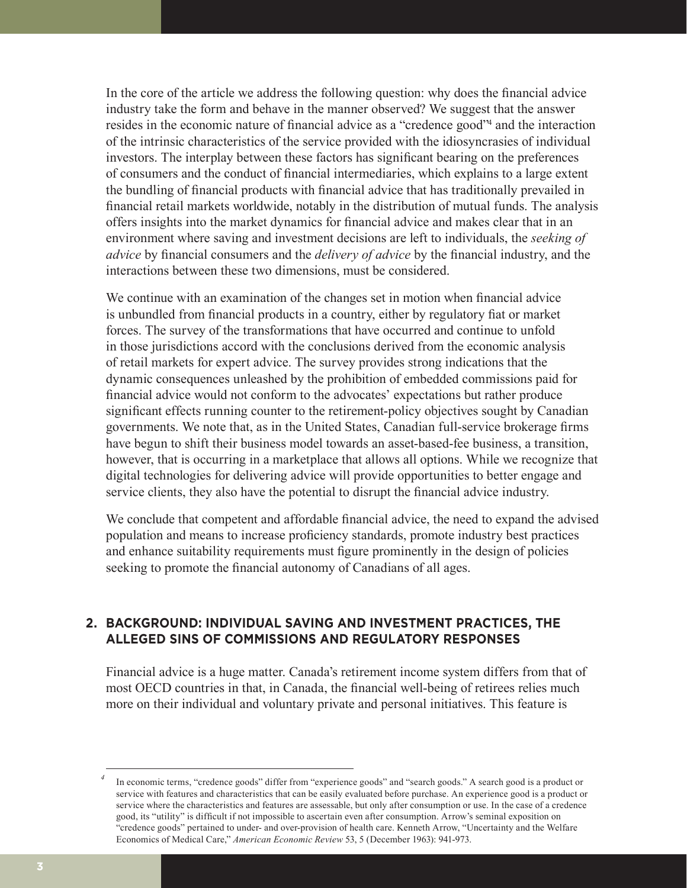In the core of the article we address the following question: why does the financial advice industry take the form and behave in the manner observed? We suggest that the answer resides in the economic nature of financial advice as a "credence good"[4] and the interaction of the intrinsic characteristics of the service provided with the idiosyncrasies of individual investors. The interplay between these factors has significant bearing on the preferences of consumers and the conduct of financial intermediaries, which explains to a large extent the bundling of financial products with financial advice that has traditionally prevailed in financial retail markets worldwide, notably in the distribution of mutual funds. The analysis offers insights into the market dynamics for financial advice and makes clear that in an environment where saving and investment decisions are left to individuals, the *seeking of advice* by financial consumers and the *delivery of advice* by the financial industry, and the interactions between these two dimensions, must be considered.

We continue with an examination of the changes set in motion when financial advice is unbundled from financial products in a country, either by regulatory fiat or market forces. The survey of the transformations that have occurred and continue to unfold in those jurisdictions accord with the conclusions derived from the economic analysis of retail markets for expert advice. The survey provides strong indications that the dynamic consequences unleashed by the prohibition of embedded commissions paid for financial advice would not conform to the advocates' expectations but rather produce significant effects running counter to the retirement-policy objectives sought by Canadian governments. We note that, as in the United States, Canadian full-service brokerage firms have begun to shift their business model towards an asset-based-fee business, a transition, however, that is occurring in a marketplace that allows all options. While we recognize that digital technologies for delivering advice will provide opportunities to better engage and service clients, they also have the potential to disrupt the financial advice industry.

We conclude that competent and affordable financial advice, the need to expand the advised population and means to increase proficiency standards, promote industry best practices and enhance suitability requirements must figure prominently in the design of policies seeking to promote the financial autonomy of Canadians of all ages.

## 2. BACKGROUND: INDIVIDUAL SAVING AND INVESTMENT PRACTICES, THE ALLEGED SINS OF COMMISSIONS AND REGULATORY RESPONSES

Financial advice is a huge matter. Canada's retirement income system differs from that of most OECD countries in that, in Canada, the financial well-being of retirees relies much more on their individual and voluntary private and personal initiatives. This feature is

---

[4] In economic terms, "credence goods" differ from "experience goods" and "search goods." A search good is a product or service with features and characteristics that can be easily evaluated before purchase. An experience good is a product or service where the characteristics and features are assessable, but only after consumption or use. In the case of a credence good, its "utility" is difficult if not impossible to ascertain even after consumption. Arrow's seminal exposition on "credence goods" pertained to under- and over-provision of health care. Kenneth Arrow, "Uncertainty and the Welfare Economics of Medical Care," *American Economic Review* 53, 5 (December 1963): 941-973.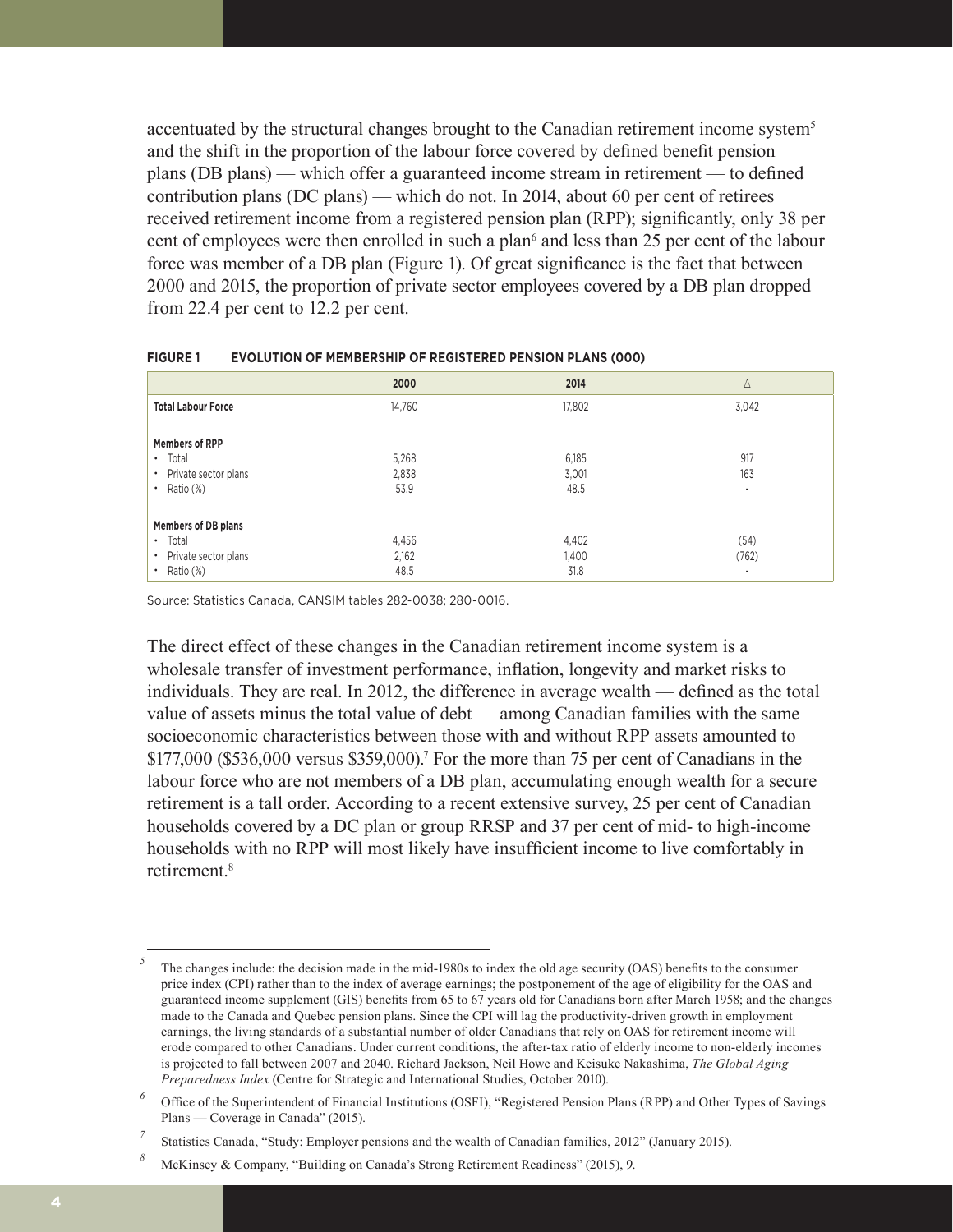accentuated by the structural changes brought to the Canadian retirement income system[5] and the shift in the proportion of the labour force covered by defined benefit pension plans (DB plans) — which offer a guaranteed income stream in retirement — to defined contribution plans (DC plans) — which do not. In 2014, about 60 per cent of retirees received retirement income from a registered pension plan (RPP); significantly, only 38 per cent of employees were then enrolled in such a plan[6] and less than 25 per cent of the labour force was member of a DB plan (Figure 1). Of great significance is the fact that between 2000 and 2015, the proportion of private sector employees covered by a DB plan dropped from 22.4 per cent to 12.2 per cent.

**FIGURE 1 EVOLUTION OF MEMBERSHIP OF REGISTERED PENSION PLANS (000)**

| | 2000 | 2014 | Δ |
|---|---|---|---|
| **Total Labour Force** | 14,760 | 17,802 | 3,042 |
| **Members of RPP** | | | |
| • Total | 5,268 | 6,185 | 917 |
| • Private sector plans | 2,838 | 3,001 | 163 |
| • Ratio (%) | 53.9 | 48.5 | - |
| **Members of DB plans** | | | |
| • Total | 4,456 | 4,402 | (54) |
| • Private sector plans | 2,162 | 1,400 | (762) |
| • Ratio (%) | 48.5 | 31.8 | - |

Source: Statistics Canada, CANSIM tables 282-0038; 280-0016.

The direct effect of these changes in the Canadian retirement income system is a wholesale transfer of investment performance, inflation, longevity and market risks to individuals. They are real. In 2012, the difference in average wealth — defined as the total value of assets minus the total value of debt — among Canadian families with the same socioeconomic characteristics between those with and without RPP assets amounted to \$177,000 (\$536,000 versus \$359,000).[7] For the more than 75 per cent of Canadians in the labour force who are not members of a DB plan, accumulating enough wealth for a secure retirement is a tall order. According to a recent extensive survey, 25 per cent of Canadian households covered by a DC plan or group RRSP and 37 per cent of mid- to high-income households with no RPP will most likely have insufficient income to live comfortably in retirement.[8]

---

[5] The changes include: the decision made in the mid-1980s to index the old age security (OAS) benefits to the consumer price index (CPI) rather than to the index of average earnings; the postponement of the age of eligibility for the OAS and guaranteed income supplement (GIS) benefits from 65 to 67 years old for Canadians born after March 1958; and the changes made to the Canada and Quebec pension plans. Since the CPI will lag the productivity-driven growth in employment earnings, the living standards of a substantial number of older Canadians that rely on OAS for retirement income will erode compared to other Canadians. Under current conditions, the after-tax ratio of elderly income to non-elderly incomes is projected to fall between 2007 and 2040. Richard Jackson, Neil Howe and Keisuke Nakashima, *The Global Aging Preparedness Index* (Centre for Strategic and International Studies, October 2010).

[6] Office of the Superintendent of Financial Institutions (OSFI), "Registered Pension Plans (RPP) and Other Types of Savings Plans — Coverage in Canada" (2015).

[7] Statistics Canada, "Study: Employer pensions and the wealth of Canadian families, 2012" (January 2015).

[8] McKinsey & Company, "Building on Canada's Strong Retirement Readiness" (2015), 9.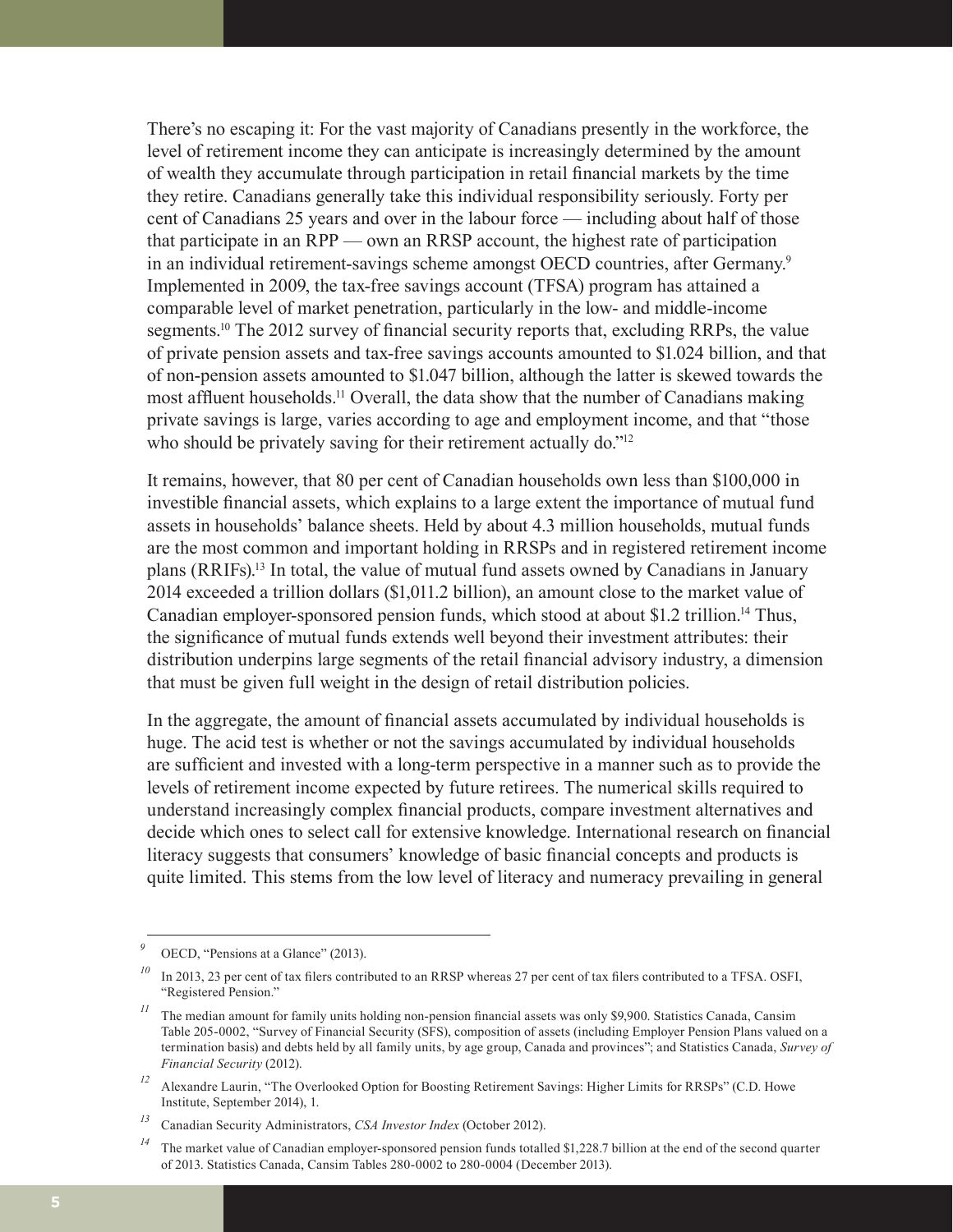There's no escaping it: For the vast majority of Canadians presently in the workforce, the level of retirement income they can anticipate is increasingly determined by the amount of wealth they accumulate through participation in retail financial markets by the time they retire. Canadians generally take this individual responsibility seriously. Forty per cent of Canadians 25 years and over in the labour force — including about half of those that participate in an RPP — own an RRSP account, the highest rate of participation in an individual retirement-savings scheme amongst OECD countries, after Germany.[9] Implemented in 2009, the tax-free savings account (TFSA) program has attained a comparable level of market penetration, particularly in the low- and middle-income segments.[10] The 2012 survey of financial security reports that, excluding RRPs, the value of private pension assets and tax-free savings accounts amounted to $1.024 billion, and that of non-pension assets amounted to $1.047 billion, although the latter is skewed towards the most affluent households.[11] Overall, the data show that the number of Canadians making private savings is large, varies according to age and employment income, and that "those who should be privately saving for their retirement actually do."[12]

It remains, however, that 80 per cent of Canadian households own less than $100,000 in investible financial assets, which explains to a large extent the importance of mutual fund assets in households' balance sheets. Held by about 4.3 million households, mutual funds are the most common and important holding in RRSPs and in registered retirement income plans (RRIFs).[13] In total, the value of mutual fund assets owned by Canadians in January 2014 exceeded a trillion dollars ($1,011.2 billion), an amount close to the market value of Canadian employer-sponsored pension funds, which stood at about $1.2 trillion.[14] Thus, the significance of mutual funds extends well beyond their investment attributes: their distribution underpins large segments of the retail financial advisory industry, a dimension that must be given full weight in the design of retail distribution policies.

In the aggregate, the amount of financial assets accumulated by individual households is huge. The acid test is whether or not the savings accumulated by individual households are sufficient and invested with a long-term perspective in a manner such as to provide the levels of retirement income expected by future retirees. The numerical skills required to understand increasingly complex financial products, compare investment alternatives and decide which ones to select call for extensive knowledge. International research on financial literacy suggests that consumers' knowledge of basic financial concepts and products is quite limited. This stems from the low level of literacy and numeracy prevailing in general

---

[9] OECD, "Pensions at a Glance" (2013).

[10] In 2013, 23 per cent of tax filers contributed to an RRSP whereas 27 per cent of tax filers contributed to a TFSA. OSFI, "Registered Pension."

[11] The median amount for family units holding non-pension financial assets was only $9,900. Statistics Canada, Cansim Table 205-0002, "Survey of Financial Security (SFS), composition of assets (including Employer Pension Plans valued on a termination basis) and debts held by all family units, by age group, Canada and provinces"; and Statistics Canada, *Survey of Financial Security* (2012).

[12] Alexandre Laurin, "The Overlooked Option for Boosting Retirement Savings: Higher Limits for RRSPs" (C.D. Howe Institute, September 2014), 1.

[13] Canadian Security Administrators, *CSA Investor Index* (October 2012).

[14] The market value of Canadian employer-sponsored pension funds totalled $1,228.7 billion at the end of the second quarter of 2013. Statistics Canada, Cansim Tables 280-0002 to 280-0004 (December 2013).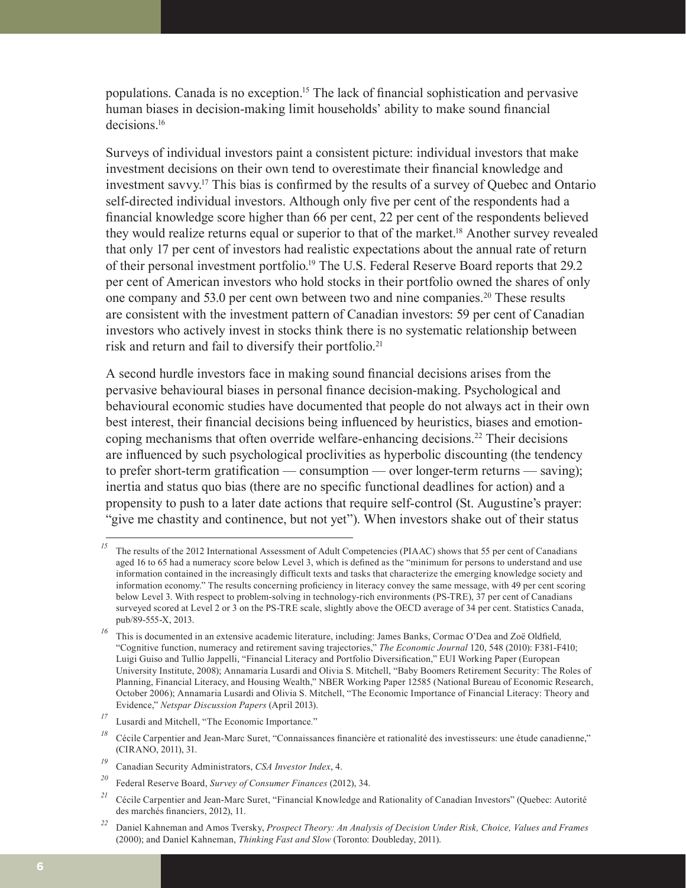populations. Canada is no exception.[15] The lack of financial sophistication and pervasive human biases in decision-making limit households' ability to make sound financial decisions.[16]

Surveys of individual investors paint a consistent picture: individual investors that make investment decisions on their own tend to overestimate their financial knowledge and investment savvy.[17] This bias is confirmed by the results of a survey of Quebec and Ontario self-directed individual investors. Although only five per cent of the respondents had a financial knowledge score higher than 66 per cent, 22 per cent of the respondents believed they would realize returns equal or superior to that of the market.[18] Another survey revealed that only 17 per cent of investors had realistic expectations about the annual rate of return of their personal investment portfolio.[19] The U.S. Federal Reserve Board reports that 29.2 per cent of American investors who hold stocks in their portfolio owned the shares of only one company and 53.0 per cent own between two and nine companies.[20] These results are consistent with the investment pattern of Canadian investors: 59 per cent of Canadian investors who actively invest in stocks think there is no systematic relationship between risk and return and fail to diversify their portfolio.[21]

A second hurdle investors face in making sound financial decisions arises from the pervasive behavioural biases in personal finance decision-making. Psychological and behavioural economic studies have documented that people do not always act in their own best interest, their financial decisions being influenced by heuristics, biases and emotion-coping mechanisms that often override welfare-enhancing decisions.[22] Their decisions are influenced by such psychological proclivities as hyperbolic discounting (the tendency to prefer short-term gratification — consumption — over longer-term returns — saving); inertia and status quo bias (there are no specific functional deadlines for action) and a propensity to push to a later date actions that require self-control (St. Augustine's prayer: "give me chastity and continence, but not yet"). When investors shake out of their status

---

[15] The results of the 2012 International Assessment of Adult Competencies (PIAAC) shows that 55 per cent of Canadians aged 16 to 65 had a numeracy score below Level 3, which is defined as the "minimum for persons to understand and use information contained in the increasingly difficult texts and tasks that characterize the emerging knowledge society and information economy." The results concerning proficiency in literacy convey the same message, with 49 per cent scoring below Level 3. With respect to problem-solving in technology-rich environments (PS-TRE), 37 per cent of Canadians surveyed scored at Level 2 or 3 on the PS-TRE scale, slightly above the OECD average of 34 per cent. Statistics Canada, pub/89-555-X, 2013.

[16] This is documented in an extensive academic literature, including: James Banks, Cormac O'Dea and Zoë Oldfield, "Cognitive function, numeracy and retirement saving trajectories," *The Economic Journal* 120, 548 (2010): F381-F410; Luigi Guiso and Tullio Jappelli, "Financial Literacy and Portfolio Diversification," EUI Working Paper (European University Institute, 2008); Annamaria Lusardi and Olivia S. Mitchell, "Baby Boomers Retirement Security: The Roles of Planning, Financial Literacy, and Housing Wealth," NBER Working Paper 12585 (National Bureau of Economic Research, October 2006); Annamaria Lusardi and Olivia S. Mitchell, "The Economic Importance of Financial Literacy: Theory and Evidence," *Netspar Discussion Papers* (April 2013).

[17] Lusardi and Mitchell, "The Economic Importance."

[18] Cécile Carpentier and Jean-Marc Suret, "Connaissances financière et rationalité des investisseurs: une étude canadienne," (CIRANO, 2011), 31.

[19] Canadian Security Administrators, *CSA Investor Index*, 4.

[20] Federal Reserve Board, *Survey of Consumer Finances* (2012), 34.

[21] Cécile Carpentier and Jean-Marc Suret, "Financial Knowledge and Rationality of Canadian Investors" (Quebec: Autorité des marchés financiers, 2012), 11.

[22] Daniel Kahneman and Amos Tversky, *Prospect Theory: An Analysis of Decision Under Risk, Choice, Values and Frames* (2000); and Daniel Kahneman, *Thinking Fast and Slow* (Toronto: Doubleday, 2011).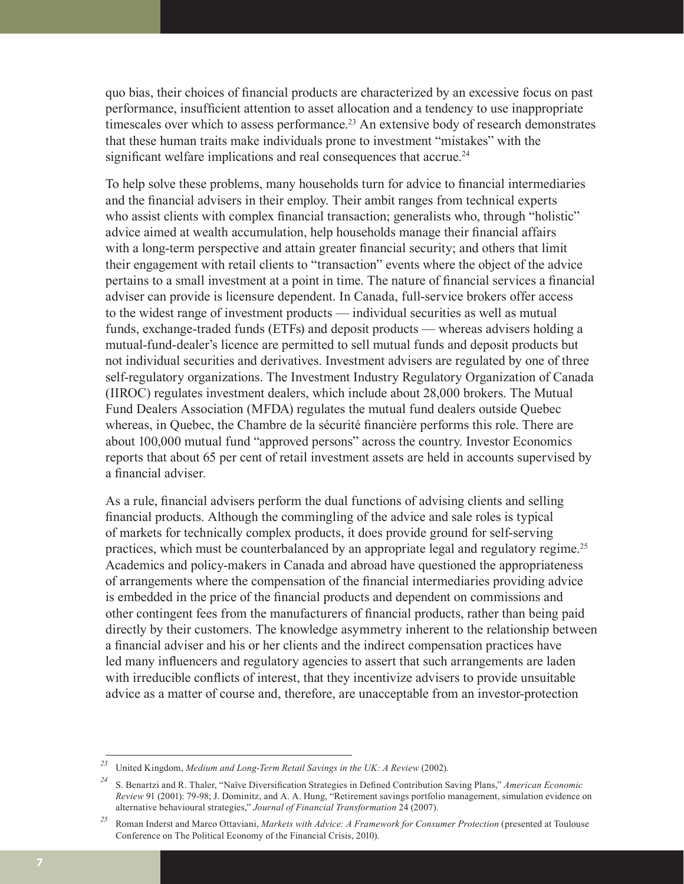quo bias, their choices of financial products are characterized by an excessive focus on past performance, insufficient attention to asset allocation and a tendency to use inappropriate timescales over which to assess performance.[23] An extensive body of research demonstrates that these human traits make individuals prone to investment "mistakes" with the significant welfare implications and real consequences that accrue.[24]

To help solve these problems, many households turn for advice to financial intermediaries and the financial advisers in their employ. Their ambit ranges from technical experts who assist clients with complex financial transaction; generalists who, through "holistic" advice aimed at wealth accumulation, help households manage their financial affairs with a long-term perspective and attain greater financial security; and others that limit their engagement with retail clients to "transaction" events where the object of the advice pertains to a small investment at a point in time. The nature of financial services a financial adviser can provide is licensure dependent. In Canada, full-service brokers offer access to the widest range of investment products — individual securities as well as mutual funds, exchange-traded funds (ETFs) and deposit products — whereas advisers holding a mutual-fund-dealer's licence are permitted to sell mutual funds and deposit products but not individual securities and derivatives. Investment advisers are regulated by one of three self-regulatory organizations. The Investment Industry Regulatory Organization of Canada (IIROC) regulates investment dealers, which include about 28,000 brokers. The Mutual Fund Dealers Association (MFDA) regulates the mutual fund dealers outside Quebec whereas, in Quebec, the Chambre de la sécurité financière performs this role. There are about 100,000 mutual fund "approved persons" across the country. Investor Economics reports that about 65 per cent of retail investment assets are held in accounts supervised by a financial adviser.

As a rule, financial advisers perform the dual functions of advising clients and selling financial products. Although the commingling of the advice and sale roles is typical of markets for technically complex products, it does provide ground for self-serving practices, which must be counterbalanced by an appropriate legal and regulatory regime.[25] Academics and policy-makers in Canada and abroad have questioned the appropriateness of arrangements where the compensation of the financial intermediaries providing advice is embedded in the price of the financial products and dependent on commissions and other contingent fees from the manufacturers of financial products, rather than being paid directly by their customers. The knowledge asymmetry inherent to the relationship between a financial adviser and his or her clients and the indirect compensation practices have led many influencers and regulatory agencies to assert that such arrangements are laden with irreducible conflicts of interest, that they incentivize advisers to provide unsuitable advice as a matter of course and, therefore, are unacceptable from an investor-protection

---

[23] United Kingdom, *Medium and Long-Term Retail Savings in the UK: A Review* (2002).

[24] S. Benartzi and R. Thaler, "Naïve Diversification Strategies in Defined Contribution Saving Plans," *American Economic Review* 91 (2001): 79-98; J. Dominitz, and A. A. Hung, "Retirement savings portfolio management, simulation evidence on alternative behavioural strategies," *Journal of Financial Transformation* 24 (2007).

[25] Roman Inderst and Marco Ottaviani, *Markets with Advice: A Framework for Consumer Protection* (presented at Toulouse Conference on The Political Economy of the Financial Crisis, 2010).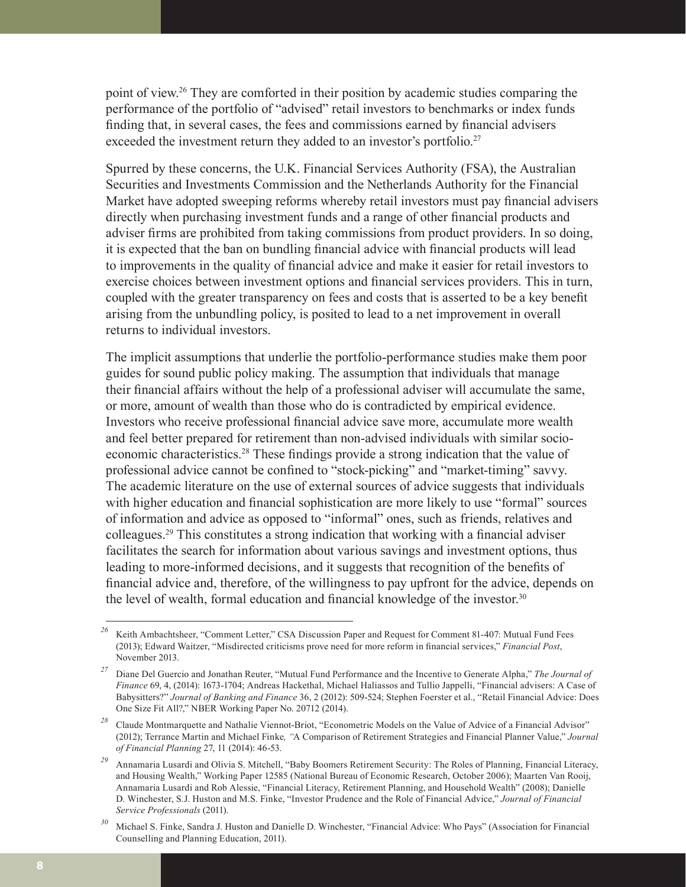point of view.[26] They are comforted in their position by academic studies comparing the performance of the portfolio of "advised" retail investors to benchmarks or index funds finding that, in several cases, the fees and commissions earned by financial advisers exceeded the investment return they added to an investor's portfolio.[27]

Spurred by these concerns, the U.K. Financial Services Authority (FSA), the Australian Securities and Investments Commission and the Netherlands Authority for the Financial Market have adopted sweeping reforms whereby retail investors must pay financial advisers directly when purchasing investment funds and a range of other financial products and adviser firms are prohibited from taking commissions from product providers. In so doing, it is expected that the ban on bundling financial advice with financial products will lead to improvements in the quality of financial advice and make it easier for retail investors to exercise choices between investment options and financial services providers. This in turn, coupled with the greater transparency on fees and costs that is asserted to be a key benefit arising from the unbundling policy, is posited to lead to a net improvement in overall returns to individual investors.

The implicit assumptions that underlie the portfolio-performance studies make them poor guides for sound public policy making. The assumption that individuals that manage their financial affairs without the help of a professional adviser will accumulate the same, or more, amount of wealth than those who do is contradicted by empirical evidence. Investors who receive professional financial advice save more, accumulate more wealth and feel better prepared for retirement than non-advised individuals with similar socio-economic characteristics.[28] These findings provide a strong indication that the value of professional advice cannot be confined to "stock-picking" and "market-timing" savvy. The academic literature on the use of external sources of advice suggests that individuals with higher education and financial sophistication are more likely to use "formal" sources of information and advice as opposed to "informal" ones, such as friends, relatives and colleagues.[29] This constitutes a strong indication that working with a financial adviser facilitates the search for information about various savings and investment options, thus leading to more-informed decisions, and it suggests that recognition of the benefits of financial advice and, therefore, of the willingness to pay upfront for the advice, depends on the level of wealth, formal education and financial knowledge of the investor.[30]

---

[26] Keith Ambachtsheer, "Comment Letter," CSA Discussion Paper and Request for Comment 81-407: Mutual Fund Fees (2013); Edward Waitzer, "Misdirected criticisms prove need for more reform in financial services," *Financial Post*, November 2013.

[27] Diane Del Guercio and Jonathan Reuter, "Mutual Fund Performance and the Incentive to Generate Alpha," *The Journal of Finance* 69, 4, (2014): 1673-1704; Andreas Hackethal, Michael Haliassos and Tullio Jappelli, "Financial advisers: A Case of Babysitters?" *Journal of Banking and Finance* 36, 2 (2012): 509-524; Stephen Foerster et al., "Retail Financial Advice: Does One Size Fit All?," NBER Working Paper No. 20712 (2014).

[28] Claude Montmarquette and Nathalie Viennot-Briot, "Econometric Models on the Value of Advice of a Financial Advisor" (2012); Terrance Martin and Michael Finke, "A Comparison of Retirement Strategies and Financial Planner Value," *Journal of Financial Planning* 27, 11 (2014): 46-53.

[29] Annamaria Lusardi and Olivia S. Mitchell, "Baby Boomers Retirement Security: The Roles of Planning, Financial Literacy, and Housing Wealth," Working Paper 12585 (National Bureau of Economic Research, October 2006); Maarten Van Rooij, Annamaria Lusardi and Rob Alessie, "Financial Literacy, Retirement Planning, and Household Wealth" (2008); Danielle D. Winchester, S.J. Huston and M.S. Finke, "Investor Prudence and the Role of Financial Advice," *Journal of Financial Service Professionals* (2011).

[30] Michael S. Finke, Sandra J. Huston and Danielle D. Winchester, "Financial Advice: Who Pays" (Association for Financial Counselling and Planning Education, 2011).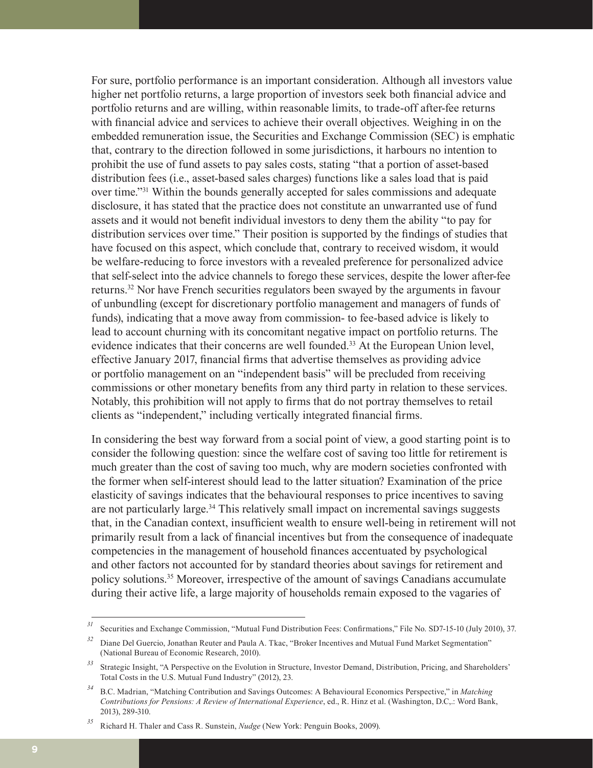For sure, portfolio performance is an important consideration. Although all investors value higher net portfolio returns, a large proportion of investors seek both financial advice and portfolio returns and are willing, within reasonable limits, to trade-off after-fee returns with financial advice and services to achieve their overall objectives. Weighing in on the embedded remuneration issue, the Securities and Exchange Commission (SEC) is emphatic that, contrary to the direction followed in some jurisdictions, it harbours no intention to prohibit the use of fund assets to pay sales costs, stating "that a portion of asset-based distribution fees (i.e., asset-based sales charges) functions like a sales load that is paid over time."[31] Within the bounds generally accepted for sales commissions and adequate disclosure, it has stated that the practice does not constitute an unwarranted use of fund assets and it would not benefit individual investors to deny them the ability "to pay for distribution services over time." Their position is supported by the findings of studies that have focused on this aspect, which conclude that, contrary to received wisdom, it would be welfare-reducing to force investors with a revealed preference for personalized advice that self-select into the advice channels to forego these services, despite the lower after-fee returns.[32] Nor have French securities regulators been swayed by the arguments in favour of unbundling (except for discretionary portfolio management and managers of funds of funds), indicating that a move away from commission- to fee-based advice is likely to lead to account churning with its concomitant negative impact on portfolio returns. The evidence indicates that their concerns are well founded.[33] At the European Union level, effective January 2017, financial firms that advertise themselves as providing advice or portfolio management on an "independent basis" will be precluded from receiving commissions or other monetary benefits from any third party in relation to these services. Notably, this prohibition will not apply to firms that do not portray themselves to retail clients as "independent," including vertically integrated financial firms.

In considering the best way forward from a social point of view, a good starting point is to consider the following question: since the welfare cost of saving too little for retirement is much greater than the cost of saving too much, why are modern societies confronted with the former when self-interest should lead to the latter situation? Examination of the price elasticity of savings indicates that the behavioural responses to price incentives to saving are not particularly large.[34] This relatively small impact on incremental savings suggests that, in the Canadian context, insufficient wealth to ensure well-being in retirement will not primarily result from a lack of financial incentives but from the consequence of inadequate competencies in the management of household finances accentuated by psychological and other factors not accounted for by standard theories about savings for retirement and policy solutions.[35] Moreover, irrespective of the amount of savings Canadians accumulate during their active life, a large majority of households remain exposed to the vagaries of

---

[31] Securities and Exchange Commission, "Mutual Fund Distribution Fees: Confirmations," File No. SD7-15-10 (July 2010), 37.

[32] Diane Del Guercio, Jonathan Reuter and Paula A. Tkac, "Broker Incentives and Mutual Fund Market Segmentation" (National Bureau of Economic Research, 2010).

[33] Strategic Insight, "A Perspective on the Evolution in Structure, Investor Demand, Distribution, Pricing, and Shareholders' Total Costs in the U.S. Mutual Fund Industry" (2012), 23.

[34] B.C. Madrian, "Matching Contribution and Savings Outcomes: A Behavioural Economics Perspective," in *Matching Contributions for Pensions: A Review of International Experience*, ed., R. Hinz et al. (Washington, D.C,.: Word Bank, 2013), 289-310.

[35] Richard H. Thaler and Cass R. Sunstein, *Nudge* (New York: Penguin Books, 2009).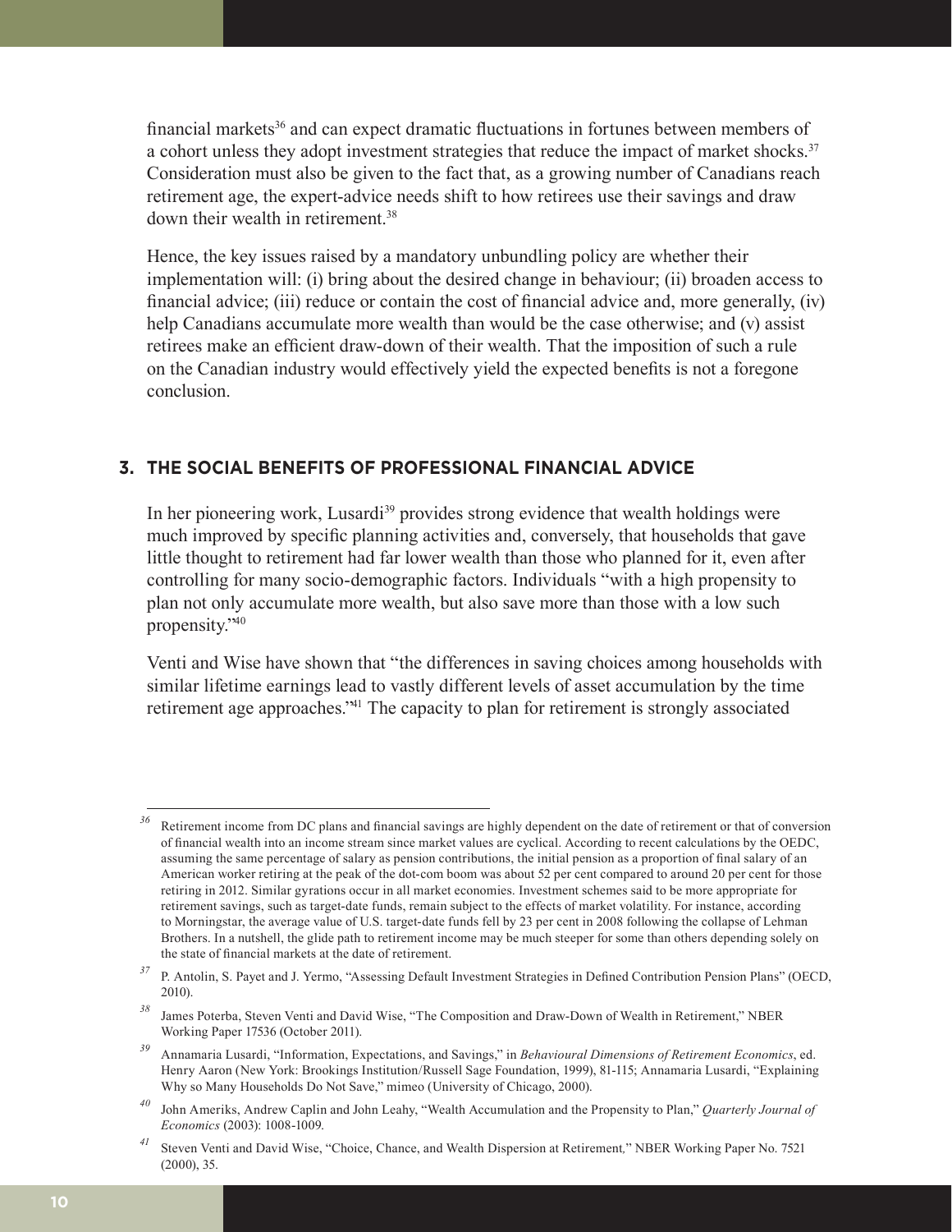financial markets[36] and can expect dramatic fluctuations in fortunes between members of a cohort unless they adopt investment strategies that reduce the impact of market shocks.[37] Consideration must also be given to the fact that, as a growing number of Canadians reach retirement age, the expert-advice needs shift to how retirees use their savings and draw down their wealth in retirement.[38]

Hence, the key issues raised by a mandatory unbundling policy are whether their implementation will: (i) bring about the desired change in behaviour; (ii) broaden access to financial advice; (iii) reduce or contain the cost of financial advice and, more generally, (iv) help Canadians accumulate more wealth than would be the case otherwise; and (v) assist retirees make an efficient draw-down of their wealth. That the imposition of such a rule on the Canadian industry would effectively yield the expected benefits is not a foregone conclusion.

## 3. THE SOCIAL BENEFITS OF PROFESSIONAL FINANCIAL ADVICE

In her pioneering work, Lusardi[39] provides strong evidence that wealth holdings were much improved by specific planning activities and, conversely, that households that gave little thought to retirement had far lower wealth than those who planned for it, even after controlling for many socio-demographic factors. Individuals "with a high propensity to plan not only accumulate more wealth, but also save more than those with a low such propensity."[40]

Venti and Wise have shown that "the differences in saving choices among households with similar lifetime earnings lead to vastly different levels of asset accumulation by the time retirement age approaches."[41] The capacity to plan for retirement is strongly associated

---

[36] Retirement income from DC plans and financial savings are highly dependent on the date of retirement or that of conversion of financial wealth into an income stream since market values are cyclical. According to recent calculations by the OEDC, assuming the same percentage of salary as pension contributions, the initial pension as a proportion of final salary of an American worker retiring at the peak of the dot-com boom was about 52 per cent compared to around 20 per cent for those retiring in 2012. Similar gyrations occur in all market economies. Investment schemes said to be more appropriate for retirement savings, such as target-date funds, remain subject to the effects of market volatility. For instance, according to Morningstar, the average value of U.S. target-date funds fell by 23 per cent in 2008 following the collapse of Lehman Brothers. In a nutshell, the glide path to retirement income may be much steeper for some than others depending solely on the state of financial markets at the date of retirement.

[37] P. Antolin, S. Payet and J. Yermo, "Assessing Default Investment Strategies in Defined Contribution Pension Plans" (OECD, 2010).

[38] James Poterba, Steven Venti and David Wise, "The Composition and Draw-Down of Wealth in Retirement," NBER Working Paper 17536 (October 2011).

[39] Annamaria Lusardi, "Information, Expectations, and Savings," in *Behavioural Dimensions of Retirement Economics*, ed. Henry Aaron (New York: Brookings Institution/Russell Sage Foundation, 1999), 81-115; Annamaria Lusardi, "Explaining Why so Many Households Do Not Save," mimeo (University of Chicago, 2000).

[40] John Ameriks, Andrew Caplin and John Leahy, "Wealth Accumulation and the Propensity to Plan," *Quarterly Journal of Economics* (2003): 1008-1009.

[41] Steven Venti and David Wise, "Choice, Chance, and Wealth Dispersion at Retirement," NBER Working Paper No. 7521 (2000), 35.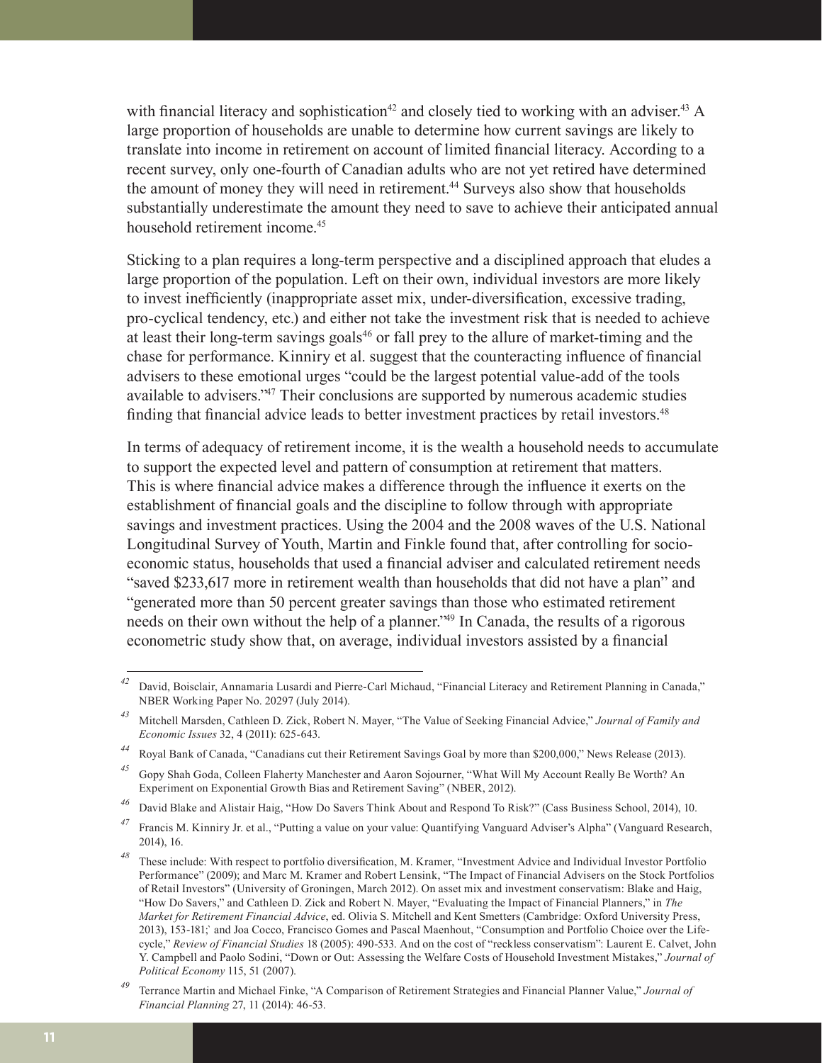with financial literacy and sophistication[42] and closely tied to working with an adviser.[43] A large proportion of households are unable to determine how current savings are likely to translate into income in retirement on account of limited financial literacy. According to a recent survey, only one-fourth of Canadian adults who are not yet retired have determined the amount of money they will need in retirement.[44] Surveys also show that households substantially underestimate the amount they need to save to achieve their anticipated annual household retirement income.[45]

Sticking to a plan requires a long-term perspective and a disciplined approach that eludes a large proportion of the population. Left on their own, individual investors are more likely to invest inefficiently (inappropriate asset mix, under-diversification, excessive trading, pro-cyclical tendency, etc.) and either not take the investment risk that is needed to achieve at least their long-term savings goals[46] or fall prey to the allure of market-timing and the chase for performance. Kinniry et al. suggest that the counteracting influence of financial advisers to these emotional urges "could be the largest potential value-add of the tools available to advisers."[47] Their conclusions are supported by numerous academic studies finding that financial advice leads to better investment practices by retail investors.[48]

In terms of adequacy of retirement income, it is the wealth a household needs to accumulate to support the expected level and pattern of consumption at retirement that matters. This is where financial advice makes a difference through the influence it exerts on the establishment of financial goals and the discipline to follow through with appropriate savings and investment practices. Using the 2004 and the 2008 waves of the U.S. National Longitudinal Survey of Youth, Martin and Finkle found that, after controlling for socio-economic status, households that used a financial adviser and calculated retirement needs "saved $233,617 more in retirement wealth than households that did not have a plan" and "generated more than 50 percent greater savings than those who estimated retirement needs on their own without the help of a planner."[49] In Canada, the results of a rigorous econometric study show that, on average, individual investors assisted by a financial

---

[42] David, Boisclair, Annamaria Lusardi and Pierre-Carl Michaud, "Financial Literacy and Retirement Planning in Canada," NBER Working Paper No. 20297 (July 2014).

[43] Mitchell Marsden, Cathleen D. Zick, Robert N. Mayer, "The Value of Seeking Financial Advice," *Journal of Family and Economic Issues* 32, 4 (2011): 625-643.

[44] Royal Bank of Canada, "Canadians cut their Retirement Savings Goal by more than $200,000," News Release (2013).

[45] Gopy Shah Goda, Colleen Flaherty Manchester and Aaron Sojourner, "What Will My Account Really Be Worth? An Experiment on Exponential Growth Bias and Retirement Saving" (NBER, 2012).

[46] David Blake and Alistair Haig, "How Do Savers Think About and Respond To Risk?" (Cass Business School, 2014), 10.

[47] Francis M. Kinniry Jr. et al., "Putting a value on your value: Quantifying Vanguard Adviser's Alpha" (Vanguard Research, 2014), 16.

[48] These include: With respect to portfolio diversification, M. Kramer, "Investment Advice and Individual Investor Portfolio Performance" (2009); and Marc M. Kramer and Robert Lensink, "The Impact of Financial Advisers on the Stock Portfolios of Retail Investors" (University of Groningen, March 2012). On asset mix and investment conservatism: Blake and Haig, "How Do Savers," and Cathleen D. Zick and Robert N. Mayer, "Evaluating the Impact of Financial Planners," in *The Market for Retirement Financial Advice*, ed. Olivia S. Mitchell and Kent Smetters (Cambridge: Oxford University Press, 2013), 153-181;' and Joa Cocco, Francisco Gomes and Pascal Maenhout, "Consumption and Portfolio Choice over the Life-cycle," *Review of Financial Studies* 18 (2005): 490-533. And on the cost of "reckless conservatism": Laurent E. Calvet, John Y. Campbell and Paolo Sodini, "Down or Out: Assessing the Welfare Costs of Household Investment Mistakes," *Journal of Political Economy* 115, 51 (2007).

[49] Terrance Martin and Michael Finke, "A Comparison of Retirement Strategies and Financial Planner Value," *Journal of Financial Planning* 27, 11 (2014): 46-53.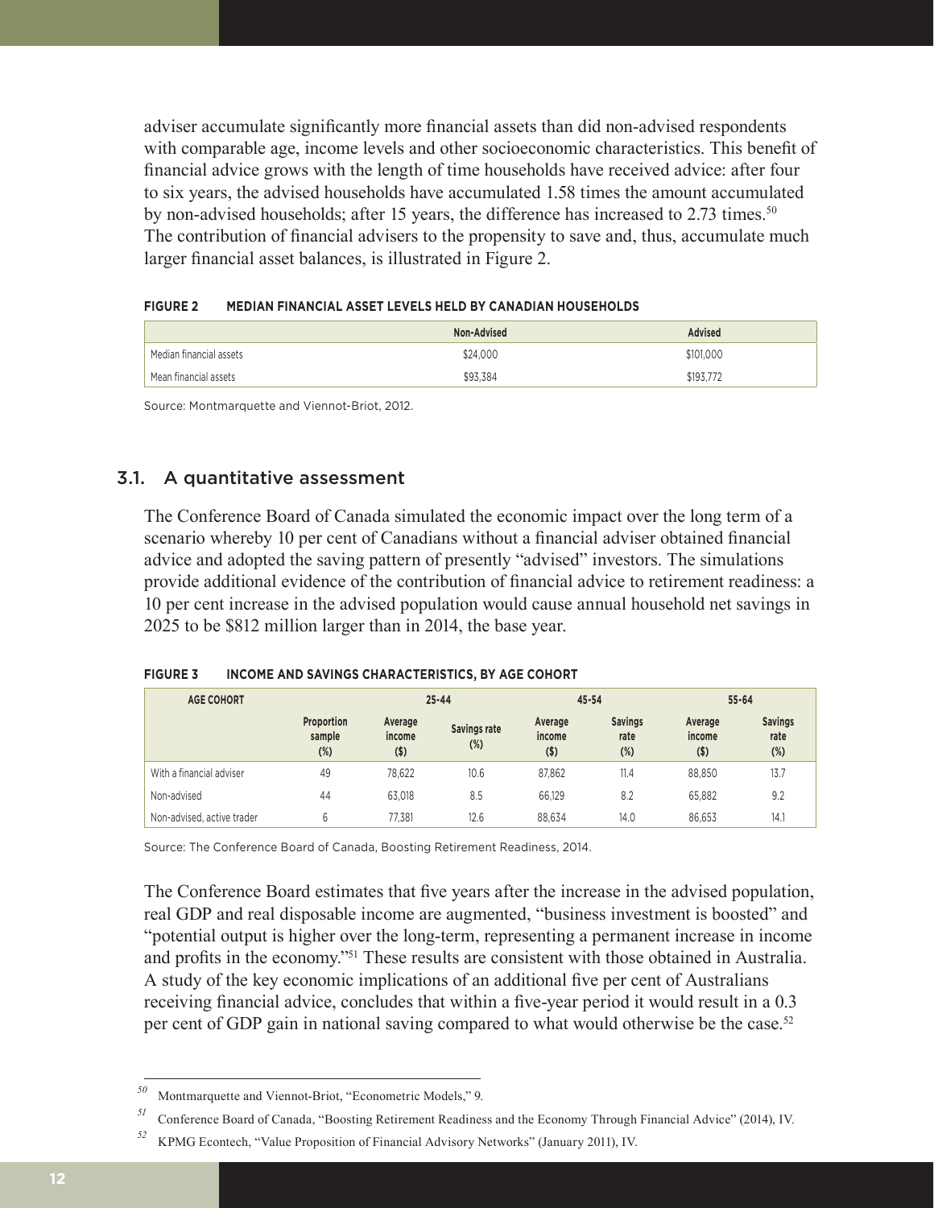adviser accumulate significantly more financial assets than did non-advised respondents with comparable age, income levels and other socioeconomic characteristics. This benefit of financial advice grows with the length of time households have received advice: after four to six years, the advised households have accumulated 1.58 times the amount accumulated by non-advised households; after 15 years, the difference has increased to 2.73 times.[50] The contribution of financial advisers to the propensity to save and, thus, accumulate much larger financial asset balances, is illustrated in Figure 2.

**FIGURE 2 MEDIAN FINANCIAL ASSET LEVELS HELD BY CANADIAN HOUSEHOLDS**

| | Non-Advised | Advised |
|---|---|---|
| Median financial assets | $24,000 | $101,000 |
| Mean financial assets | $93,384 | $193,772 |

Source: Montmarquette and Viennot-Briot, 2012.

## 3.1. A quantitative assessment

The Conference Board of Canada simulated the economic impact over the long term of a scenario whereby 10 per cent of Canadians without a financial adviser obtained financial advice and adopted the saving pattern of presently "advised" investors. The simulations provide additional evidence of the contribution of financial advice to retirement readiness: a 10 per cent increase in the advised population would cause annual household net savings in 2025 to be $812 million larger than in 2014, the base year.

**FIGURE 3 INCOME AND SAVINGS CHARACTERISTICS, BY AGE COHORT**

| AGE COHORT | | 25-44 | | 45-54 | | 55-64 | |
|---|---|---|---|---|---|---|---|
| | Proportion sample (%) | Average income ($) | Savings rate (%) | Average income ($) | Savings rate (%) | Average income ($) | Savings rate (%) |
| With a financial adviser | 49 | 78,622 | 10.6 | 87,862 | 11.4 | 88,850 | 13.7 |
| Non-advised | 44 | 63,018 | 8.5 | 66,129 | 8.2 | 65,882 | 9.2 |
| Non-advised, active trader | 6 | 77,381 | 12.6 | 88,634 | 14.0 | 86,653 | 14.1 |

Source: The Conference Board of Canada, Boosting Retirement Readiness, 2014.

The Conference Board estimates that five years after the increase in the advised population, real GDP and real disposable income are augmented, "business investment is boosted" and "potential output is higher over the long-term, representing a permanent increase in income and profits in the economy."[51] These results are consistent with those obtained in Australia. A study of the key economic implications of an additional five per cent of Australians receiving financial advice, concludes that within a five-year period it would result in a 0.3 per cent of GDP gain in national saving compared to what would otherwise be the case.[52]

---

[50] Montmarquette and Viennot-Briot, "Econometric Models," 9.

[51] Conference Board of Canada, "Boosting Retirement Readiness and the Economy Through Financial Advice" (2014), IV.

[52] KPMG Econtech, "Value Proposition of Financial Advisory Networks" (January 2011), IV.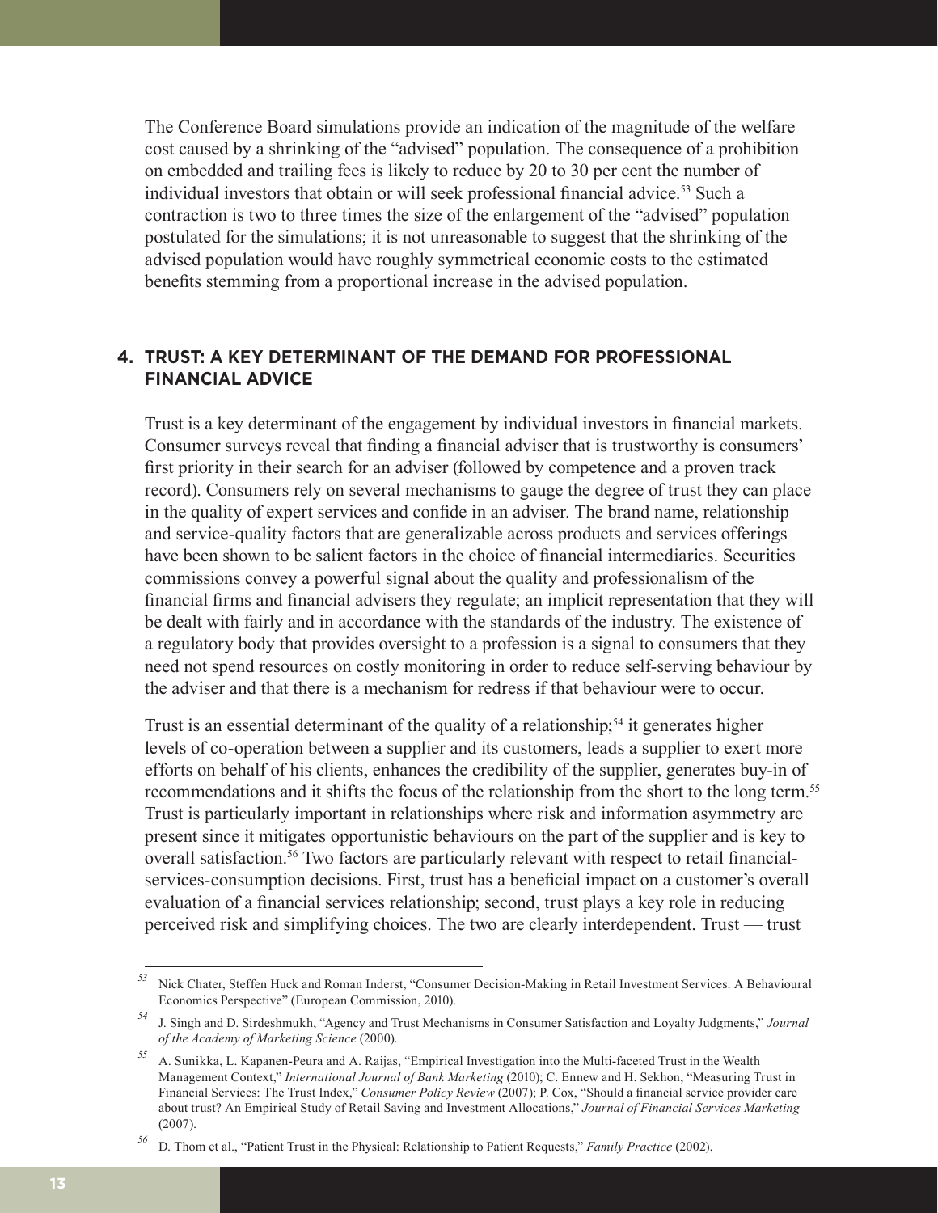The Conference Board simulations provide an indication of the magnitude of the welfare cost caused by a shrinking of the "advised" population. The consequence of a prohibition on embedded and trailing fees is likely to reduce by 20 to 30 per cent the number of individual investors that obtain or will seek professional financial advice.[53] Such a contraction is two to three times the size of the enlargement of the "advised" population postulated for the simulations; it is not unreasonable to suggest that the shrinking of the advised population would have roughly symmetrical economic costs to the estimated benefits stemming from a proportional increase in the advised population.

## 4. TRUST: A KEY DETERMINANT OF THE DEMAND FOR PROFESSIONAL FINANCIAL ADVICE

Trust is a key determinant of the engagement by individual investors in financial markets. Consumer surveys reveal that finding a financial adviser that is trustworthy is consumers' first priority in their search for an adviser (followed by competence and a proven track record). Consumers rely on several mechanisms to gauge the degree of trust they can place in the quality of expert services and confide in an adviser. The brand name, relationship and service-quality factors that are generalizable across products and services offerings have been shown to be salient factors in the choice of financial intermediaries. Securities commissions convey a powerful signal about the quality and professionalism of the financial firms and financial advisers they regulate; an implicit representation that they will be dealt with fairly and in accordance with the standards of the industry. The existence of a regulatory body that provides oversight to a profession is a signal to consumers that they need not spend resources on costly monitoring in order to reduce self-serving behaviour by the adviser and that there is a mechanism for redress if that behaviour were to occur.

Trust is an essential determinant of the quality of a relationship;[54] it generates higher levels of co-operation between a supplier and its customers, leads a supplier to exert more efforts on behalf of his clients, enhances the credibility of the supplier, generates buy-in of recommendations and it shifts the focus of the relationship from the short to the long term.[55] Trust is particularly important in relationships where risk and information asymmetry are present since it mitigates opportunistic behaviours on the part of the supplier and is key to overall satisfaction.[56] Two factors are particularly relevant with respect to retail financial-services-consumption decisions. First, trust has a beneficial impact on a customer's overall evaluation of a financial services relationship; second, trust plays a key role in reducing perceived risk and simplifying choices. The two are clearly interdependent. Trust — trust

---

[53] Nick Chater, Steffen Huck and Roman Inderst, "Consumer Decision-Making in Retail Investment Services: A Behavioural Economics Perspective" (European Commission, 2010).

[54] J. Singh and D. Sirdeshmukh, "Agency and Trust Mechanisms in Consumer Satisfaction and Loyalty Judgments," *Journal of the Academy of Marketing Science* (2000).

[55] A. Sunikka, L. Kapanen-Peura and A. Raijas, "Empirical Investigation into the Multi-faceted Trust in the Wealth Management Context," *International Journal of Bank Marketing* (2010); C. Ennew and H. Sekhon, "Measuring Trust in Financial Services: The Trust Index," *Consumer Policy Review* (2007); P. Cox, "Should a financial service provider care about trust? An Empirical Study of Retail Saving and Investment Allocations," *Journal of Financial Services Marketing* (2007).

[56] D. Thom et al., "Patient Trust in the Physical: Relationship to Patient Requests," *Family Practice* (2002).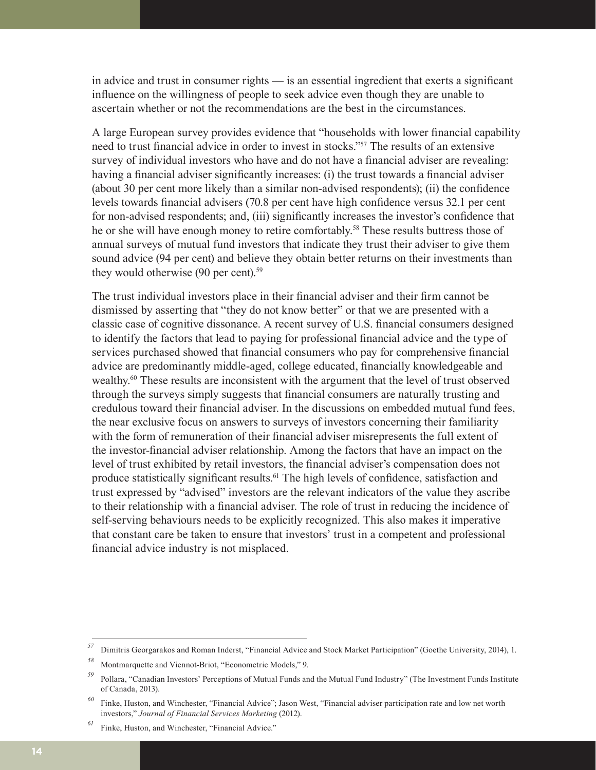in advice and trust in consumer rights — is an essential ingredient that exerts a significant influence on the willingness of people to seek advice even though they are unable to ascertain whether or not the recommendations are the best in the circumstances.

A large European survey provides evidence that "households with lower financial capability need to trust financial advice in order to invest in stocks."[57] The results of an extensive survey of individual investors who have and do not have a financial adviser are revealing: having a financial adviser significantly increases: (i) the trust towards a financial adviser (about 30 per cent more likely than a similar non-advised respondents); (ii) the confidence levels towards financial advisers (70.8 per cent have high confidence versus 32.1 per cent for non-advised respondents; and, (iii) significantly increases the investor's confidence that he or she will have enough money to retire comfortably.[58] These results buttress those of annual surveys of mutual fund investors that indicate they trust their adviser to give them sound advice (94 per cent) and believe they obtain better returns on their investments than they would otherwise (90 per cent).[59]

The trust individual investors place in their financial adviser and their firm cannot be dismissed by asserting that "they do not know better" or that we are presented with a classic case of cognitive dissonance. A recent survey of U.S. financial consumers designed to identify the factors that lead to paying for professional financial advice and the type of services purchased showed that financial consumers who pay for comprehensive financial advice are predominantly middle-aged, college educated, financially knowledgeable and wealthy.[60] These results are inconsistent with the argument that the level of trust observed through the surveys simply suggests that financial consumers are naturally trusting and credulous toward their financial adviser. In the discussions on embedded mutual fund fees, the near exclusive focus on answers to surveys of investors concerning their familiarity with the form of remuneration of their financial adviser misrepresents the full extent of the investor-financial adviser relationship. Among the factors that have an impact on the level of trust exhibited by retail investors, the financial adviser's compensation does not produce statistically significant results.[61] The high levels of confidence, satisfaction and trust expressed by "advised" investors are the relevant indicators of the value they ascribe to their relationship with a financial adviser. The role of trust in reducing the incidence of self-serving behaviours needs to be explicitly recognized. This also makes it imperative that constant care be taken to ensure that investors' trust in a competent and professional financial advice industry is not misplaced.

---

[57] Dimitris Georgarakos and Roman Inderst, "Financial Advice and Stock Market Participation" (Goethe University, 2014), 1.

[58] Montmarquette and Viennot-Briot, "Econometric Models," 9.

[59] Pollara, "Canadian Investors' Perceptions of Mutual Funds and the Mutual Fund Industry" (The Investment Funds Institute of Canada, 2013).

[60] Finke, Huston, and Winchester, "Financial Advice"; Jason West, "Financial adviser participation rate and low net worth investors," *Journal of Financial Services Marketing* (2012).

[61] Finke, Huston, and Winchester, "Financial Advice."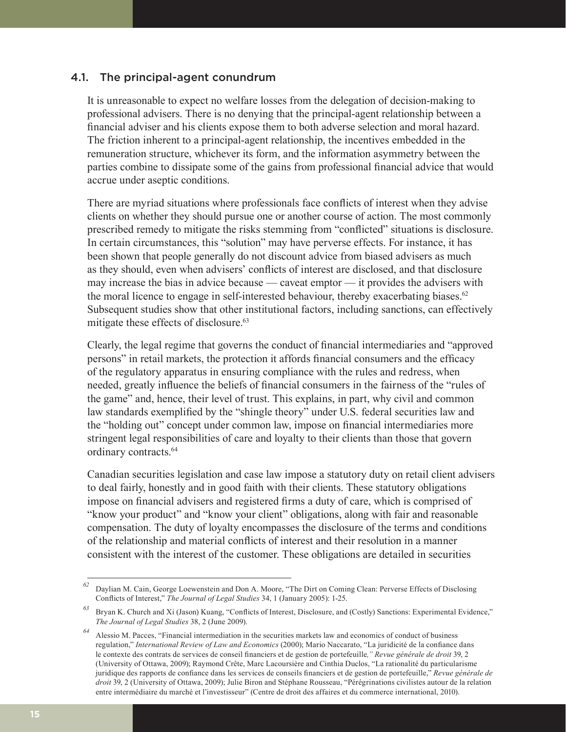### 4.1. The principal-agent conundrum

It is unreasonable to expect no welfare losses from the delegation of decision-making to professional advisers. There is no denying that the principal-agent relationship between a financial adviser and his clients expose them to both adverse selection and moral hazard. The friction inherent to a principal-agent relationship, the incentives embedded in the remuneration structure, whichever its form, and the information asymmetry between the parties combine to dissipate some of the gains from professional financial advice that would accrue under aseptic conditions.

There are myriad situations where professionals face conflicts of interest when they advise clients on whether they should pursue one or another course of action. The most commonly prescribed remedy to mitigate the risks stemming from "conflicted" situations is disclosure. In certain circumstances, this "solution" may have perverse effects. For instance, it has been shown that people generally do not discount advice from biased advisers as much as they should, even when advisers' conflicts of interest are disclosed, and that disclosure may increase the bias in advice because — caveat emptor — it provides the advisers with the moral licence to engage in self-interested behaviour, thereby exacerbating biases.[62] Subsequent studies show that other institutional factors, including sanctions, can effectively mitigate these effects of disclosure.[63]

Clearly, the legal regime that governs the conduct of financial intermediaries and "approved persons" in retail markets, the protection it affords financial consumers and the efficacy of the regulatory apparatus in ensuring compliance with the rules and redress, when needed, greatly influence the beliefs of financial consumers in the fairness of the "rules of the game" and, hence, their level of trust. This explains, in part, why civil and common law standards exemplified by the "shingle theory" under U.S. federal securities law and the "holding out" concept under common law, impose on financial intermediaries more stringent legal responsibilities of care and loyalty to their clients than those that govern ordinary contracts.[64]

Canadian securities legislation and case law impose a statutory duty on retail client advisers to deal fairly, honestly and in good faith with their clients. These statutory obligations impose on financial advisers and registered firms a duty of care, which is comprised of "know your product" and "know your client" obligations, along with fair and reasonable compensation. The duty of loyalty encompasses the disclosure of the terms and conditions of the relationship and material conflicts of interest and their resolution in a manner consistent with the interest of the customer. These obligations are detailed in securities

---

[62] Daylian M. Cain, George Loewenstein and Don A. Moore, "The Dirt on Coming Clean: Perverse Effects of Disclosing Conflicts of Interest," *The Journal of Legal Studies* 34, 1 (January 2005): 1-25.

[63] Bryan K. Church and Xi (Jason) Kuang, "Conflicts of Interest, Disclosure, and (Costly) Sanctions: Experimental Evidence," *The Journal of Legal Studies* 38, 2 (June 2009).

[64] Alessio M. Pacces, "Financial intermediation in the securities markets law and economics of conduct of business regulation," *International Review of Law and Economics* (2000); Mario Naccarato, "La juridicité de la confiance dans le contexte des contrats de services de conseil financiers et de gestion de portefeuille," *Revue générale de droit* 39, 2 (University of Ottawa, 2009); Raymond Crête, Marc Lacoursière and Cinthia Duclos, "La rationalité du particularisme juridique des rapports de confiance dans les services de conseils financiers et de gestion de portefeuille," *Revue générale de droit* 39, 2 (University of Ottawa, 2009); Julie Biron and Stéphane Rousseau, "Pérégrinations civilistes autour de la relation entre intermédiaire du marché et l'investisseur" (Centre de droit des affaires et du commerce international, 2010).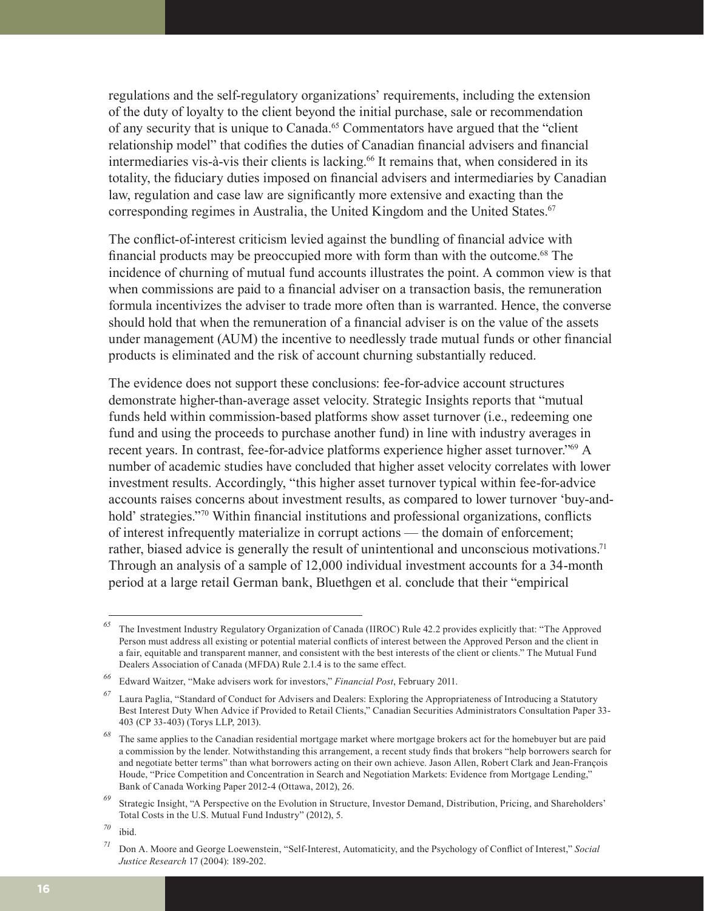regulations and the self-regulatory organizations' requirements, including the extension of the duty of loyalty to the client beyond the initial purchase, sale or recommendation of any security that is unique to Canada.[65] Commentators have argued that the "client relationship model" that codifies the duties of Canadian financial advisers and financial intermediaries vis-à-vis their clients is lacking.[66] It remains that, when considered in its totality, the fiduciary duties imposed on financial advisers and intermediaries by Canadian law, regulation and case law are significantly more extensive and exacting than the corresponding regimes in Australia, the United Kingdom and the United States.[67]

The conflict-of-interest criticism levied against the bundling of financial advice with financial products may be preoccupied more with form than with the outcome.[68] The incidence of churning of mutual fund accounts illustrates the point. A common view is that when commissions are paid to a financial adviser on a transaction basis, the remuneration formula incentivizes the adviser to trade more often than is warranted. Hence, the converse should hold that when the remuneration of a financial adviser is on the value of the assets under management (AUM) the incentive to needlessly trade mutual funds or other financial products is eliminated and the risk of account churning substantially reduced.

The evidence does not support these conclusions: fee-for-advice account structures demonstrate higher-than-average asset velocity. Strategic Insights reports that "mutual funds held within commission-based platforms show asset turnover (i.e., redeeming one fund and using the proceeds to purchase another fund) in line with industry averages in recent years. In contrast, fee-for-advice platforms experience higher asset turnover."[69] A number of academic studies have concluded that higher asset velocity correlates with lower investment results. Accordingly, "this higher asset turnover typical within fee-for-advice accounts raises concerns about investment results, as compared to lower turnover 'buy-and-hold' strategies."[70] Within financial institutions and professional organizations, conflicts of interest infrequently materialize in corrupt actions — the domain of enforcement; rather, biased advice is generally the result of unintentional and unconscious motivations.[71] Through an analysis of a sample of 12,000 individual investment accounts for a 34-month period at a large retail German bank, Bluethgen et al. conclude that their "empirical

---

[65] The Investment Industry Regulatory Organization of Canada (IIROC) Rule 42.2 provides explicitly that: "The Approved Person must address all existing or potential material conflicts of interest between the Approved Person and the client in a fair, equitable and transparent manner, and consistent with the best interests of the client or clients." The Mutual Fund Dealers Association of Canada (MFDA) Rule 2.1.4 is to the same effect.

[66] Edward Waitzer, "Make advisers work for investors," *Financial Post*, February 2011.

[67] Laura Paglia, "Standard of Conduct for Advisers and Dealers: Exploring the Appropriateness of Introducing a Statutory Best Interest Duty When Advice if Provided to Retail Clients," Canadian Securities Administrators Consultation Paper 33-403 (CP 33-403) (Torys LLP, 2013).

[68] The same applies to the Canadian residential mortgage market where mortgage brokers act for the homebuyer but are paid a commission by the lender. Notwithstanding this arrangement, a recent study finds that brokers "help borrowers search for and negotiate better terms" than what borrowers acting on their own achieve. Jason Allen, Robert Clark and Jean-François Houde, "Price Competition and Concentration in Search and Negotiation Markets: Evidence from Mortgage Lending," Bank of Canada Working Paper 2012-4 (Ottawa, 2012), 26.

[69] Strategic Insight, "A Perspective on the Evolution in Structure, Investor Demand, Distribution, Pricing, and Shareholders' Total Costs in the U.S. Mutual Fund Industry" (2012), 5.

[70] ibid.

[71] Don A. Moore and George Loewenstein, "Self-Interest, Automaticity, and the Psychology of Conflict of Interest," *Social Justice Research* 17 (2004): 189-202.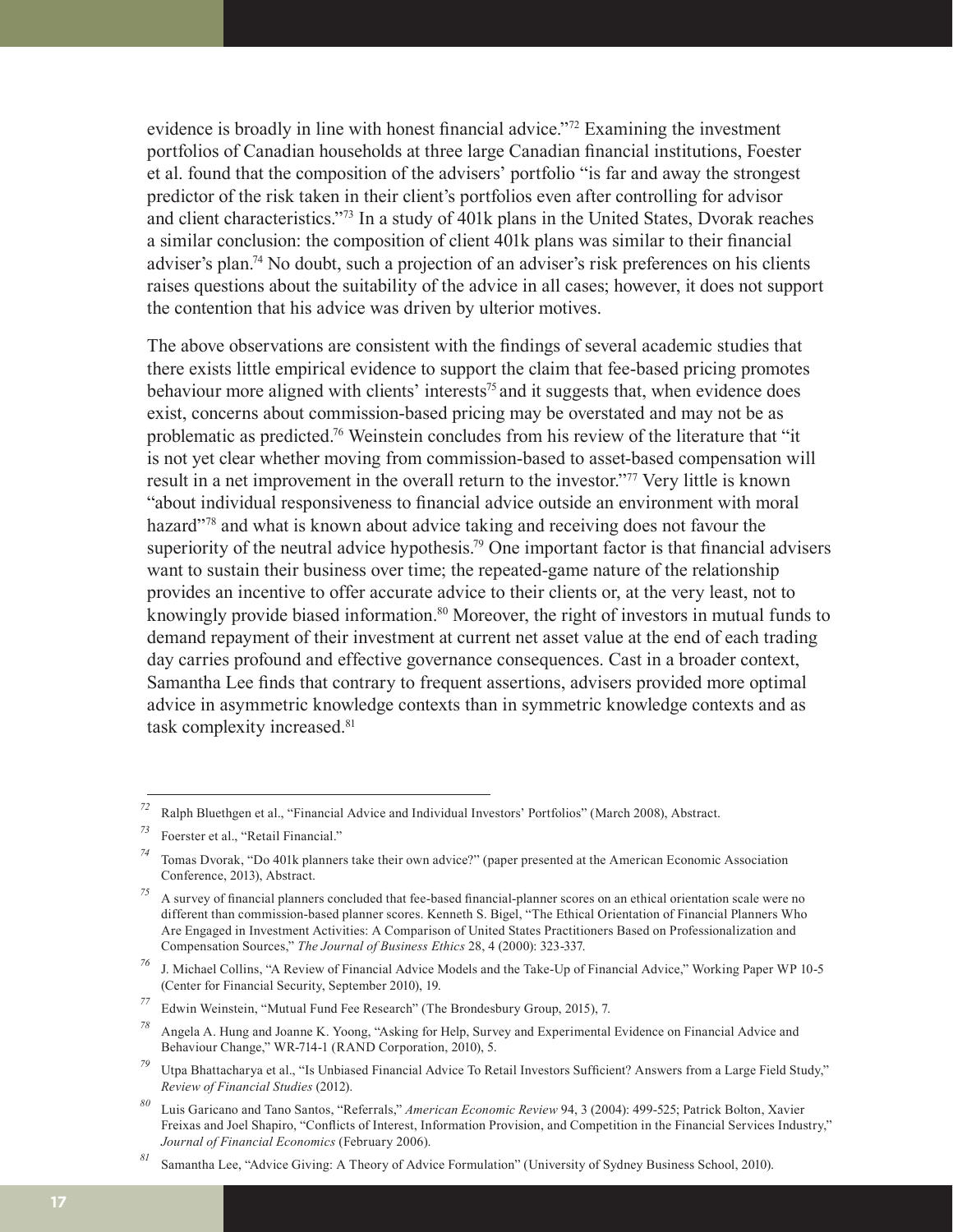evidence is broadly in line with honest financial advice."[72] Examining the investment portfolios of Canadian households at three large Canadian financial institutions, Foester et al. found that the composition of the advisers' portfolio "is far and away the strongest predictor of the risk taken in their client's portfolios even after controlling for advisor and client characteristics."[73] In a study of 401k plans in the United States, Dvorak reaches a similar conclusion: the composition of client 401k plans was similar to their financial adviser's plan.[74] No doubt, such a projection of an adviser's risk preferences on his clients raises questions about the suitability of the advice in all cases; however, it does not support the contention that his advice was driven by ulterior motives.

The above observations are consistent with the findings of several academic studies that there exists little empirical evidence to support the claim that fee-based pricing promotes behaviour more aligned with clients' interests[75] and it suggests that, when evidence does exist, concerns about commission-based pricing may be overstated and may not be as problematic as predicted.[76] Weinstein concludes from his review of the literature that "it is not yet clear whether moving from commission-based to asset-based compensation will result in a net improvement in the overall return to the investor."[77] Very little is known "about individual responsiveness to financial advice outside an environment with moral hazard"[78] and what is known about advice taking and receiving does not favour the superiority of the neutral advice hypothesis.[79] One important factor is that financial advisers want to sustain their business over time; the repeated-game nature of the relationship provides an incentive to offer accurate advice to their clients or, at the very least, not to knowingly provide biased information.[80] Moreover, the right of investors in mutual funds to demand repayment of their investment at current net asset value at the end of each trading day carries profound and effective governance consequences. Cast in a broader context, Samantha Lee finds that contrary to frequent assertions, advisers provided more optimal advice in asymmetric knowledge contexts than in symmetric knowledge contexts and as task complexity increased.[81]

---

[72] Ralph Bluethgen et al., "Financial Advice and Individual Investors' Portfolios" (March 2008), Abstract.

[73] Foerster et al., "Retail Financial."

[74] Tomas Dvorak, "Do 401k planners take their own advice?" (paper presented at the American Economic Association Conference, 2013), Abstract.

[75] A survey of financial planners concluded that fee-based financial-planner scores on an ethical orientation scale were no different than commission-based planner scores. Kenneth S. Bigel, "The Ethical Orientation of Financial Planners Who Are Engaged in Investment Activities: A Comparison of United States Practitioners Based on Professionalization and Compensation Sources," *The Journal of Business Ethics* 28, 4 (2000): 323-337.

[76] J. Michael Collins, "A Review of Financial Advice Models and the Take-Up of Financial Advice," Working Paper WP 10-5 (Center for Financial Security, September 2010), 19.

[77] Edwin Weinstein, "Mutual Fund Fee Research" (The Brondesbury Group, 2015), 7.

[78] Angela A. Hung and Joanne K. Yoong, "Asking for Help, Survey and Experimental Evidence on Financial Advice and Behaviour Change," WR-714-1 (RAND Corporation, 2010), 5.

[79] Utpa Bhattacharya et al., "Is Unbiased Financial Advice To Retail Investors Sufficient? Answers from a Large Field Study," *Review of Financial Studies* (2012).

[80] Luis Garicano and Tano Santos, "Referrals," *American Economic Review* 94, 3 (2004): 499-525; Patrick Bolton, Xavier Freixas and Joel Shapiro, "Conflicts of Interest, Information Provision, and Competition in the Financial Services Industry," *Journal of Financial Economics* (February 2006).

[81] Samantha Lee, "Advice Giving: A Theory of Advice Formulation" (University of Sydney Business School, 2010).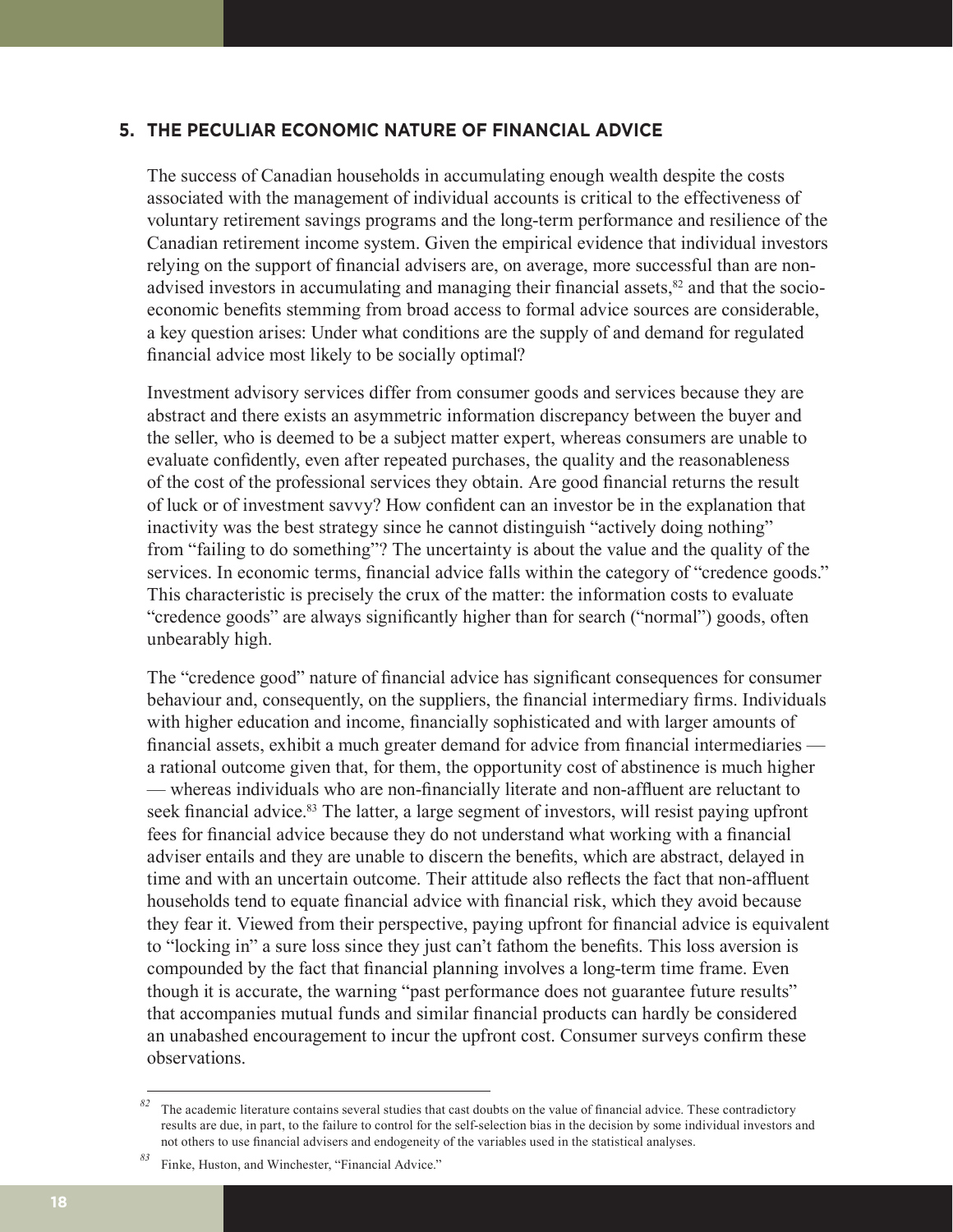## 5. THE PECULIAR ECONOMIC NATURE OF FINANCIAL ADVICE

The success of Canadian households in accumulating enough wealth despite the costs associated with the management of individual accounts is critical to the effectiveness of voluntary retirement savings programs and the long-term performance and resilience of the Canadian retirement income system. Given the empirical evidence that individual investors relying on the support of financial advisers are, on average, more successful than are non-advised investors in accumulating and managing their financial assets,[82] and that the socio-economic benefits stemming from broad access to formal advice sources are considerable, a key question arises: Under what conditions are the supply of and demand for regulated financial advice most likely to be socially optimal?

Investment advisory services differ from consumer goods and services because they are abstract and there exists an asymmetric information discrepancy between the buyer and the seller, who is deemed to be a subject matter expert, whereas consumers are unable to evaluate confidently, even after repeated purchases, the quality and the reasonableness of the cost of the professional services they obtain. Are good financial returns the result of luck or of investment savvy? How confident can an investor be in the explanation that inactivity was the best strategy since he cannot distinguish "actively doing nothing" from "failing to do something"? The uncertainty is about the value and the quality of the services. In economic terms, financial advice falls within the category of "credence goods." This characteristic is precisely the crux of the matter: the information costs to evaluate "credence goods" are always significantly higher than for search ("normal") goods, often unbearably high.

The "credence good" nature of financial advice has significant consequences for consumer behaviour and, consequently, on the suppliers, the financial intermediary firms. Individuals with higher education and income, financially sophisticated and with larger amounts of financial assets, exhibit a much greater demand for advice from financial intermediaries — a rational outcome given that, for them, the opportunity cost of abstinence is much higher — whereas individuals who are non-financially literate and non-affluent are reluctant to seek financial advice.[83] The latter, a large segment of investors, will resist paying upfront fees for financial advice because they do not understand what working with a financial adviser entails and they are unable to discern the benefits, which are abstract, delayed in time and with an uncertain outcome. Their attitude also reflects the fact that non-affluent households tend to equate financial advice with financial risk, which they avoid because they fear it. Viewed from their perspective, paying upfront for financial advice is equivalent to "locking in" a sure loss since they just can't fathom the benefits. This loss aversion is compounded by the fact that financial planning involves a long-term time frame. Even though it is accurate, the warning "past performance does not guarantee future results" that accompanies mutual funds and similar financial products can hardly be considered an unabashed encouragement to incur the upfront cost. Consumer surveys confirm these observations.

---

[82] The academic literature contains several studies that cast doubts on the value of financial advice. These contradictory results are due, in part, to the failure to control for the self-selection bias in the decision by some individual investors and not others to use financial advisers and endogeneity of the variables used in the statistical analyses.

[83] Finke, Huston, and Winchester, "Financial Advice."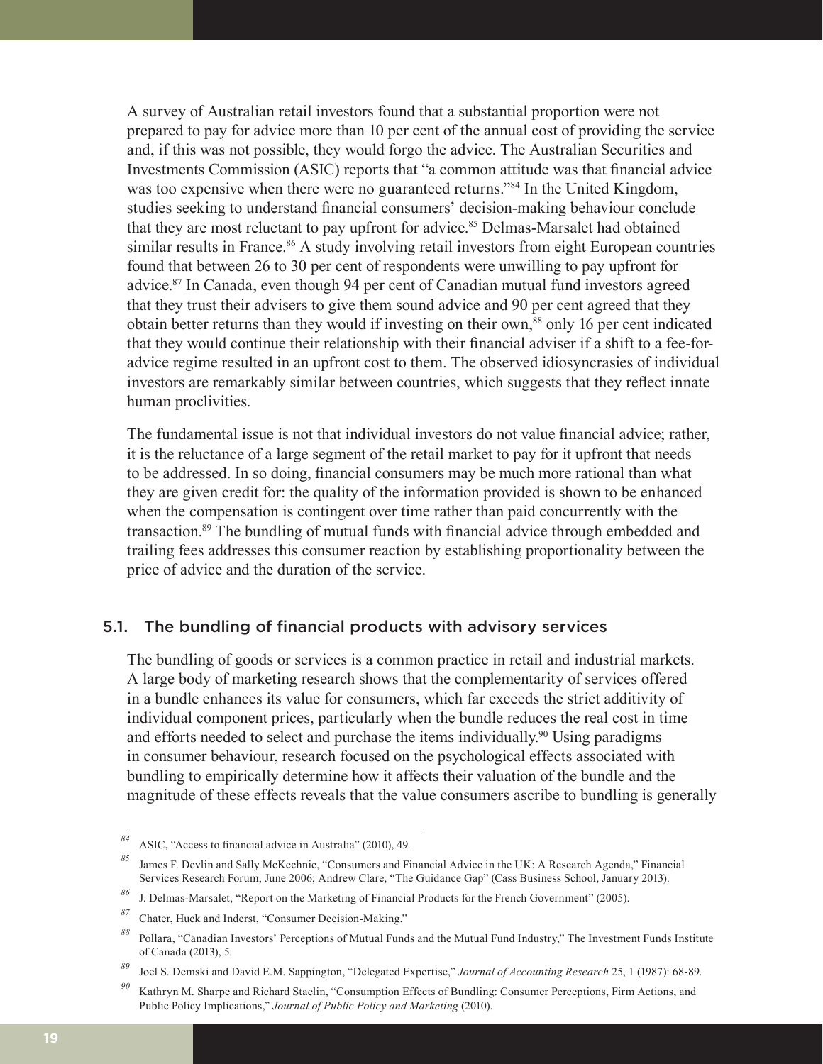A survey of Australian retail investors found that a substantial proportion were not prepared to pay for advice more than 10 per cent of the annual cost of providing the service and, if this was not possible, they would forgo the advice. The Australian Securities and Investments Commission (ASIC) reports that "a common attitude was that financial advice was too expensive when there were no guaranteed returns."[84] In the United Kingdom, studies seeking to understand financial consumers' decision-making behaviour conclude that they are most reluctant to pay upfront for advice.[85] Delmas-Marsalet had obtained similar results in France.[86] A study involving retail investors from eight European countries found that between 26 to 30 per cent of respondents were unwilling to pay upfront for advice.[87] In Canada, even though 94 per cent of Canadian mutual fund investors agreed that they trust their advisers to give them sound advice and 90 per cent agreed that they obtain better returns than they would if investing on their own,[88] only 16 per cent indicated that they would continue their relationship with their financial adviser if a shift to a fee-for-advice regime resulted in an upfront cost to them. The observed idiosyncrasies of individual investors are remarkably similar between countries, which suggests that they reflect innate human proclivities.

The fundamental issue is not that individual investors do not value financial advice; rather, it is the reluctance of a large segment of the retail market to pay for it upfront that needs to be addressed. In so doing, financial consumers may be much more rational than what they are given credit for: the quality of the information provided is shown to be enhanced when the compensation is contingent over time rather than paid concurrently with the transaction.[89] The bundling of mutual funds with financial advice through embedded and trailing fees addresses this consumer reaction by establishing proportionality between the price of advice and the duration of the service.

## 5.1. The bundling of financial products with advisory services

The bundling of goods or services is a common practice in retail and industrial markets. A large body of marketing research shows that the complementarity of services offered in a bundle enhances its value for consumers, which far exceeds the strict additivity of individual component prices, particularly when the bundle reduces the real cost in time and efforts needed to select and purchase the items individually.[90] Using paradigms in consumer behaviour, research focused on the psychological effects associated with bundling to empirically determine how it affects their valuation of the bundle and the magnitude of these effects reveals that the value consumers ascribe to bundling is generally

---

[84] ASIC, "Access to financial advice in Australia" (2010), 49.

[85] James F. Devlin and Sally McKechnie, "Consumers and Financial Advice in the UK: A Research Agenda," Financial Services Research Forum, June 2006; Andrew Clare, "The Guidance Gap" (Cass Business School, January 2013).

[86] J. Delmas-Marsalet, "Report on the Marketing of Financial Products for the French Government" (2005).

[87] Chater, Huck and Inderst, "Consumer Decision-Making."

[88] Pollara, "Canadian Investors' Perceptions of Mutual Funds and the Mutual Fund Industry," The Investment Funds Institute of Canada (2013), 5.

[89] Joel S. Demski and David E.M. Sappington, "Delegated Expertise," *Journal of Accounting Research* 25, 1 (1987): 68-89.

[90] Kathryn M. Sharpe and Richard Staelin, "Consumption Effects of Bundling: Consumer Perceptions, Firm Actions, and Public Policy Implications," *Journal of Public Policy and Marketing* (2010).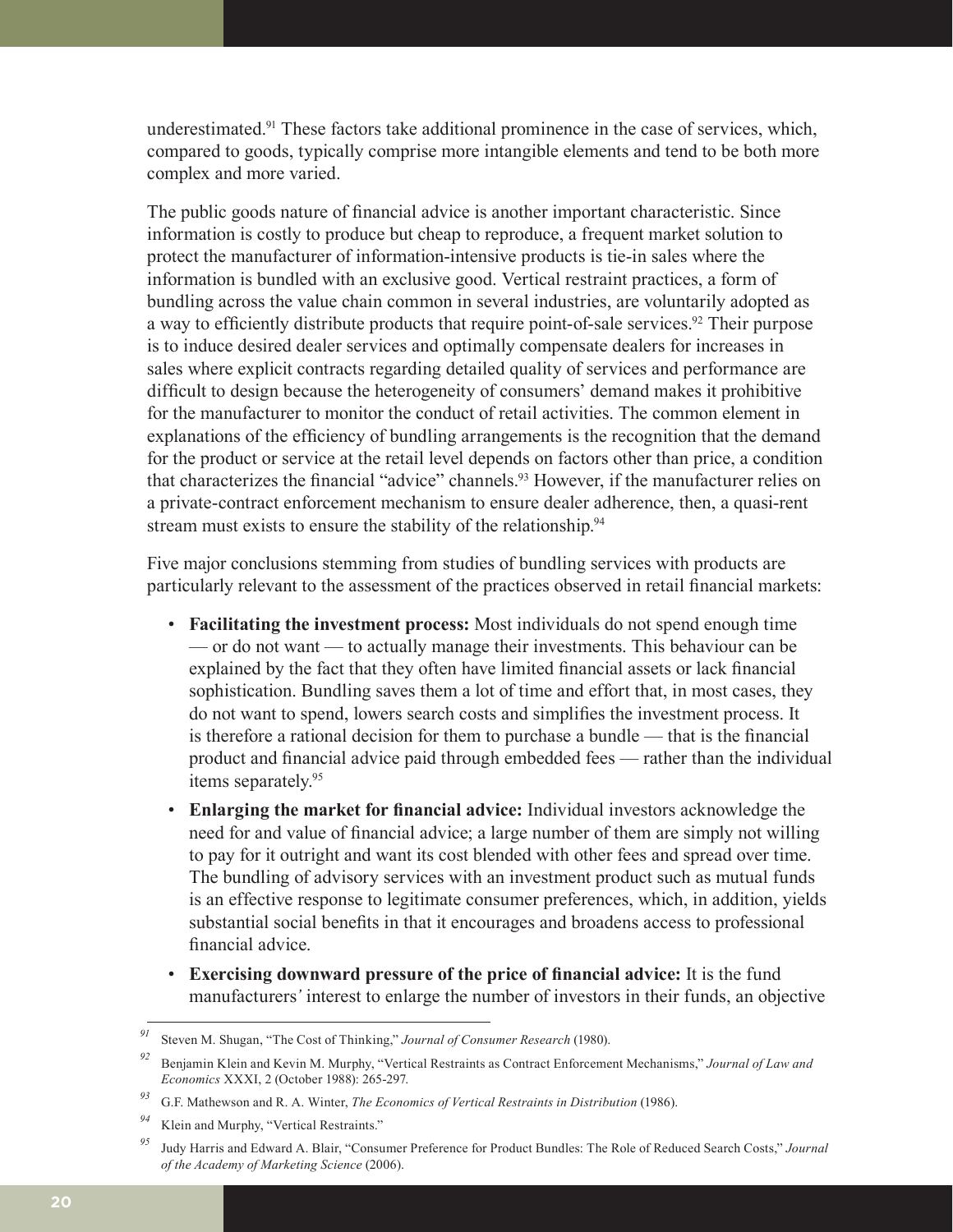underestimated.[91] These factors take additional prominence in the case of services, which, compared to goods, typically comprise more intangible elements and tend to be both more complex and more varied.

The public goods nature of financial advice is another important characteristic. Since information is costly to produce but cheap to reproduce, a frequent market solution to protect the manufacturer of information-intensive products is tie-in sales where the information is bundled with an exclusive good. Vertical restraint practices, a form of bundling across the value chain common in several industries, are voluntarily adopted as a way to efficiently distribute products that require point-of-sale services.[92] Their purpose is to induce desired dealer services and optimally compensate dealers for increases in sales where explicit contracts regarding detailed quality of services and performance are difficult to design because the heterogeneity of consumers' demand makes it prohibitive for the manufacturer to monitor the conduct of retail activities. The common element in explanations of the efficiency of bundling arrangements is the recognition that the demand for the product or service at the retail level depends on factors other than price, a condition that characterizes the financial "advice" channels.[93] However, if the manufacturer relies on a private-contract enforcement mechanism to ensure dealer adherence, then, a quasi-rent stream must exists to ensure the stability of the relationship.[94]

Five major conclusions stemming from studies of bundling services with products are particularly relevant to the assessment of the practices observed in retail financial markets:

- **Facilitating the investment process:** Most individuals do not spend enough time — or do not want — to actually manage their investments. This behaviour can be explained by the fact that they often have limited financial assets or lack financial sophistication. Bundling saves them a lot of time and effort that, in most cases, they do not want to spend, lowers search costs and simplifies the investment process. It is therefore a rational decision for them to purchase a bundle — that is the financial product and financial advice paid through embedded fees — rather than the individual items separately.[95]
- **Enlarging the market for financial advice:** Individual investors acknowledge the need for and value of financial advice; a large number of them are simply not willing to pay for it outright and want its cost blended with other fees and spread over time. The bundling of advisory services with an investment product such as mutual funds is an effective response to legitimate consumer preferences, which, in addition, yields substantial social benefits in that it encourages and broadens access to professional financial advice.
- **Exercising downward pressure of the price of financial advice:** It is the fund manufacturers' interest to enlarge the number of investors in their funds, an objective

---

[91] Steven M. Shugan, "The Cost of Thinking," *Journal of Consumer Research* (1980).

[92] Benjamin Klein and Kevin M. Murphy, "Vertical Restraints as Contract Enforcement Mechanisms," *Journal of Law and Economics* XXXI, 2 (October 1988): 265-297.

[93] G.F. Mathewson and R. A. Winter, *The Economics of Vertical Restraints in Distribution* (1986).

[94] Klein and Murphy, "Vertical Restraints."

[95] Judy Harris and Edward A. Blair, "Consumer Preference for Product Bundles: The Role of Reduced Search Costs," *Journal of the Academy of Marketing Science* (2006).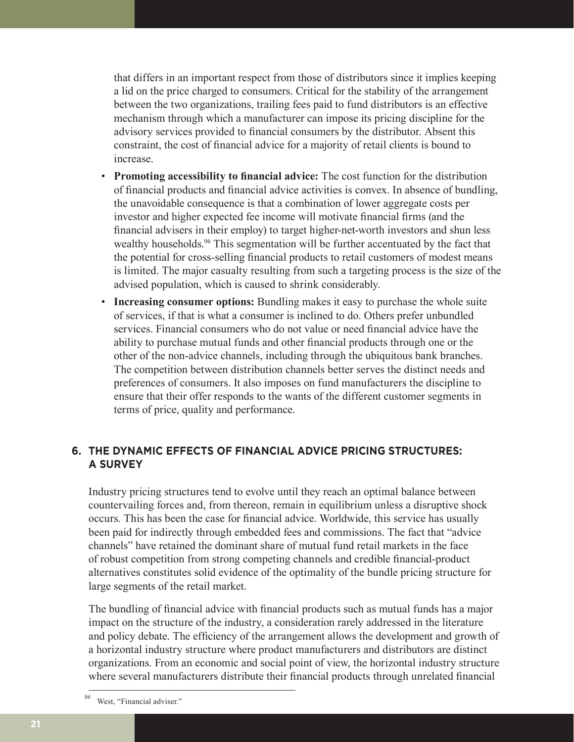that differs in an important respect from those of distributors since it implies keeping a lid on the price charged to consumers. Critical for the stability of the arrangement between the two organizations, trailing fees paid to fund distributors is an effective mechanism through which a manufacturer can impose its pricing discipline for the advisory services provided to financial consumers by the distributor. Absent this constraint, the cost of financial advice for a majority of retail clients is bound to increase.

- **Promoting accessibility to financial advice:** The cost function for the distribution of financial products and financial advice activities is convex. In absence of bundling, the unavoidable consequence is that a combination of lower aggregate costs per investor and higher expected fee income will motivate financial firms (and the financial advisers in their employ) to target higher-net-worth investors and shun less wealthy households.[96] This segmentation will be further accentuated by the fact that the potential for cross-selling financial products to retail customers of modest means is limited. The major casualty resulting from such a targeting process is the size of the advised population, which is caused to shrink considerably.
- **Increasing consumer options:** Bundling makes it easy to purchase the whole suite of services, if that is what a consumer is inclined to do. Others prefer unbundled services. Financial consumers who do not value or need financial advice have the ability to purchase mutual funds and other financial products through one or the other of the non-advice channels, including through the ubiquitous bank branches. The competition between distribution channels better serves the distinct needs and preferences of consumers. It also imposes on fund manufacturers the discipline to ensure that their offer responds to the wants of the different customer segments in terms of price, quality and performance.

## 6. THE DYNAMIC EFFECTS OF FINANCIAL ADVICE PRICING STRUCTURES: A SURVEY

Industry pricing structures tend to evolve until they reach an optimal balance between countervailing forces and, from thereon, remain in equilibrium unless a disruptive shock occurs. This has been the case for financial advice. Worldwide, this service has usually been paid for indirectly through embedded fees and commissions. The fact that "advice channels" have retained the dominant share of mutual fund retail markets in the face of robust competition from strong competing channels and credible financial-product alternatives constitutes solid evidence of the optimality of the bundle pricing structure for large segments of the retail market.

The bundling of financial advice with financial products such as mutual funds has a major impact on the structure of the industry, a consideration rarely addressed in the literature and policy debate. The efficiency of the arrangement allows the development and growth of a horizontal industry structure where product manufacturers and distributors are distinct organizations. From an economic and social point of view, the horizontal industry structure where several manufacturers distribute their financial products through unrelated financial

[96] West, "Financial adviser."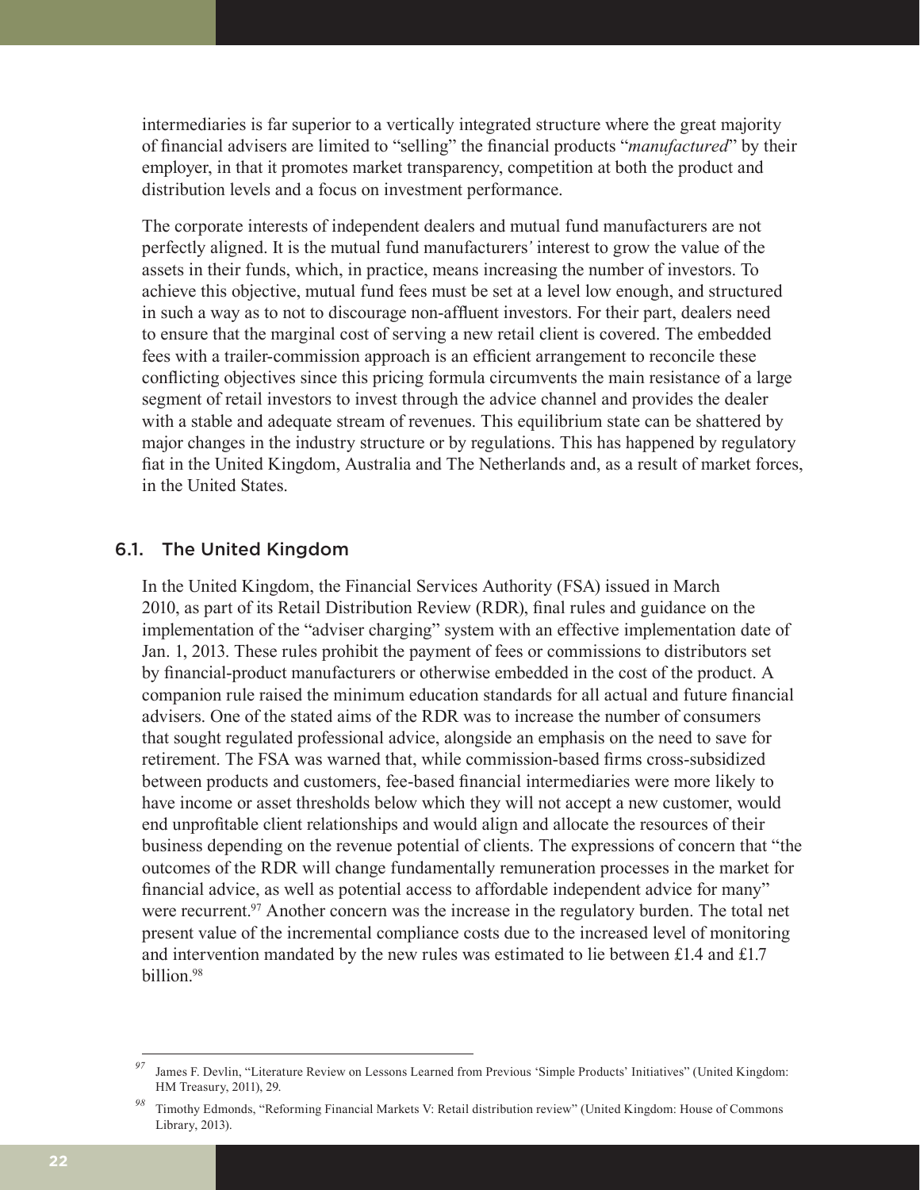intermediaries is far superior to a vertically integrated structure where the great majority of financial advisers are limited to "selling" the financial products "*manufactured*" by their employer, in that it promotes market transparency, competition at both the product and distribution levels and a focus on investment performance.

The corporate interests of independent dealers and mutual fund manufacturers are not perfectly aligned. It is the mutual fund manufacturers' interest to grow the value of the assets in their funds, which, in practice, means increasing the number of investors. To achieve this objective, mutual fund fees must be set at a level low enough, and structured in such a way as to not to discourage non-affluent investors. For their part, dealers need to ensure that the marginal cost of serving a new retail client is covered. The embedded fees with a trailer-commission approach is an efficient arrangement to reconcile these conflicting objectives since this pricing formula circumvents the main resistance of a large segment of retail investors to invest through the advice channel and provides the dealer with a stable and adequate stream of revenues. This equilibrium state can be shattered by major changes in the industry structure or by regulations. This has happened by regulatory fiat in the United Kingdom, Australia and The Netherlands and, as a result of market forces, in the United States.

## 6.1. The United Kingdom

In the United Kingdom, the Financial Services Authority (FSA) issued in March 2010, as part of its Retail Distribution Review (RDR), final rules and guidance on the implementation of the "adviser charging" system with an effective implementation date of Jan. 1, 2013. These rules prohibit the payment of fees or commissions to distributors set by financial-product manufacturers or otherwise embedded in the cost of the product. A companion rule raised the minimum education standards for all actual and future financial advisers. One of the stated aims of the RDR was to increase the number of consumers that sought regulated professional advice, alongside an emphasis on the need to save for retirement. The FSA was warned that, while commission-based firms cross-subsidized between products and customers, fee-based financial intermediaries were more likely to have income or asset thresholds below which they will not accept a new customer, would end unprofitable client relationships and would align and allocate the resources of their business depending on the revenue potential of clients. The expressions of concern that "the outcomes of the RDR will change fundamentally remuneration processes in the market for financial advice, as well as potential access to affordable independent advice for many" were recurrent.[97] Another concern was the increase in the regulatory burden. The total net present value of the incremental compliance costs due to the increased level of monitoring and intervention mandated by the new rules was estimated to lie between £1.4 and £1.7 billion.[98]

---

[97] James F. Devlin, "Literature Review on Lessons Learned from Previous 'Simple Products' Initiatives" (United Kingdom: HM Treasury, 2011), 29.

[98] Timothy Edmonds, "Reforming Financial Markets V: Retail distribution review" (United Kingdom: House of Commons Library, 2013).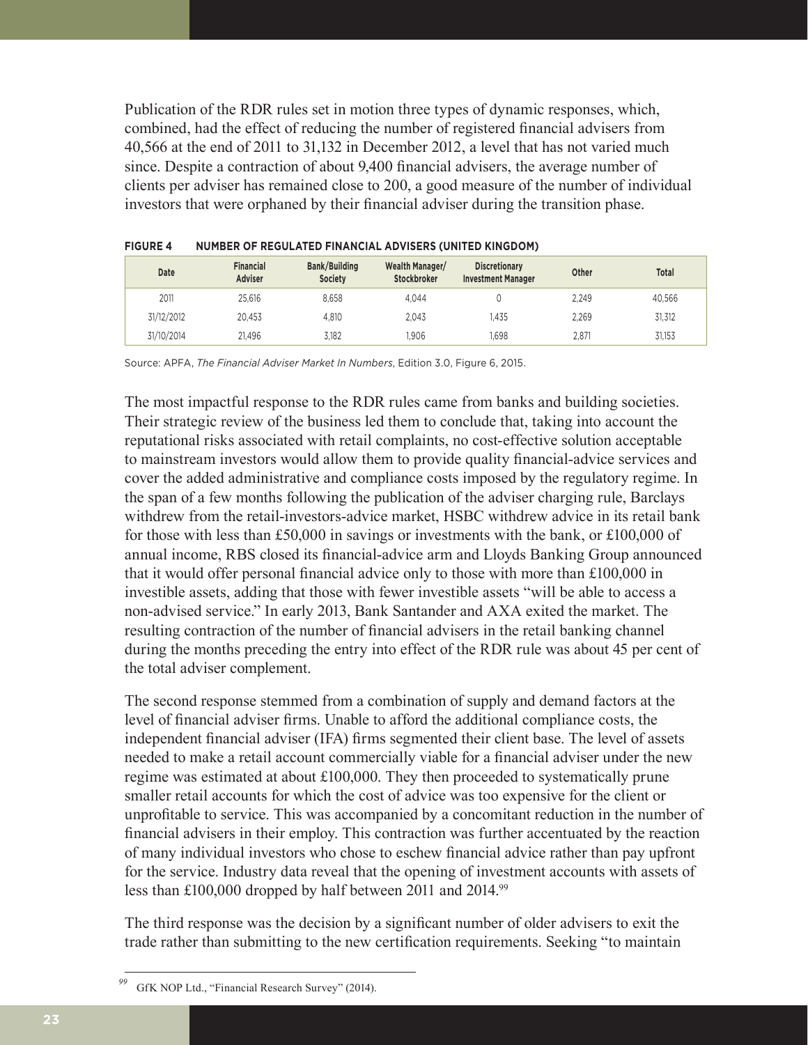Publication of the RDR rules set in motion three types of dynamic responses, which, combined, had the effect of reducing the number of registered financial advisers from 40,566 at the end of 2011 to 31,132 in December 2012, a level that has not varied much since. Despite a contraction of about 9,400 financial advisers, the average number of clients per adviser has remained close to 200, a good measure of the number of individual investors that were orphaned by their financial adviser during the transition phase.

**FIGURE 4 NUMBER OF REGULATED FINANCIAL ADVISERS (UNITED KINGDOM)**

| Date | Financial Adviser | Bank/Building Society | Wealth Manager/ Stockbroker | Discretionary Investment Manager | Other | Total |
|---|---|---|---|---|---|---|
| 2011 | 25,616 | 8,658 | 4,044 | 0 | 2,249 | 40,566 |
| 31/12/2012 | 20,453 | 4,810 | 2,043 | 1,435 | 2,269 | 31,312 |
| 31/10/2014 | 21,496 | 3,182 | 1,906 | 1,698 | 2,871 | 31,153 |

Source: APFA, *The Financial Adviser Market In Numbers*, Edition 3.0, Figure 6, 2015.

The most impactful response to the RDR rules came from banks and building societies. Their strategic review of the business led them to conclude that, taking into account the reputational risks associated with retail complaints, no cost-effective solution acceptable to mainstream investors would allow them to provide quality financial-advice services and cover the added administrative and compliance costs imposed by the regulatory regime. In the span of a few months following the publication of the adviser charging rule, Barclays withdrew from the retail-investors-advice market, HSBC withdrew advice in its retail bank for those with less than £50,000 in savings or investments with the bank, or £100,000 of annual income, RBS closed its financial-advice arm and Lloyds Banking Group announced that it would offer personal financial advice only to those with more than £100,000 in investible assets, adding that those with fewer investible assets "will be able to access a non-advised service." In early 2013, Bank Santander and AXA exited the market. The resulting contraction of the number of financial advisers in the retail banking channel during the months preceding the entry into effect of the RDR rule was about 45 per cent of the total adviser complement.

The second response stemmed from a combination of supply and demand factors at the level of financial adviser firms. Unable to afford the additional compliance costs, the independent financial adviser (IFA) firms segmented their client base. The level of assets needed to make a retail account commercially viable for a financial adviser under the new regime was estimated at about £100,000. They then proceeded to systematically prune smaller retail accounts for which the cost of advice was too expensive for the client or unprofitable to service. This was accompanied by a concomitant reduction in the number of financial advisers in their employ. This contraction was further accentuated by the reaction of many individual investors who chose to eschew financial advice rather than pay upfront for the service. Industry data reveal that the opening of investment accounts with assets of less than £100,000 dropped by half between 2011 and 2014.[99]

The third response was the decision by a significant number of older advisers to exit the trade rather than submitting to the new certification requirements. Seeking "to maintain

[99] GfK NOP Ltd., "Financial Research Survey" (2014).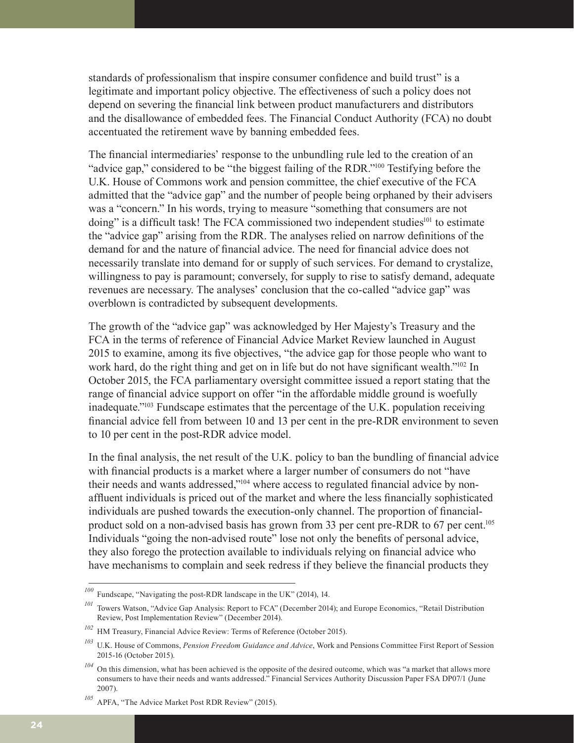standards of professionalism that inspire consumer confidence and build trust" is a legitimate and important policy objective. The effectiveness of such a policy does not depend on severing the financial link between product manufacturers and distributors and the disallowance of embedded fees. The Financial Conduct Authority (FCA) no doubt accentuated the retirement wave by banning embedded fees.

The financial intermediaries' response to the unbundling rule led to the creation of an "advice gap," considered to be "the biggest failing of the RDR."[100] Testifying before the U.K. House of Commons work and pension committee, the chief executive of the FCA admitted that the "advice gap" and the number of people being orphaned by their advisers was a "concern." In his words, trying to measure "something that consumers are not doing" is a difficult task! The FCA commissioned two independent studies[101] to estimate the "advice gap" arising from the RDR. The analyses relied on narrow definitions of the demand for and the nature of financial advice. The need for financial advice does not necessarily translate into demand for or supply of such services. For demand to crystalize, willingness to pay is paramount; conversely, for supply to rise to satisfy demand, adequate revenues are necessary. The analyses' conclusion that the co-called "advice gap" was overblown is contradicted by subsequent developments.

The growth of the "advice gap" was acknowledged by Her Majesty's Treasury and the FCA in the terms of reference of Financial Advice Market Review launched in August 2015 to examine, among its five objectives, "the advice gap for those people who want to work hard, do the right thing and get on in life but do not have significant wealth."[102] In October 2015, the FCA parliamentary oversight committee issued a report stating that the range of financial advice support on offer "in the affordable middle ground is woefully inadequate."[103] Fundscape estimates that the percentage of the U.K. population receiving financial advice fell from between 10 and 13 per cent in the pre-RDR environment to seven to 10 per cent in the post-RDR advice model.

In the final analysis, the net result of the U.K. policy to ban the bundling of financial advice with financial products is a market where a larger number of consumers do not "have their needs and wants addressed,"[104] where access to regulated financial advice by non-affluent individuals is priced out of the market and where the less financially sophisticated individuals are pushed towards the execution-only channel. The proportion of financial-product sold on a non-advised basis has grown from 33 per cent pre-RDR to 67 per cent.[105] Individuals "going the non-advised route" lose not only the benefits of personal advice, they also forego the protection available to individuals relying on financial advice who have mechanisms to complain and seek redress if they believe the financial products they

---

[100] Fundscape, "Navigating the post-RDR landscape in the UK" (2014), 14.

[101] Towers Watson, "Advice Gap Analysis: Report to FCA" (December 2014); and Europe Economics, "Retail Distribution Review, Post Implementation Review" (December 2014).

[102] HM Treasury, Financial Advice Review: Terms of Reference (October 2015).

[103] U.K. House of Commons, *Pension Freedom Guidance and Advice*, Work and Pensions Committee First Report of Session 2015-16 (October 2015).

[104] On this dimension, what has been achieved is the opposite of the desired outcome, which was "a market that allows more consumers to have their needs and wants addressed." Financial Services Authority Discussion Paper FSA DP07/1 (June 2007).

[105] APFA, "The Advice Market Post RDR Review" (2015).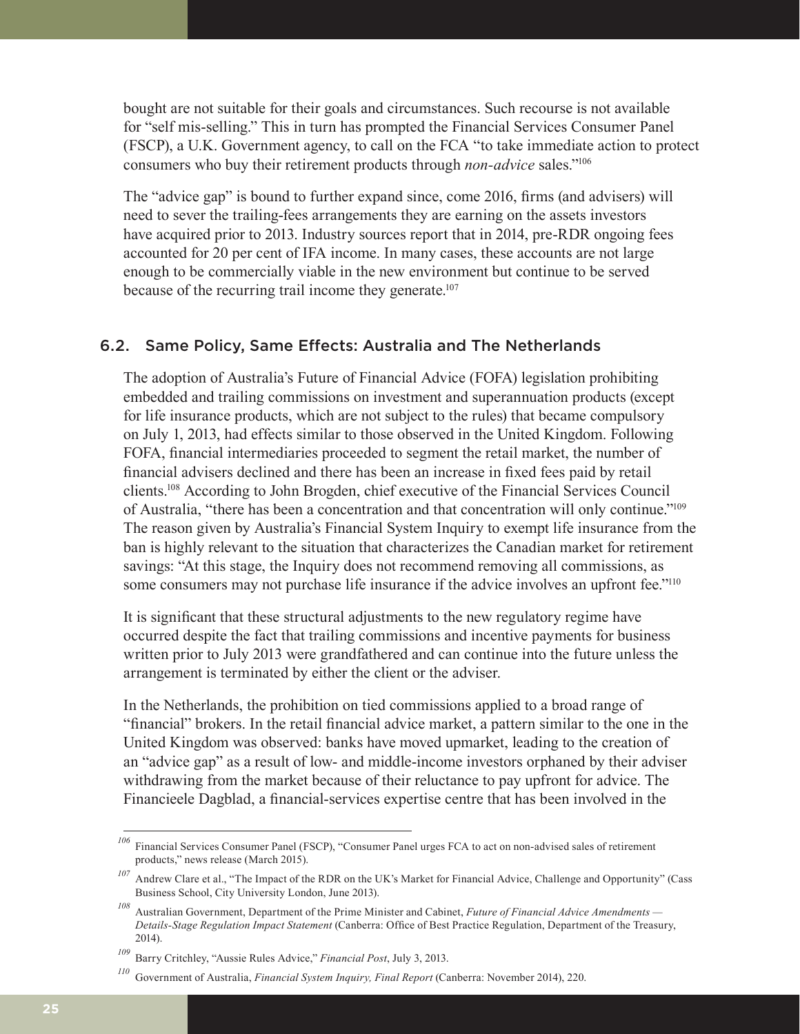bought are not suitable for their goals and circumstances. Such recourse is not available for "self mis-selling." This in turn has prompted the Financial Services Consumer Panel (FSCP), a U.K. Government agency, to call on the FCA "to take immediate action to protect consumers who buy their retirement products through *non-advice* sales."[106]

The "advice gap" is bound to further expand since, come 2016, firms (and advisers) will need to sever the trailing-fees arrangements they are earning on the assets investors have acquired prior to 2013. Industry sources report that in 2014, pre-RDR ongoing fees accounted for 20 per cent of IFA income. In many cases, these accounts are not large enough to be commercially viable in the new environment but continue to be served because of the recurring trail income they generate.[107]

## 6.2. Same Policy, Same Effects: Australia and The Netherlands

The adoption of Australia's Future of Financial Advice (FOFA) legislation prohibiting embedded and trailing commissions on investment and superannuation products (except for life insurance products, which are not subject to the rules) that became compulsory on July 1, 2013, had effects similar to those observed in the United Kingdom. Following FOFA, financial intermediaries proceeded to segment the retail market, the number of financial advisers declined and there has been an increase in fixed fees paid by retail clients.[108] According to John Brogden, chief executive of the Financial Services Council of Australia, "there has been a concentration and that concentration will only continue."[109] The reason given by Australia's Financial System Inquiry to exempt life insurance from the ban is highly relevant to the situation that characterizes the Canadian market for retirement savings: "At this stage, the Inquiry does not recommend removing all commissions, as some consumers may not purchase life insurance if the advice involves an upfront fee."[110]

It is significant that these structural adjustments to the new regulatory regime have occurred despite the fact that trailing commissions and incentive payments for business written prior to July 2013 were grandfathered and can continue into the future unless the arrangement is terminated by either the client or the adviser.

In the Netherlands, the prohibition on tied commissions applied to a broad range of "financial" brokers. In the retail financial advice market, a pattern similar to the one in the United Kingdom was observed: banks have moved upmarket, leading to the creation of an "advice gap" as a result of low- and middle-income investors orphaned by their adviser withdrawing from the market because of their reluctance to pay upfront for advice. The Financieele Dagblad, a financial-services expertise centre that has been involved in the

---

[106] Financial Services Consumer Panel (FSCP), "Consumer Panel urges FCA to act on non-advised sales of retirement products," news release (March 2015).

[107] Andrew Clare et al., "The Impact of the RDR on the UK's Market for Financial Advice, Challenge and Opportunity" (Cass Business School, City University London, June 2013).

[108] Australian Government, Department of the Prime Minister and Cabinet, *Future of Financial Advice Amendments — Details-Stage Regulation Impact Statement* (Canberra: Office of Best Practice Regulation, Department of the Treasury, 2014).

[109] Barry Critchley, "Aussie Rules Advice," *Financial Post*, July 3, 2013.

[110] Government of Australia, *Financial System Inquiry, Final Report* (Canberra: November 2014), 220.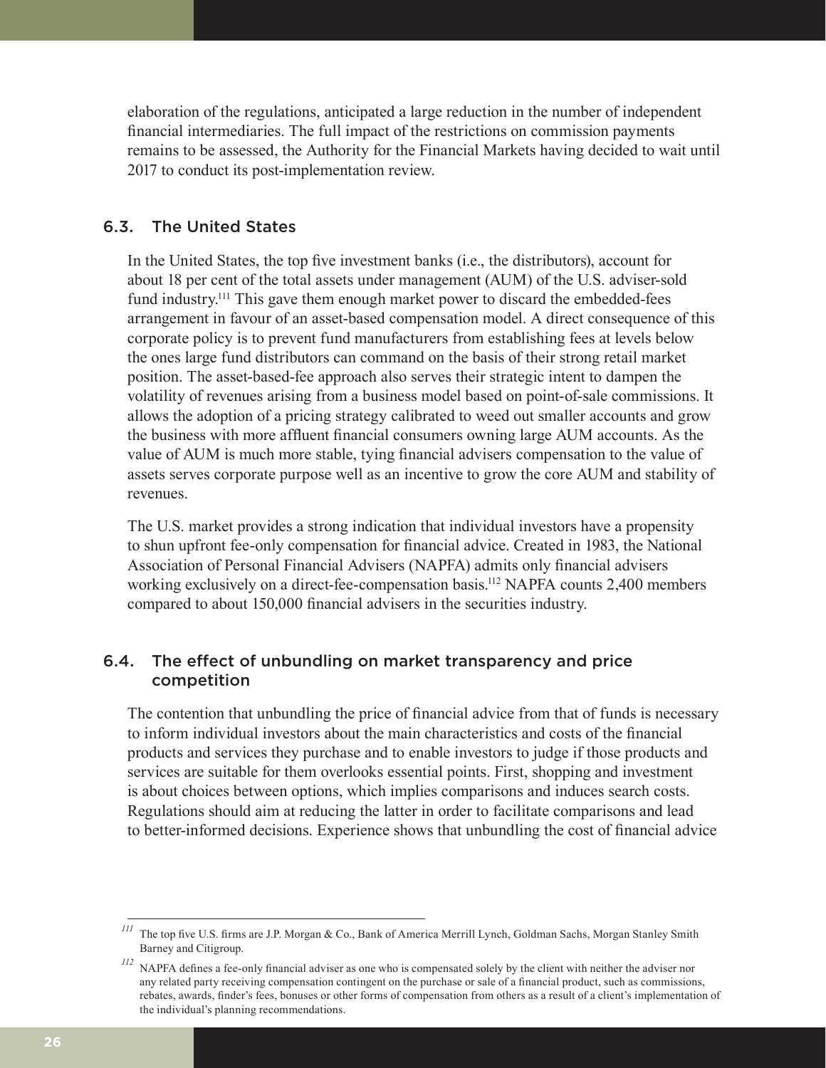elaboration of the regulations, anticipated a large reduction in the number of independent financial intermediaries. The full impact of the restrictions on commission payments remains to be assessed, the Authority for the Financial Markets having decided to wait until 2017 to conduct its post-implementation review.

## 6.3. The United States

In the United States, the top five investment banks (i.e., the distributors), account for about 18 per cent of the total assets under management (AUM) of the U.S. adviser-sold fund industry.[111] This gave them enough market power to discard the embedded-fees arrangement in favour of an asset-based compensation model. A direct consequence of this corporate policy is to prevent fund manufacturers from establishing fees at levels below the ones large fund distributors can command on the basis of their strong retail market position. The asset-based-fee approach also serves their strategic intent to dampen the volatility of revenues arising from a business model based on point-of-sale commissions. It allows the adoption of a pricing strategy calibrated to weed out smaller accounts and grow the business with more affluent financial consumers owning large AUM accounts. As the value of AUM is much more stable, tying financial advisers compensation to the value of assets serves corporate purpose well as an incentive to grow the core AUM and stability of revenues.

The U.S. market provides a strong indication that individual investors have a propensity to shun upfront fee-only compensation for financial advice. Created in 1983, the National Association of Personal Financial Advisers (NAPFA) admits only financial advisers working exclusively on a direct-fee-compensation basis.[112] NAPFA counts 2,400 members compared to about 150,000 financial advisers in the securities industry.

## 6.4. The effect of unbundling on market transparency and price competition

The contention that unbundling the price of financial advice from that of funds is necessary to inform individual investors about the main characteristics and costs of the financial products and services they purchase and to enable investors to judge if those products and services are suitable for them overlooks essential points. First, shopping and investment is about choices between options, which implies comparisons and induces search costs. Regulations should aim at reducing the latter in order to facilitate comparisons and lead to better-informed decisions. Experience shows that unbundling the cost of financial advice

---

[111] The top five U.S. firms are J.P. Morgan & Co., Bank of America Merrill Lynch, Goldman Sachs, Morgan Stanley Smith Barney and Citigroup.

[112] NAPFA defines a fee-only financial adviser as one who is compensated solely by the client with neither the adviser nor any related party receiving compensation contingent on the purchase or sale of a financial product, such as commissions, rebates, awards, finder's fees, bonuses or other forms of compensation from others as a result of a client's implementation of the individual's planning recommendations.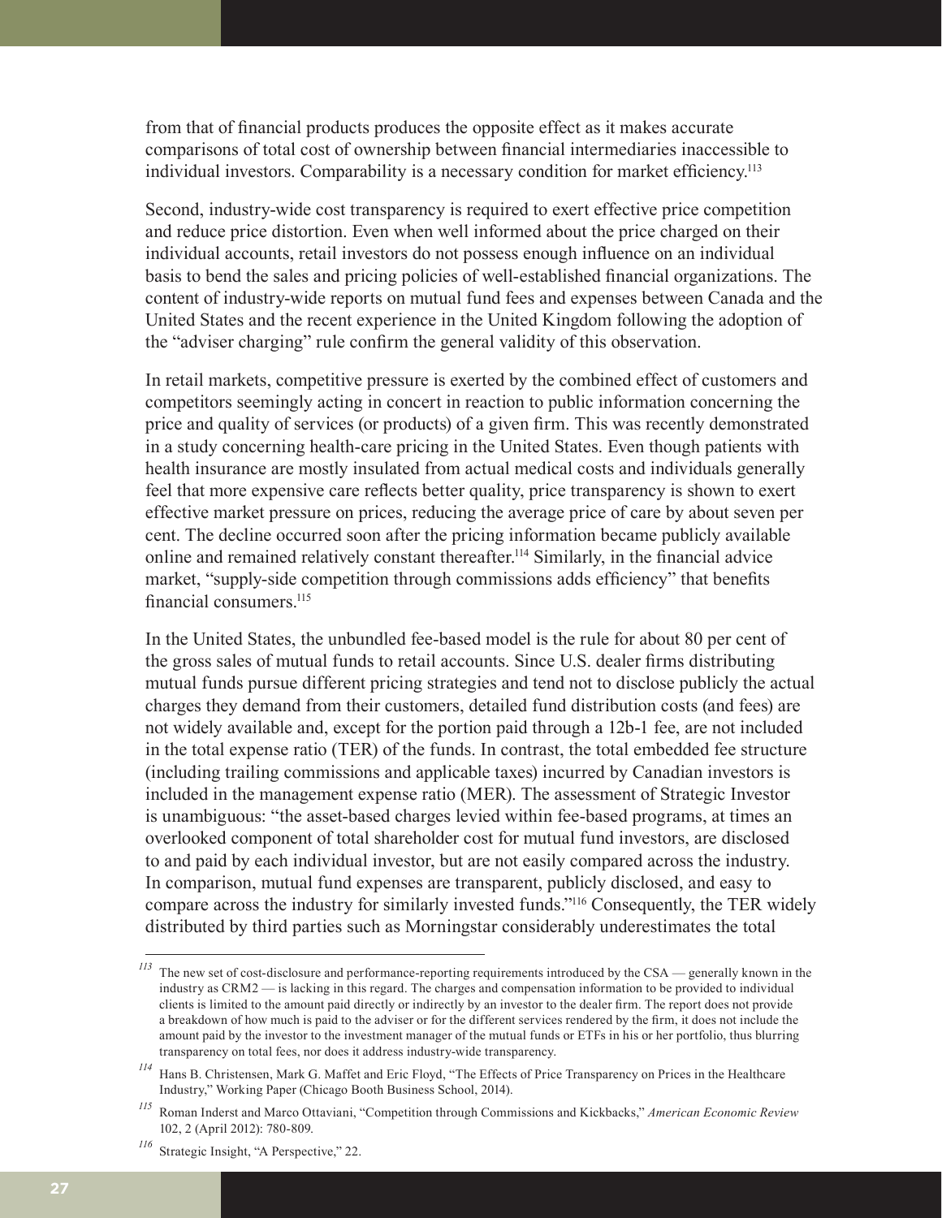from that of financial products produces the opposite effect as it makes accurate comparisons of total cost of ownership between financial intermediaries inaccessible to individual investors. Comparability is a necessary condition for market efficiency.[113]

Second, industry-wide cost transparency is required to exert effective price competition and reduce price distortion. Even when well informed about the price charged on their individual accounts, retail investors do not possess enough influence on an individual basis to bend the sales and pricing policies of well-established financial organizations. The content of industry-wide reports on mutual fund fees and expenses between Canada and the United States and the recent experience in the United Kingdom following the adoption of the "adviser charging" rule confirm the general validity of this observation.

In retail markets, competitive pressure is exerted by the combined effect of customers and competitors seemingly acting in concert in reaction to public information concerning the price and quality of services (or products) of a given firm. This was recently demonstrated in a study concerning health-care pricing in the United States. Even though patients with health insurance are mostly insulated from actual medical costs and individuals generally feel that more expensive care reflects better quality, price transparency is shown to exert effective market pressure on prices, reducing the average price of care by about seven per cent. The decline occurred soon after the pricing information became publicly available online and remained relatively constant thereafter.[114] Similarly, in the financial advice market, "supply-side competition through commissions adds efficiency" that benefits financial consumers.[115]

In the United States, the unbundled fee-based model is the rule for about 80 per cent of the gross sales of mutual funds to retail accounts. Since U.S. dealer firms distributing mutual funds pursue different pricing strategies and tend not to disclose publicly the actual charges they demand from their customers, detailed fund distribution costs (and fees) are not widely available and, except for the portion paid through a 12b-1 fee, are not included in the total expense ratio (TER) of the funds. In contrast, the total embedded fee structure (including trailing commissions and applicable taxes) incurred by Canadian investors is included in the management expense ratio (MER). The assessment of Strategic Investor is unambiguous: "the asset-based charges levied within fee-based programs, at times an overlooked component of total shareholder cost for mutual fund investors, are disclosed to and paid by each individual investor, but are not easily compared across the industry. In comparison, mutual fund expenses are transparent, publicly disclosed, and easy to compare across the industry for similarly invested funds."[116] Consequently, the TER widely distributed by third parties such as Morningstar considerably underestimates the total

---

[113] The new set of cost-disclosure and performance-reporting requirements introduced by the CSA — generally known in the industry as CRM2 — is lacking in this regard. The charges and compensation information to be provided to individual clients is limited to the amount paid directly or indirectly by an investor to the dealer firm. The report does not provide a breakdown of how much is paid to the adviser or for the different services rendered by the firm, it does not include the amount paid by the investor to the investment manager of the mutual funds or ETFs in his or her portfolio, thus blurring transparency on total fees, nor does it address industry-wide transparency.

[114] Hans B. Christensen, Mark G. Maffet and Eric Floyd, "The Effects of Price Transparency on Prices in the Healthcare Industry," Working Paper (Chicago Booth Business School, 2014).

[115] Roman Inderst and Marco Ottaviani, "Competition through Commissions and Kickbacks," *American Economic Review* 102, 2 (April 2012): 780-809.

[116] Strategic Insight, "A Perspective," 22.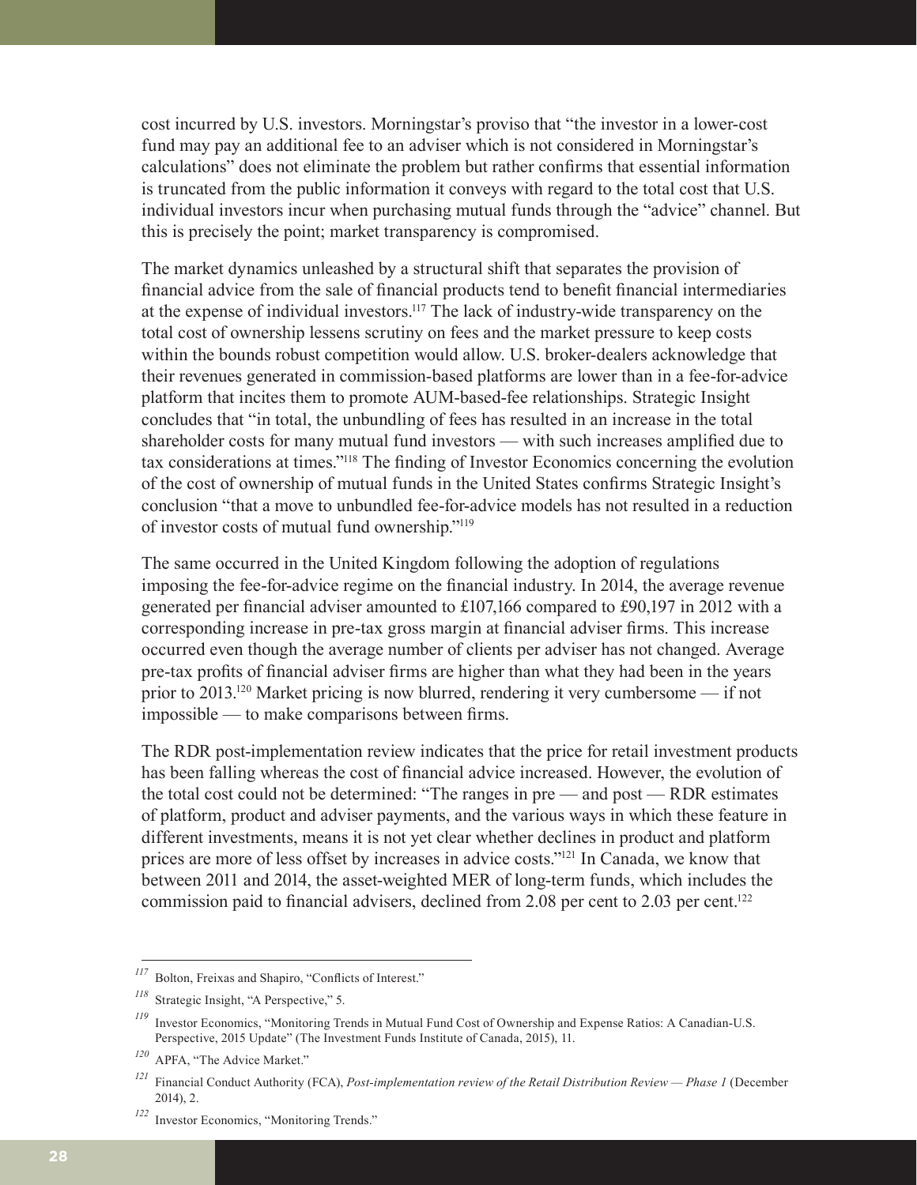cost incurred by U.S. investors. Morningstar's proviso that "the investor in a lower-cost fund may pay an additional fee to an adviser which is not considered in Morningstar's calculations" does not eliminate the problem but rather confirms that essential information is truncated from the public information it conveys with regard to the total cost that U.S. individual investors incur when purchasing mutual funds through the "advice" channel. But this is precisely the point; market transparency is compromised.

The market dynamics unleashed by a structural shift that separates the provision of financial advice from the sale of financial products tend to benefit financial intermediaries at the expense of individual investors.[117] The lack of industry-wide transparency on the total cost of ownership lessens scrutiny on fees and the market pressure to keep costs within the bounds robust competition would allow. U.S. broker-dealers acknowledge that their revenues generated in commission-based platforms are lower than in a fee-for-advice platform that incites them to promote AUM-based-fee relationships. Strategic Insight concludes that "in total, the unbundling of fees has resulted in an increase in the total shareholder costs for many mutual fund investors — with such increases amplified due to tax considerations at times."[118] The finding of Investor Economics concerning the evolution of the cost of ownership of mutual funds in the United States confirms Strategic Insight's conclusion "that a move to unbundled fee-for-advice models has not resulted in a reduction of investor costs of mutual fund ownership."[119]

The same occurred in the United Kingdom following the adoption of regulations imposing the fee-for-advice regime on the financial industry. In 2014, the average revenue generated per financial adviser amounted to £107,166 compared to £90,197 in 2012 with a corresponding increase in pre-tax gross margin at financial adviser firms. This increase occurred even though the average number of clients per adviser has not changed. Average pre-tax profits of financial adviser firms are higher than what they had been in the years prior to 2013.[120] Market pricing is now blurred, rendering it very cumbersome — if not impossible — to make comparisons between firms.

The RDR post-implementation review indicates that the price for retail investment products has been falling whereas the cost of financial advice increased. However, the evolution of the total cost could not be determined: "The ranges in pre — and post — RDR estimates of platform, product and adviser payments, and the various ways in which these feature in different investments, means it is not yet clear whether declines in product and platform prices are more of less offset by increases in advice costs."[121] In Canada, we know that between 2011 and 2014, the asset-weighted MER of long-term funds, which includes the commission paid to financial advisers, declined from 2.08 per cent to 2.03 per cent.[122]

---

[117] Bolton, Freixas and Shapiro, "Conflicts of Interest."

[118] Strategic Insight, "A Perspective," 5.

[119] Investor Economics, "Monitoring Trends in Mutual Fund Cost of Ownership and Expense Ratios: A Canadian-U.S. Perspective, 2015 Update" (The Investment Funds Institute of Canada, 2015), 11.

[120] APFA, "The Advice Market."

[121] Financial Conduct Authority (FCA), *Post-implementation review of the Retail Distribution Review — Phase 1* (December 2014), 2.

[122] Investor Economics, "Monitoring Trends."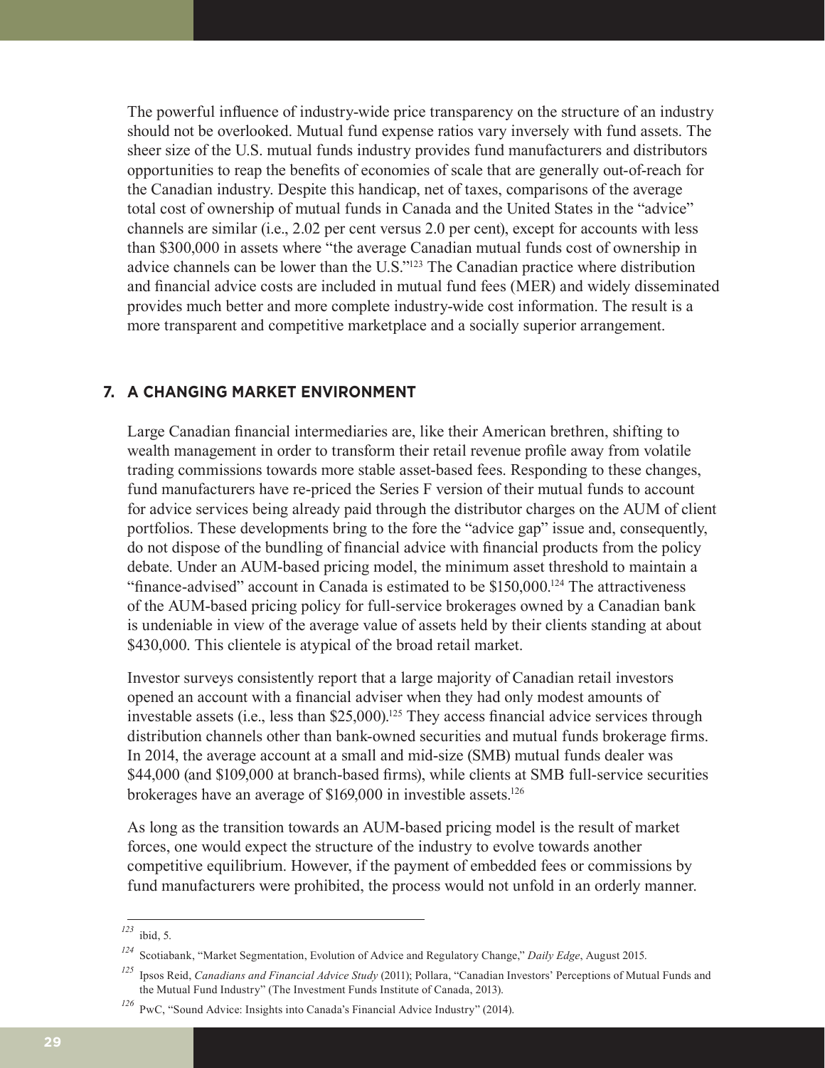The powerful influence of industry-wide price transparency on the structure of an industry should not be overlooked. Mutual fund expense ratios vary inversely with fund assets. The sheer size of the U.S. mutual funds industry provides fund manufacturers and distributors opportunities to reap the benefits of economies of scale that are generally out-of-reach for the Canadian industry. Despite this handicap, net of taxes, comparisons of the average total cost of ownership of mutual funds in Canada and the United States in the "advice" channels are similar (i.e., 2.02 per cent versus 2.0 per cent), except for accounts with less than \$300,000 in assets where "the average Canadian mutual funds cost of ownership in advice channels can be lower than the U.S."[123] The Canadian practice where distribution and financial advice costs are included in mutual fund fees (MER) and widely disseminated provides much better and more complete industry-wide cost information. The result is a more transparent and competitive marketplace and a socially superior arrangement.

## 7. A CHANGING MARKET ENVIRONMENT

Large Canadian financial intermediaries are, like their American brethren, shifting to wealth management in order to transform their retail revenue profile away from volatile trading commissions towards more stable asset-based fees. Responding to these changes, fund manufacturers have re-priced the Series F version of their mutual funds to account for advice services being already paid through the distributor charges on the AUM of client portfolios. These developments bring to the fore the "advice gap" issue and, consequently, do not dispose of the bundling of financial advice with financial products from the policy debate. Under an AUM-based pricing model, the minimum asset threshold to maintain a "finance-advised" account in Canada is estimated to be \$150,000.[124] The attractiveness of the AUM-based pricing policy for full-service brokerages owned by a Canadian bank is undeniable in view of the average value of assets held by their clients standing at about \$430,000. This clientele is atypical of the broad retail market.

Investor surveys consistently report that a large majority of Canadian retail investors opened an account with a financial adviser when they had only modest amounts of investable assets (i.e., less than \$25,000).[125] They access financial advice services through distribution channels other than bank-owned securities and mutual funds brokerage firms. In 2014, the average account at a small and mid-size (SMB) mutual funds dealer was \$44,000 (and \$109,000 at branch-based firms), while clients at SMB full-service securities brokerages have an average of \$169,000 in investible assets.[126]

As long as the transition towards an AUM-based pricing model is the result of market forces, one would expect the structure of the industry to evolve towards another competitive equilibrium. However, if the payment of embedded fees or commissions by fund manufacturers were prohibited, the process would not unfold in an orderly manner.

---

[123] ibid, 5.

[124] Scotiabank, "Market Segmentation, Evolution of Advice and Regulatory Change," *Daily Edge*, August 2015.

[125] Ipsos Reid, *Canadians and Financial Advice Study* (2011); Pollara, "Canadian Investors' Perceptions of Mutual Funds and the Mutual Fund Industry" (The Investment Funds Institute of Canada, 2013).

[126] PwC, "Sound Advice: Insights into Canada's Financial Advice Industry" (2014).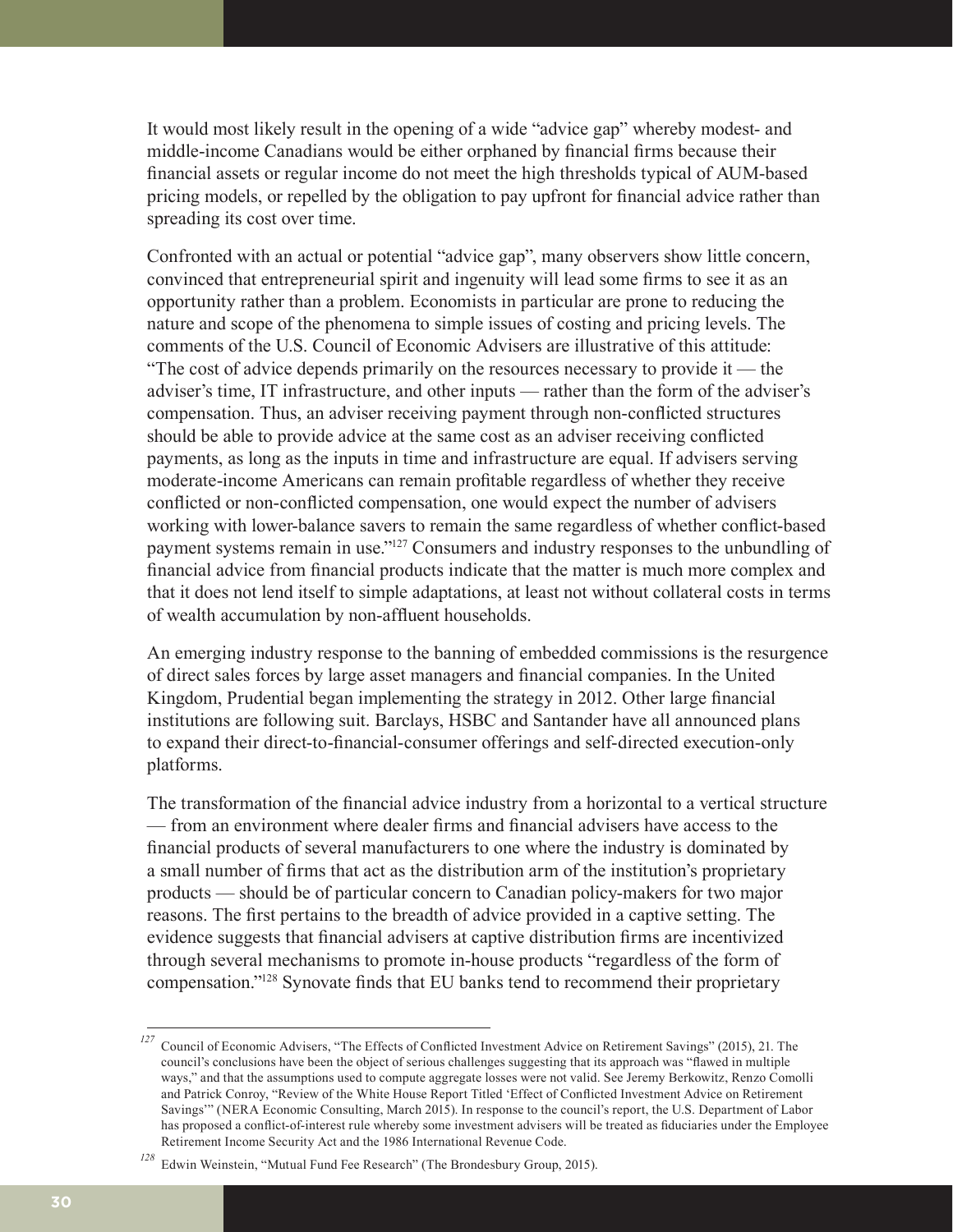It would most likely result in the opening of a wide "advice gap" whereby modest- and middle-income Canadians would be either orphaned by financial firms because their financial assets or regular income do not meet the high thresholds typical of AUM-based pricing models, or repelled by the obligation to pay upfront for financial advice rather than spreading its cost over time.

Confronted with an actual or potential "advice gap", many observers show little concern, convinced that entrepreneurial spirit and ingenuity will lead some firms to see it as an opportunity rather than a problem. Economists in particular are prone to reducing the nature and scope of the phenomena to simple issues of costing and pricing levels. The comments of the U.S. Council of Economic Advisers are illustrative of this attitude: "The cost of advice depends primarily on the resources necessary to provide it — the adviser's time, IT infrastructure, and other inputs — rather than the form of the adviser's compensation. Thus, an adviser receiving payment through non-conflicted structures should be able to provide advice at the same cost as an adviser receiving conflicted payments, as long as the inputs in time and infrastructure are equal. If advisers serving moderate-income Americans can remain profitable regardless of whether they receive conflicted or non-conflicted compensation, one would expect the number of advisers working with lower-balance savers to remain the same regardless of whether conflict-based payment systems remain in use."[127] Consumers and industry responses to the unbundling of financial advice from financial products indicate that the matter is much more complex and that it does not lend itself to simple adaptations, at least not without collateral costs in terms of wealth accumulation by non-affluent households.

An emerging industry response to the banning of embedded commissions is the resurgence of direct sales forces by large asset managers and financial companies. In the United Kingdom, Prudential began implementing the strategy in 2012. Other large financial institutions are following suit. Barclays, HSBC and Santander have all announced plans to expand their direct-to-financial-consumer offerings and self-directed execution-only platforms.

The transformation of the financial advice industry from a horizontal to a vertical structure — from an environment where dealer firms and financial advisers have access to the financial products of several manufacturers to one where the industry is dominated by a small number of firms that act as the distribution arm of the institution's proprietary products — should be of particular concern to Canadian policy-makers for two major reasons. The first pertains to the breadth of advice provided in a captive setting. The evidence suggests that financial advisers at captive distribution firms are incentivized through several mechanisms to promote in-house products "regardless of the form of compensation."[128] Synovate finds that EU banks tend to recommend their proprietary

---

[127] Council of Economic Advisers, "The Effects of Conflicted Investment Advice on Retirement Savings" (2015), 21. The council's conclusions have been the object of serious challenges suggesting that its approach was "flawed in multiple ways," and that the assumptions used to compute aggregate losses were not valid. See Jeremy Berkowitz, Renzo Comolli and Patrick Conroy, "Review of the White House Report Titled 'Effect of Conflicted Investment Advice on Retirement Savings'" (NERA Economic Consulting, March 2015). In response to the council's report, the U.S. Department of Labor has proposed a conflict-of-interest rule whereby some investment advisers will be treated as fiduciaries under the Employee Retirement Income Security Act and the 1986 International Revenue Code.

[128] Edwin Weinstein, "Mutual Fund Fee Research" (The Brondesbury Group, 2015).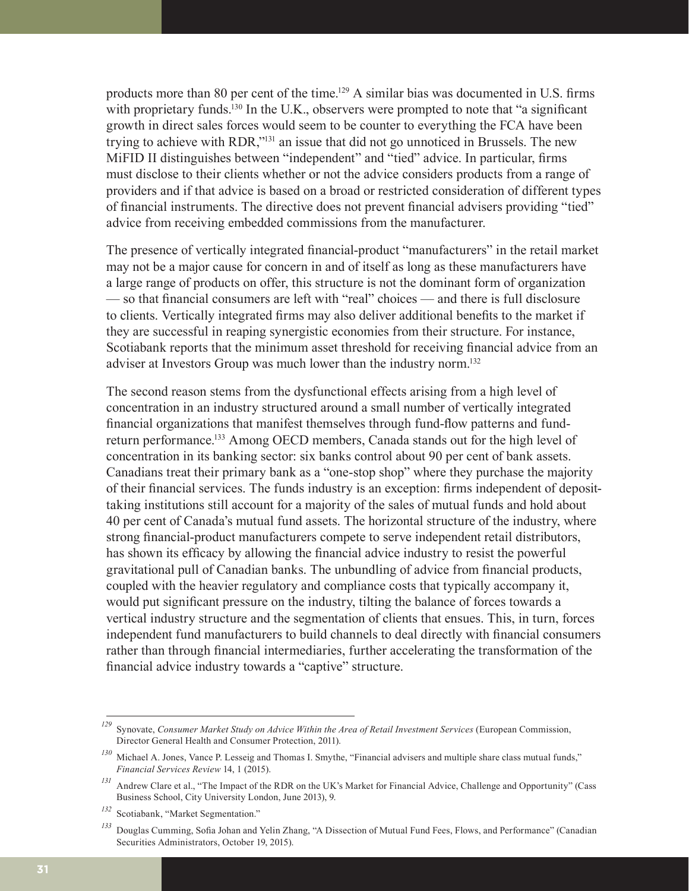products more than 80 per cent of the time.[129] A similar bias was documented in U.S. firms with proprietary funds.[130] In the U.K., observers were prompted to note that "a significant growth in direct sales forces would seem to be counter to everything the FCA have been trying to achieve with RDR,"[131] an issue that did not go unnoticed in Brussels. The new MiFID II distinguishes between "independent" and "tied" advice. In particular, firms must disclose to their clients whether or not the advice considers products from a range of providers and if that advice is based on a broad or restricted consideration of different types of financial instruments. The directive does not prevent financial advisers providing "tied" advice from receiving embedded commissions from the manufacturer.

The presence of vertically integrated financial-product "manufacturers" in the retail market may not be a major cause for concern in and of itself as long as these manufacturers have a large range of products on offer, this structure is not the dominant form of organization — so that financial consumers are left with "real" choices — and there is full disclosure to clients. Vertically integrated firms may also deliver additional benefits to the market if they are successful in reaping synergistic economies from their structure. For instance, Scotiabank reports that the minimum asset threshold for receiving financial advice from an adviser at Investors Group was much lower than the industry norm.[132]

The second reason stems from the dysfunctional effects arising from a high level of concentration in an industry structured around a small number of vertically integrated financial organizations that manifest themselves through fund-flow patterns and fund-return performance.[133] Among OECD members, Canada stands out for the high level of concentration in its banking sector: six banks control about 90 per cent of bank assets. Canadians treat their primary bank as a "one-stop shop" where they purchase the majority of their financial services. The funds industry is an exception: firms independent of deposit-taking institutions still account for a majority of the sales of mutual funds and hold about 40 per cent of Canada's mutual fund assets. The horizontal structure of the industry, where strong financial-product manufacturers compete to serve independent retail distributors, has shown its efficacy by allowing the financial advice industry to resist the powerful gravitational pull of Canadian banks. The unbundling of advice from financial products, coupled with the heavier regulatory and compliance costs that typically accompany it, would put significant pressure on the industry, tilting the balance of forces towards a vertical industry structure and the segmentation of clients that ensues. This, in turn, forces independent fund manufacturers to build channels to deal directly with financial consumers rather than through financial intermediaries, further accelerating the transformation of the financial advice industry towards a "captive" structure.

---

[129] Synovate, *Consumer Market Study on Advice Within the Area of Retail Investment Services* (European Commission, Director General Health and Consumer Protection, 2011).

[130] Michael A. Jones, Vance P. Lesseig and Thomas I. Smythe, "Financial advisers and multiple share class mutual funds," *Financial Services Review* 14, 1 (2015).

[131] Andrew Clare et al., "The Impact of the RDR on the UK's Market for Financial Advice, Challenge and Opportunity" (Cass Business School, City University London, June 2013), 9.

[132] Scotiabank, "Market Segmentation."

[133] Douglas Cumming, Sofia Johan and Yelin Zhang, "A Dissection of Mutual Fund Fees, Flows, and Performance" (Canadian Securities Administrators, October 19, 2015).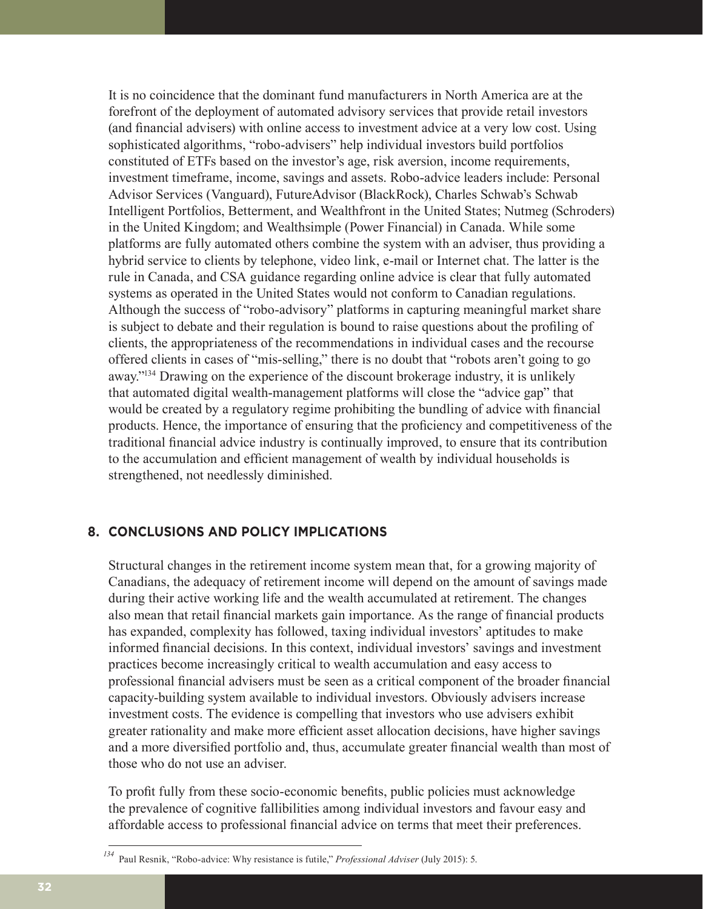It is no coincidence that the dominant fund manufacturers in North America are at the forefront of the deployment of automated advisory services that provide retail investors (and financial advisers) with online access to investment advice at a very low cost. Using sophisticated algorithms, "robo-advisers" help individual investors build portfolios constituted of ETFs based on the investor's age, risk aversion, income requirements, investment timeframe, income, savings and assets. Robo-advice leaders include: Personal Advisor Services (Vanguard), FutureAdvisor (BlackRock), Charles Schwab's Schwab Intelligent Portfolios, Betterment, and Wealthfront in the United States; Nutmeg (Schroders) in the United Kingdom; and Wealthsimple (Power Financial) in Canada. While some platforms are fully automated others combine the system with an adviser, thus providing a hybrid service to clients by telephone, video link, e-mail or Internet chat. The latter is the rule in Canada, and CSA guidance regarding online advice is clear that fully automated systems as operated in the United States would not conform to Canadian regulations. Although the success of "robo-advisory" platforms in capturing meaningful market share is subject to debate and their regulation is bound to raise questions about the profiling of clients, the appropriateness of the recommendations in individual cases and the recourse offered clients in cases of "mis-selling," there is no doubt that "robots aren't going to go away."[134] Drawing on the experience of the discount brokerage industry, it is unlikely that automated digital wealth-management platforms will close the "advice gap" that would be created by a regulatory regime prohibiting the bundling of advice with financial products. Hence, the importance of ensuring that the proficiency and competitiveness of the traditional financial advice industry is continually improved, to ensure that its contribution to the accumulation and efficient management of wealth by individual households is strengthened, not needlessly diminished.

## 8. CONCLUSIONS AND POLICY IMPLICATIONS

Structural changes in the retirement income system mean that, for a growing majority of Canadians, the adequacy of retirement income will depend on the amount of savings made during their active working life and the wealth accumulated at retirement. The changes also mean that retail financial markets gain importance. As the range of financial products has expanded, complexity has followed, taxing individual investors' aptitudes to make informed financial decisions. In this context, individual investors' savings and investment practices become increasingly critical to wealth accumulation and easy access to professional financial advisers must be seen as a critical component of the broader financial capacity-building system available to individual investors. Obviously advisers increase investment costs. The evidence is compelling that investors who use advisers exhibit greater rationality and make more efficient asset allocation decisions, have higher savings and a more diversified portfolio and, thus, accumulate greater financial wealth than most of those who do not use an adviser.

To profit fully from these socio-economic benefits, public policies must acknowledge the prevalence of cognitive fallibilities among individual investors and favour easy and affordable access to professional financial advice on terms that meet their preferences.

---

[134] Paul Resnik, "Robo-advice: Why resistance is futile," *Professional Adviser* (July 2015): 5.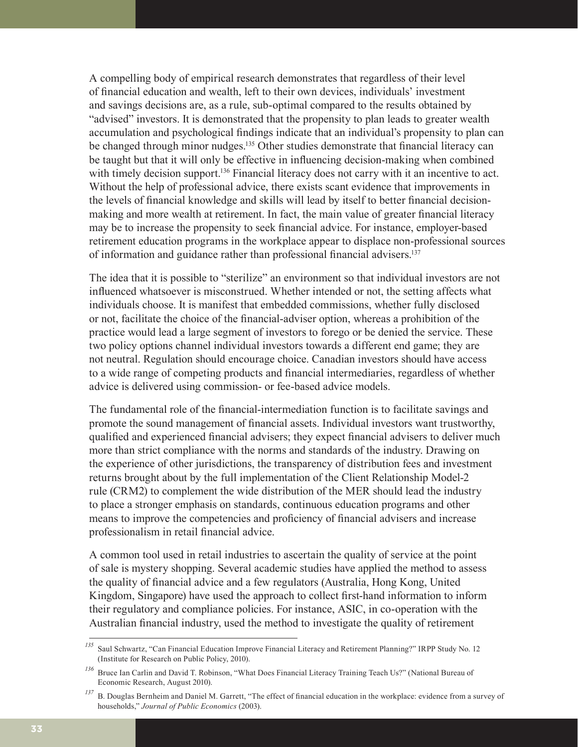A compelling body of empirical research demonstrates that regardless of their level of financial education and wealth, left to their own devices, individuals' investment and savings decisions are, as a rule, sub-optimal compared to the results obtained by "advised" investors. It is demonstrated that the propensity to plan leads to greater wealth accumulation and psychological findings indicate that an individual's propensity to plan can be changed through minor nudges.[135] Other studies demonstrate that financial literacy can be taught but that it will only be effective in influencing decision-making when combined with timely decision support.[136] Financial literacy does not carry with it an incentive to act. Without the help of professional advice, there exists scant evidence that improvements in the levels of financial knowledge and skills will lead by itself to better financial decision-making and more wealth at retirement. In fact, the main value of greater financial literacy may be to increase the propensity to seek financial advice. For instance, employer-based retirement education programs in the workplace appear to displace non-professional sources of information and guidance rather than professional financial advisers.[137]

The idea that it is possible to "sterilize" an environment so that individual investors are not influenced whatsoever is misconstrued. Whether intended or not, the setting affects what individuals choose. It is manifest that embedded commissions, whether fully disclosed or not, facilitate the choice of the financial-adviser option, whereas a prohibition of the practice would lead a large segment of investors to forego or be denied the service. These two policy options channel individual investors towards a different end game; they are not neutral. Regulation should encourage choice. Canadian investors should have access to a wide range of competing products and financial intermediaries, regardless of whether advice is delivered using commission- or fee-based advice models.

The fundamental role of the financial-intermediation function is to facilitate savings and promote the sound management of financial assets. Individual investors want trustworthy, qualified and experienced financial advisers; they expect financial advisers to deliver much more than strict compliance with the norms and standards of the industry. Drawing on the experience of other jurisdictions, the transparency of distribution fees and investment returns brought about by the full implementation of the Client Relationship Model-2 rule (CRM2) to complement the wide distribution of the MER should lead the industry to place a stronger emphasis on standards, continuous education programs and other means to improve the competencies and proficiency of financial advisers and increase professionalism in retail financial advice.

A common tool used in retail industries to ascertain the quality of service at the point of sale is mystery shopping. Several academic studies have applied the method to assess the quality of financial advice and a few regulators (Australia, Hong Kong, United Kingdom, Singapore) have used the approach to collect first-hand information to inform their regulatory and compliance policies. For instance, ASIC, in co-operation with the Australian financial industry, used the method to investigate the quality of retirement

---

[135] Saul Schwartz, "Can Financial Education Improve Financial Literacy and Retirement Planning?" IRPP Study No. 12 (Institute for Research on Public Policy, 2010).

[136] Bruce Ian Carlin and David T. Robinson, "What Does Financial Literacy Training Teach Us?" (National Bureau of Economic Research, August 2010).

[137] B. Douglas Bernheim and Daniel M. Garrett, "The effect of financial education in the workplace: evidence from a survey of households," *Journal of Public Economics* (2003).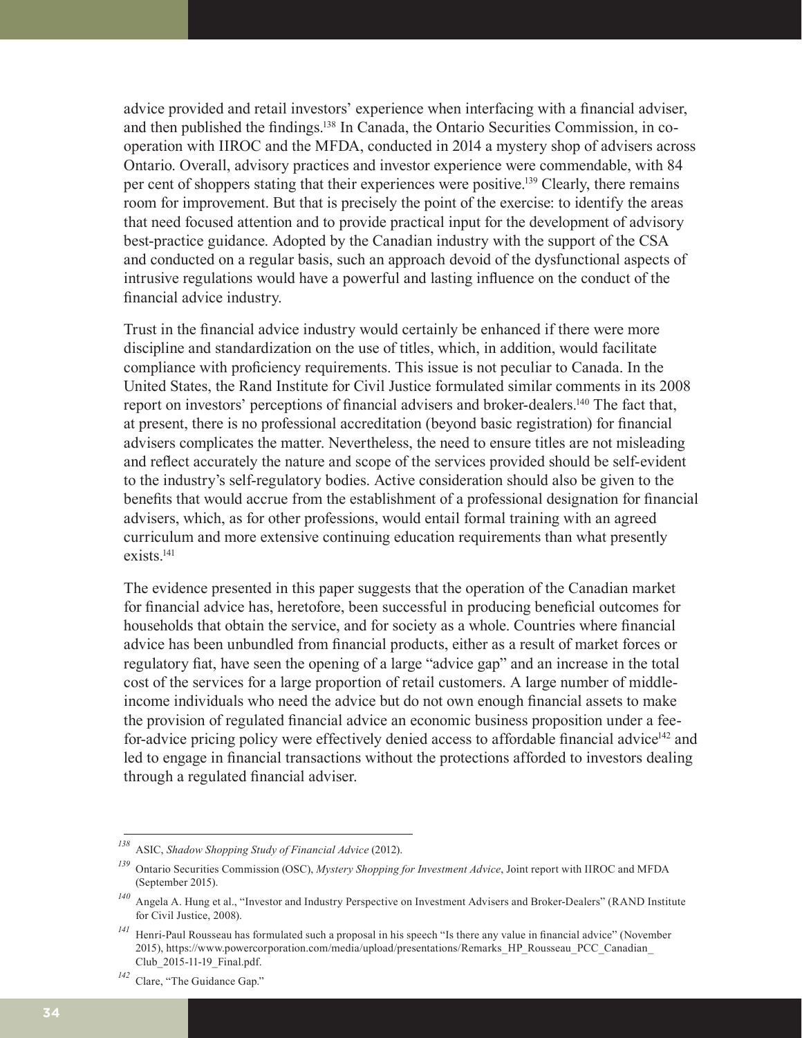advice provided and retail investors' experience when interfacing with a financial adviser, and then published the findings.[138] In Canada, the Ontario Securities Commission, in co-operation with IIROC and the MFDA, conducted in 2014 a mystery shop of advisers across Ontario. Overall, advisory practices and investor experience were commendable, with 84 per cent of shoppers stating that their experiences were positive.[139] Clearly, there remains room for improvement. But that is precisely the point of the exercise: to identify the areas that need focused attention and to provide practical input for the development of advisory best-practice guidance. Adopted by the Canadian industry with the support of the CSA and conducted on a regular basis, such an approach devoid of the dysfunctional aspects of intrusive regulations would have a powerful and lasting influence on the conduct of the financial advice industry.

Trust in the financial advice industry would certainly be enhanced if there were more discipline and standardization on the use of titles, which, in addition, would facilitate compliance with proficiency requirements. This issue is not peculiar to Canada. In the United States, the Rand Institute for Civil Justice formulated similar comments in its 2008 report on investors' perceptions of financial advisers and broker-dealers.[140] The fact that, at present, there is no professional accreditation (beyond basic registration) for financial advisers complicates the matter. Nevertheless, the need to ensure titles are not misleading and reflect accurately the nature and scope of the services provided should be self-evident to the industry's self-regulatory bodies. Active consideration should also be given to the benefits that would accrue from the establishment of a professional designation for financial advisers, which, as for other professions, would entail formal training with an agreed curriculum and more extensive continuing education requirements than what presently exists.[141]

The evidence presented in this paper suggests that the operation of the Canadian market for financial advice has, heretofore, been successful in producing beneficial outcomes for households that obtain the service, and for society as a whole. Countries where financial advice has been unbundled from financial products, either as a result of market forces or regulatory fiat, have seen the opening of a large "advice gap" and an increase in the total cost of the services for a large proportion of retail customers. A large number of middle-income individuals who need the advice but do not own enough financial assets to make the provision of regulated financial advice an economic business proposition under a fee-for-advice pricing policy were effectively denied access to affordable financial advice[142] and led to engage in financial transactions without the protections afforded to investors dealing through a regulated financial adviser.

---

[138] ASIC, *Shadow Shopping Study of Financial Advice* (2012).

[139] Ontario Securities Commission (OSC), *Mystery Shopping for Investment Advice*, Joint report with IIROC and MFDA (September 2015).

[140] Angela A. Hung et al., "Investor and Industry Perspective on Investment Advisers and Broker-Dealers" (RAND Institute for Civil Justice, 2008).

[141] Henri-Paul Rousseau has formulated such a proposal in his speech "Is there any value in financial advice" (November 2015), https://www.powercorporation.com/media/upload/presentations/Remarks_HP_Rousseau_PCC_Canadian_Club_2015-11-19_Final.pdf.

[142] Clare, "The Guidance Gap."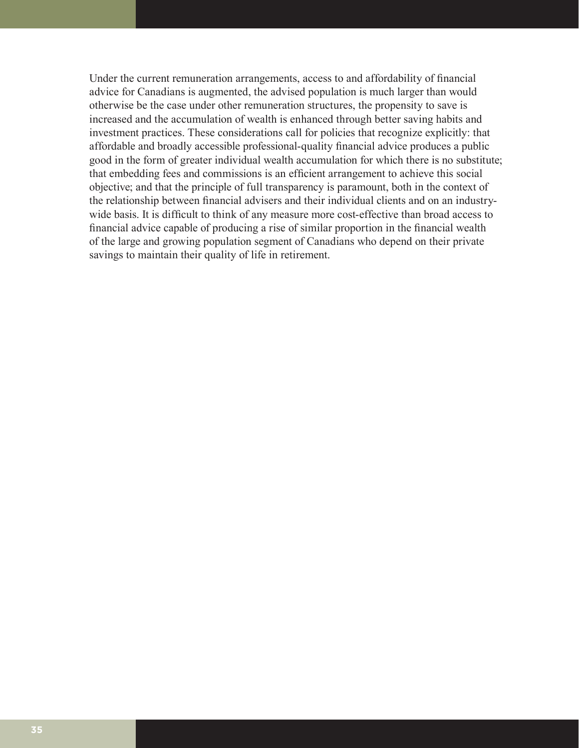Under the current remuneration arrangements, access to and affordability of financial advice for Canadians is augmented, the advised population is much larger than would otherwise be the case under other remuneration structures, the propensity to save is increased and the accumulation of wealth is enhanced through better saving habits and investment practices. These considerations call for policies that recognize explicitly: that affordable and broadly accessible professional-quality financial advice produces a public good in the form of greater individual wealth accumulation for which there is no substitute; that embedding fees and commissions is an efficient arrangement to achieve this social objective; and that the principle of full transparency is paramount, both in the context of the relationship between financial advisers and their individual clients and on an industry-wide basis. It is difficult to think of any measure more cost-effective than broad access to financial advice capable of producing a rise of similar proportion in the financial wealth of the large and growing population segment of Canadians who depend on their private savings to maintain their quality of life in retirement.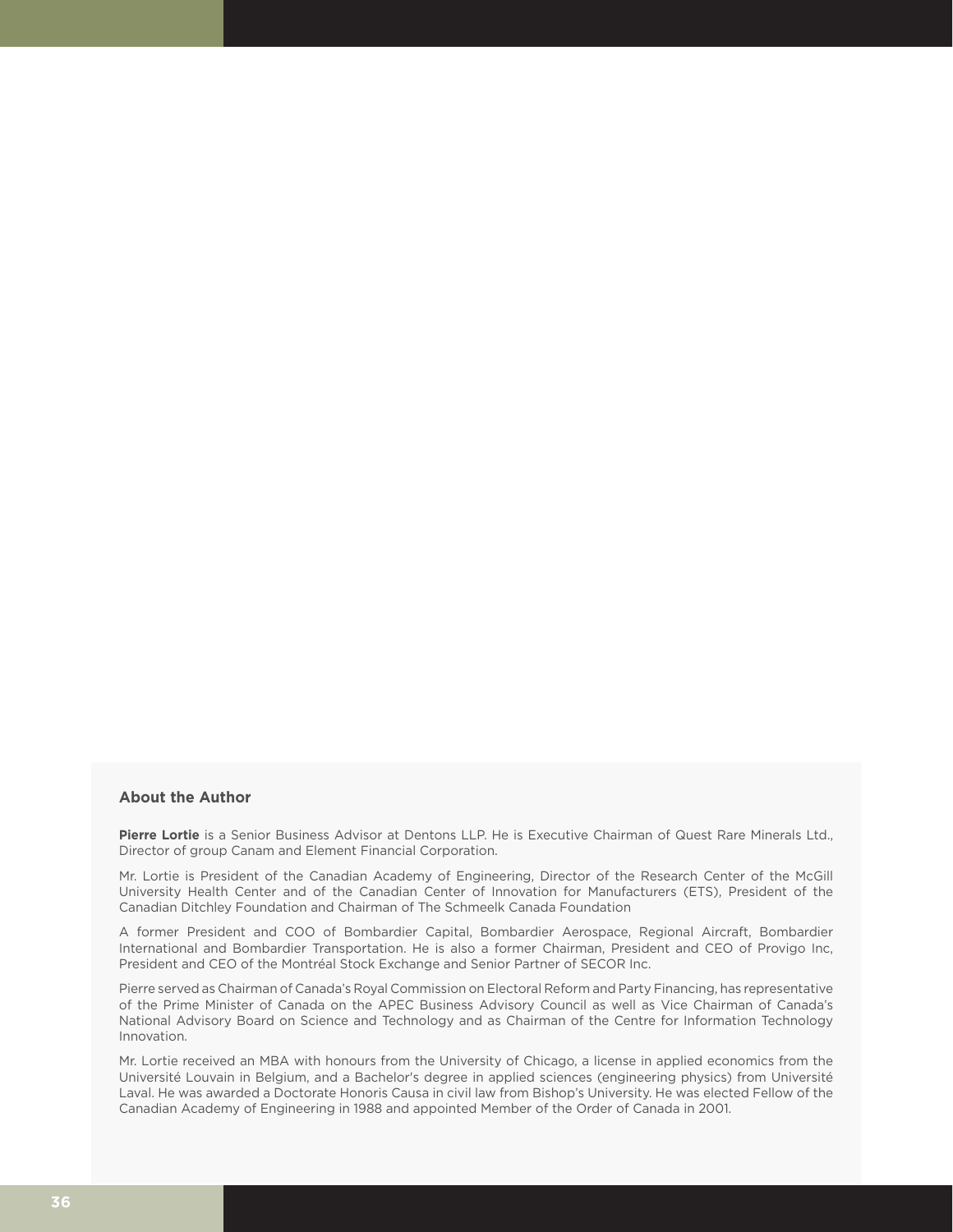## About the Author

**Pierre Lortie** is a Senior Business Advisor at Dentons LLP. He is Executive Chairman of Quest Rare Minerals Ltd., Director of group Canam and Element Financial Corporation.

Mr. Lortie is President of the Canadian Academy of Engineering, Director of the Research Center of the McGill University Health Center and of the Canadian Center of Innovation for Manufacturers (ETS), President of the Canadian Ditchley Foundation and Chairman of The Schmeelk Canada Foundation

A former President and COO of Bombardier Capital, Bombardier Aerospace, Regional Aircraft, Bombardier International and Bombardier Transportation. He is also a former Chairman, President and CEO of Provigo Inc, President and CEO of the Montréal Stock Exchange and Senior Partner of SECOR Inc.

Pierre served as Chairman of Canada's Royal Commission on Electoral Reform and Party Financing, has representative of the Prime Minister of Canada on the APEC Business Advisory Council as well as Vice Chairman of Canada's National Advisory Board on Science and Technology and as Chairman of the Centre for Information Technology Innovation.

Mr. Lortie received an MBA with honours from the University of Chicago, a license in applied economics from the Université Louvain in Belgium, and a Bachelor's degree in applied sciences (engineering physics) from Université Laval. He was awarded a Doctorate Honoris Causa in civil law from Bishop's University. He was elected Fellow of the Canadian Academy of Engineering in 1988 and appointed Member of the Order of Canada in 2001.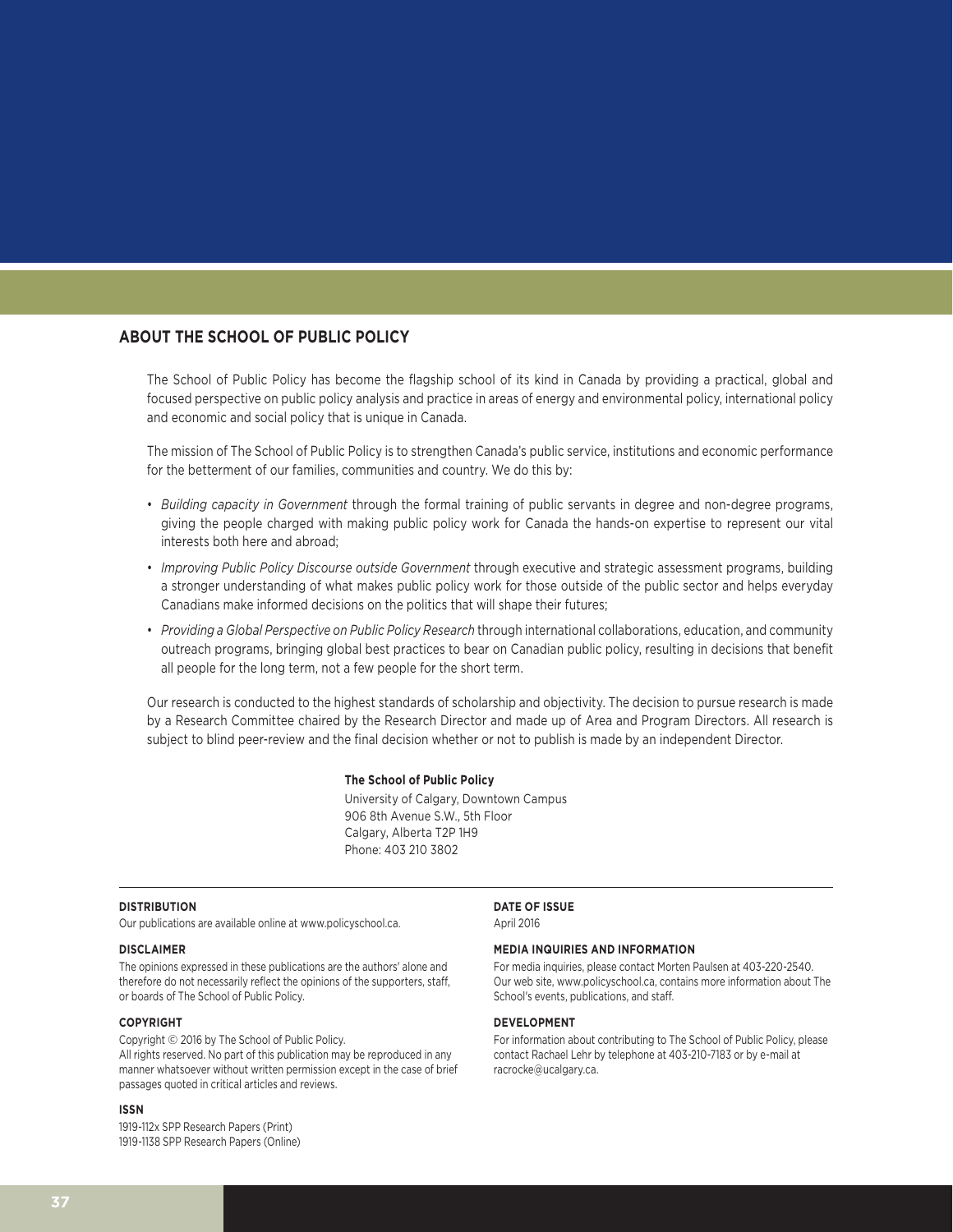## ABOUT THE SCHOOL OF PUBLIC POLICY

The School of Public Policy has become the flagship school of its kind in Canada by providing a practical, global and focused perspective on public policy analysis and practice in areas of energy and environmental policy, international policy and economic and social policy that is unique in Canada.

The mission of The School of Public Policy is to strengthen Canada's public service, institutions and economic performance for the betterment of our families, communities and country. We do this by:

- *Building capacity in Government* through the formal training of public servants in degree and non-degree programs, giving the people charged with making public policy work for Canada the hands-on expertise to represent our vital interests both here and abroad;
- *Improving Public Policy Discourse outside Government* through executive and strategic assessment programs, building a stronger understanding of what makes public policy work for those outside of the public sector and helps everyday Canadians make informed decisions on the politics that will shape their futures;
- *Providing a Global Perspective on Public Policy Research* through international collaborations, education, and community outreach programs, bringing global best practices to bear on Canadian public policy, resulting in decisions that benefit all people for the long term, not a few people for the short term.

Our research is conducted to the highest standards of scholarship and objectivity. The decision to pursue research is made by a Research Committee chaired by the Research Director and made up of Area and Program Directors. All research is subject to blind peer-review and the final decision whether or not to publish is made by an independent Director.

**The School of Public Policy**
University of Calgary, Downtown Campus
906 8th Avenue S.W., 5th Floor
Calgary, Alberta T2P 1H9
Phone: 403 210 3802

**DISTRIBUTION**
Our publications are available online at www.policyschool.ca.

**DISCLAIMER**
The opinions expressed in these publications are the authors' alone and therefore do not necessarily reflect the opinions of the supporters, staff, or boards of The School of Public Policy.

**COPYRIGHT**
Copyright © 2016 by The School of Public Policy.
All rights reserved. No part of this publication may be reproduced in any manner whatsoever without written permission except in the case of brief passages quoted in critical articles and reviews.

**ISSN**
1919-112x SPP Research Papers (Print)
1919-1138 SPP Research Papers (Online)

**DATE OF ISSUE**
April 2016

**MEDIA INQUIRIES AND INFORMATION**
For media inquiries, please contact Morten Paulsen at 403-220-2540. Our web site, www.policyschool.ca, contains more information about The School's events, publications, and staff.

**DEVELOPMENT**
For information about contributing to The School of Public Policy, please contact Rachael Lehr by telephone at 403-210-7183 or by e-mail at racrocke@ucalgary.ca.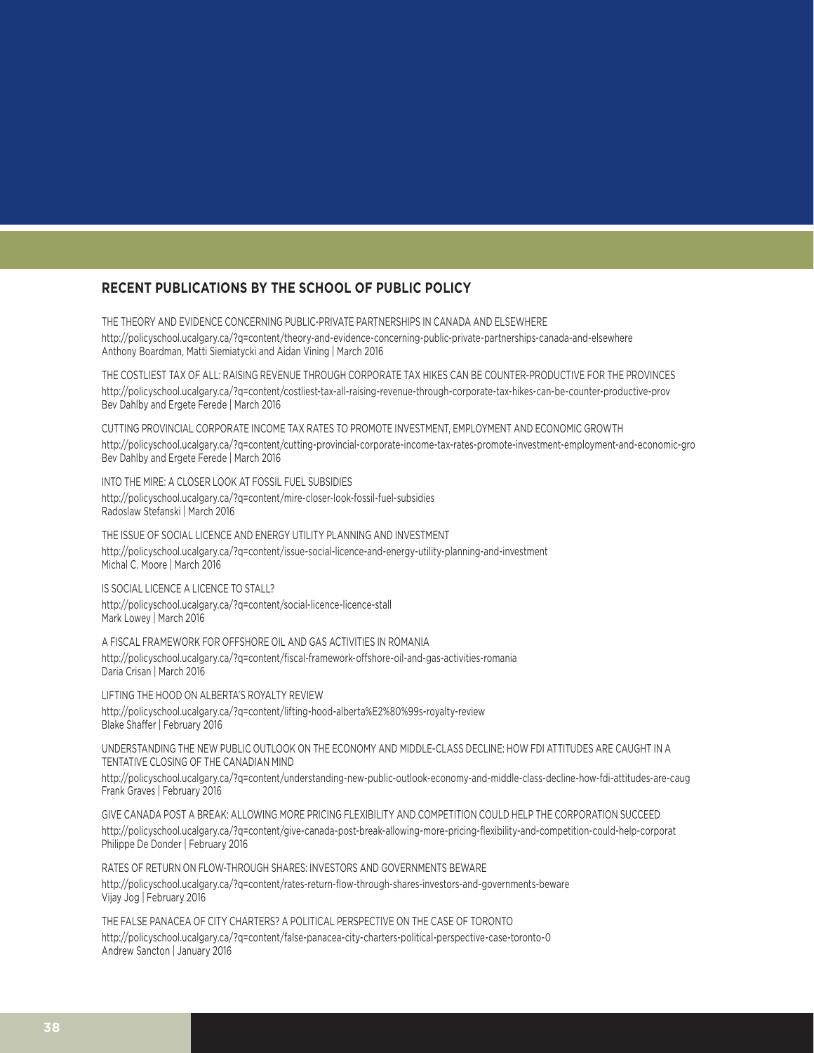## RECENT PUBLICATIONS BY THE SCHOOL OF PUBLIC POLICY

THE THEORY AND EVIDENCE CONCERNING PUBLIC-PRIVATE PARTNERSHIPS IN CANADA AND ELSEWHERE
http://policyschool.ucalgary.ca/?q=content/theory-and-evidence-concerning-public-private-partnerships-canada-and-elsewhere
Anthony Boardman, Matti Siemiatycki and Aidan Vining | March 2016

THE COSTLIEST TAX OF ALL: RAISING REVENUE THROUGH CORPORATE TAX HIKES CAN BE COUNTER-PRODUCTIVE FOR THE PROVINCES
http://policyschool.ucalgary.ca/?q=content/costliest-tax-all-raising-revenue-through-corporate-tax-hikes-can-be-counter-productive-prov
Bev Dahlby and Ergete Ferede | March 2016

CUTTING PROVINCIAL CORPORATE INCOME TAX RATES TO PROMOTE INVESTMENT, EMPLOYMENT AND ECONOMIC GROWTH
http://policyschool.ucalgary.ca/?q=content/cutting-provincial-corporate-income-tax-rates-promote-investment-employment-and-economic-gro
Bev Dahlby and Ergete Ferede | March 2016

INTO THE MIRE: A CLOSER LOOK AT FOSSIL FUEL SUBSIDIES
http://policyschool.ucalgary.ca/?q=content/mire-closer-look-fossil-fuel-subsidies
Radoslaw Stefanski | March 2016

THE ISSUE OF SOCIAL LICENCE AND ENERGY UTILITY PLANNING AND INVESTMENT
http://policyschool.ucalgary.ca/?q=content/issue-social-licence-and-energy-utility-planning-and-investment
Michal C. Moore | March 2016

IS SOCIAL LICENCE A LICENCE TO STALL?
http://policyschool.ucalgary.ca/?q=content/social-licence-licence-stall
Mark Lowey | March 2016

A FISCAL FRAMEWORK FOR OFFSHORE OIL AND GAS ACTIVITIES IN ROMANIA
http://policyschool.ucalgary.ca/?q=content/fiscal-framework-offshore-oil-and-gas-activities-romania
Daria Crisan | March 2016

LIFTING THE HOOD ON ALBERTA'S ROYALTY REVIEW
http://policyschool.ucalgary.ca/?q=content/lifting-hood-alberta%E2%80%99s-royalty-review
Blake Shaffer | February 2016

UNDERSTANDING THE NEW PUBLIC OUTLOOK ON THE ECONOMY AND MIDDLE-CLASS DECLINE: HOW FDI ATTITUDES ARE CAUGHT IN A TENTATIVE CLOSING OF THE CANADIAN MIND
http://policyschool.ucalgary.ca/?q=content/understanding-new-public-outlook-economy-and-middle-class-decline-how-fdi-attitudes-are-caug
Frank Graves | February 2016

GIVE CANADA POST A BREAK: ALLOWING MORE PRICING FLEXIBILITY AND COMPETITION COULD HELP THE CORPORATION SUCCEED
http://policyschool.ucalgary.ca/?q=content/give-canada-post-break-allowing-more-pricing-flexibility-and-competition-could-help-corporat
Philippe De Donder | February 2016

RATES OF RETURN ON FLOW-THROUGH SHARES: INVESTORS AND GOVERNMENTS BEWARE
http://policyschool.ucalgary.ca/?q=content/rates-return-flow-through-shares-investors-and-governments-beware
Vijay Jog | February 2016

THE FALSE PANACEA OF CITY CHARTERS? A POLITICAL PERSPECTIVE ON THE CASE OF TORONTO
http://policyschool.ucalgary.ca/?q=content/false-panacea-city-charters-political-perspective-case-toronto-0
Andrew Sancton | January 2016